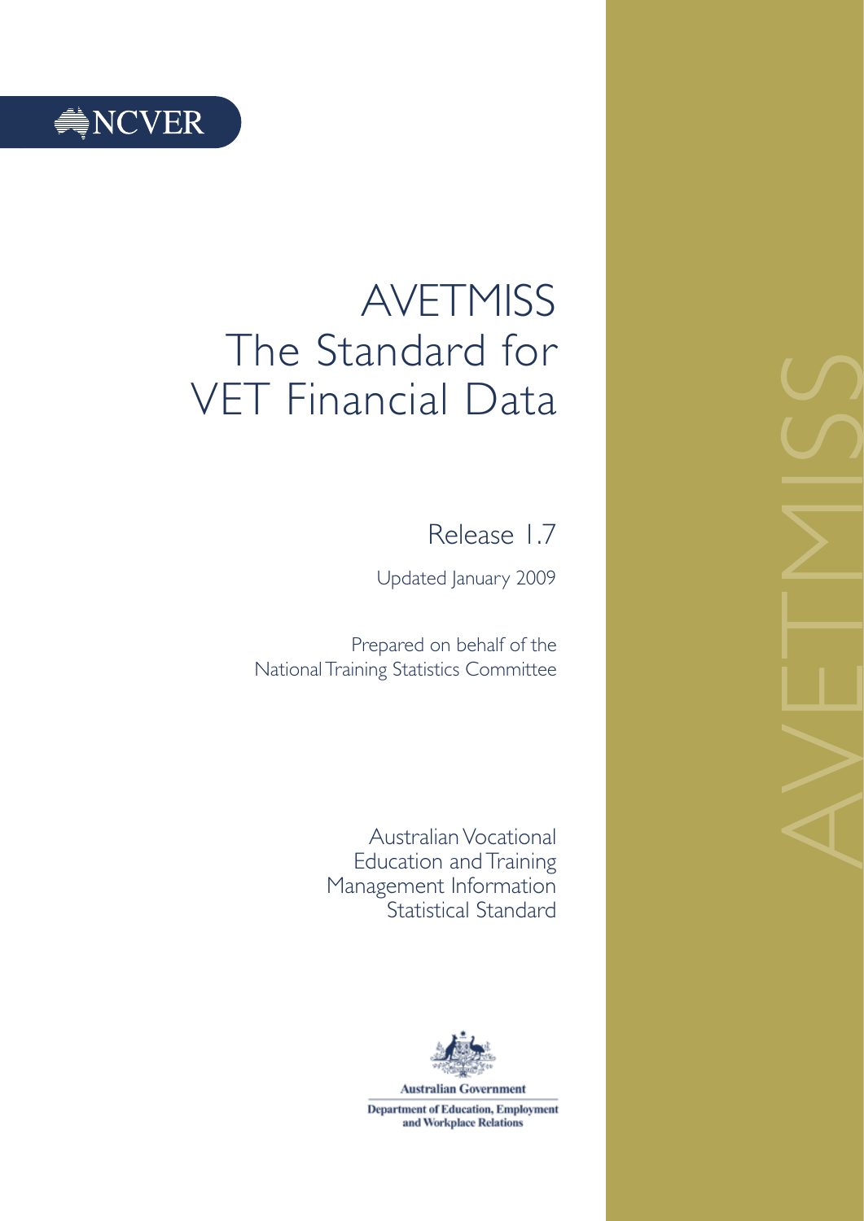NCVER

# AVETMISS The Standard for VET Financial Data

Release 1.7

Updated January 2009

Prepared on behalf of the National Training Statistics Committee

Australian Vocational Education and Training Management Information Statistical Standard

Australian Government

Department of Education, Employment and Workplace Relations

AVETMISS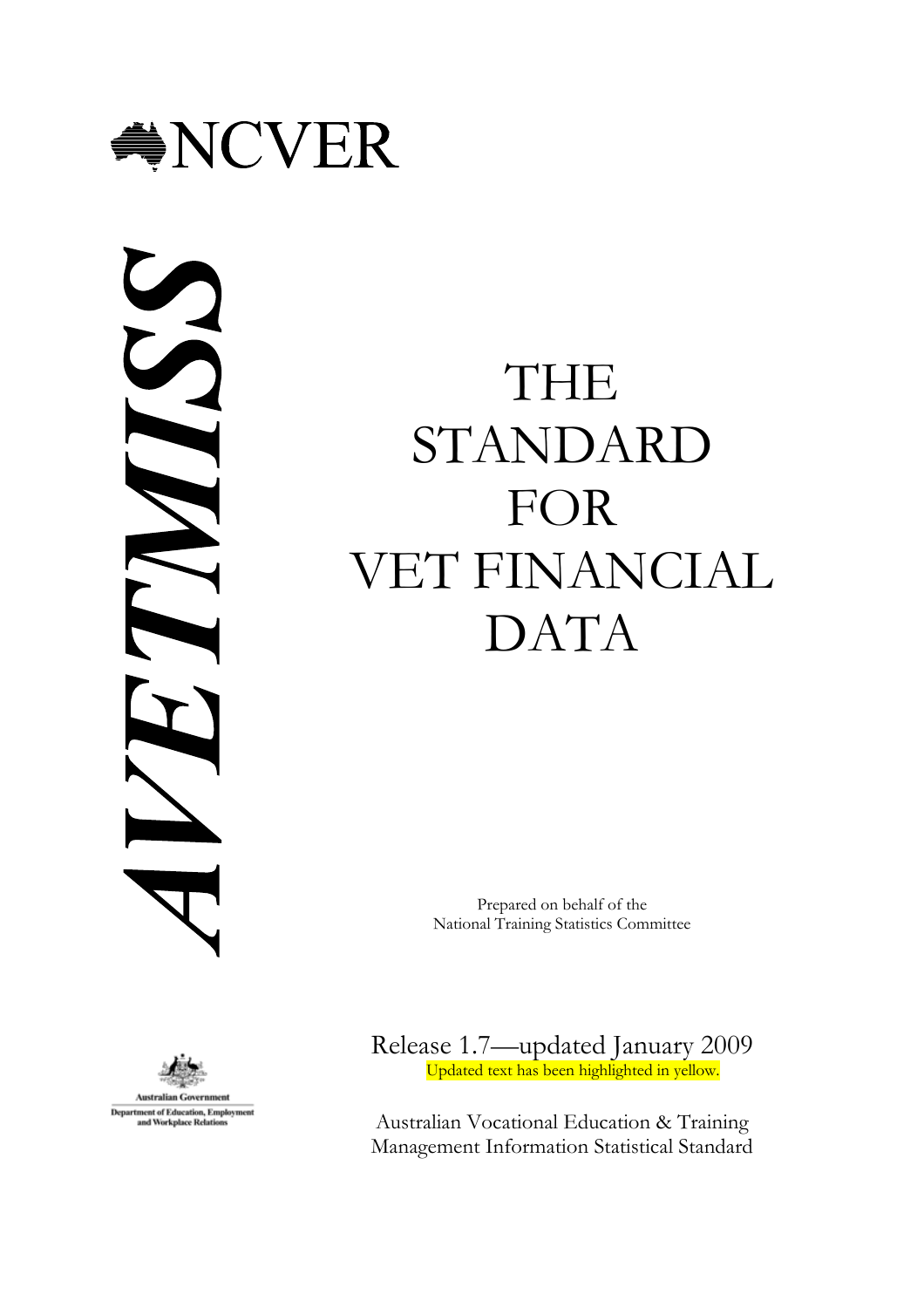NCVER

# AVETMISS

# THE STANDARD FOR VET FINANCIAL DATA

Prepared on behalf of the
National Training Statistics Committee

Release 1.7—updated January 2009

Updated text has been highlighted in yellow.

Australian Government
Department of Education, Employment and Workplace Relations

Australian Vocational Education & Training Management Information Statistical Standard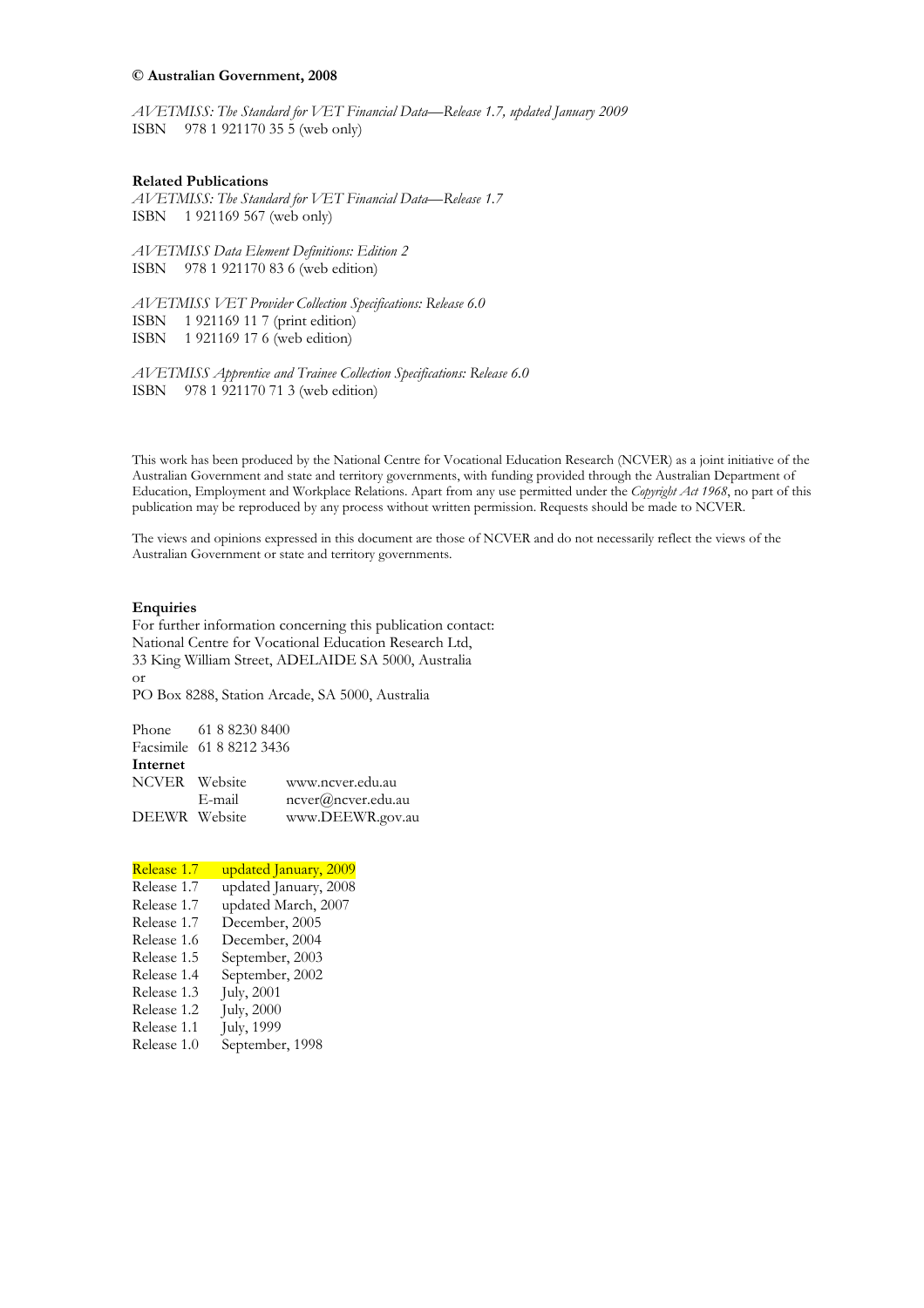**© Australian Government, 2008**

*AVETMISS: The Standard for VET Financial Data—Release 1.7, updated January 2009*
ISBN 978 1 921170 35 5 (web only)

**Related Publications**

*AVETMISS: The Standard for VET Financial Data—Release 1.7*
ISBN 1 921169 567 (web only)

*AVETMISS Data Element Definitions: Edition 2*
ISBN 978 1 921170 83 6 (web edition)

*AVETMISS VET Provider Collection Specifications: Release 6.0*
ISBN 1 921169 11 7 (print edition)
ISBN 1 921169 17 6 (web edition)

*AVETMISS Apprentice and Trainee Collection Specifications: Release 6.0*
ISBN 978 1 921170 71 3 (web edition)

This work has been produced by the National Centre for Vocational Education Research (NCVER) as a joint initiative of the Australian Government and state and territory governments, with funding provided through the Australian Department of Education, Employment and Workplace Relations. Apart from any use permitted under the *Copyright Act 1968*, no part of this publication may be reproduced by any process without written permission. Requests should be made to NCVER.

The views and opinions expressed in this document are those of NCVER and do not necessarily reflect the views of the Australian Government or state and territory governments.

**Enquiries**

For further information concerning this publication contact:
National Centre for Vocational Education Research Ltd,
33 King William Street, ADELAIDE SA 5000, Australia
or
PO Box 8288, Station Arcade, SA 5000, Australia

Phone 61 8 8230 8400
Facsimile 61 8 8212 3436

**Internet**

| | | |
|---|---|---|
| NCVER | Website | www.ncver.edu.au |
| | E-mail | ncver@ncver.edu.au |
| DEEWR | Website | www.DEEWR.gov.au |

| | |
|---|---|
| Release 1.7 | updated January, 2009 |
| Release 1.7 | updated January, 2008 |
| Release 1.7 | updated March, 2007 |
| Release 1.7 | December, 2005 |
| Release 1.6 | December, 2004 |
| Release 1.5 | September, 2003 |
| Release 1.4 | September, 2002 |
| Release 1.3 | July, 2001 |
| Release 1.2 | July, 2000 |
| Release 1.1 | July, 1999 |
| Release 1.0 | September, 1998 |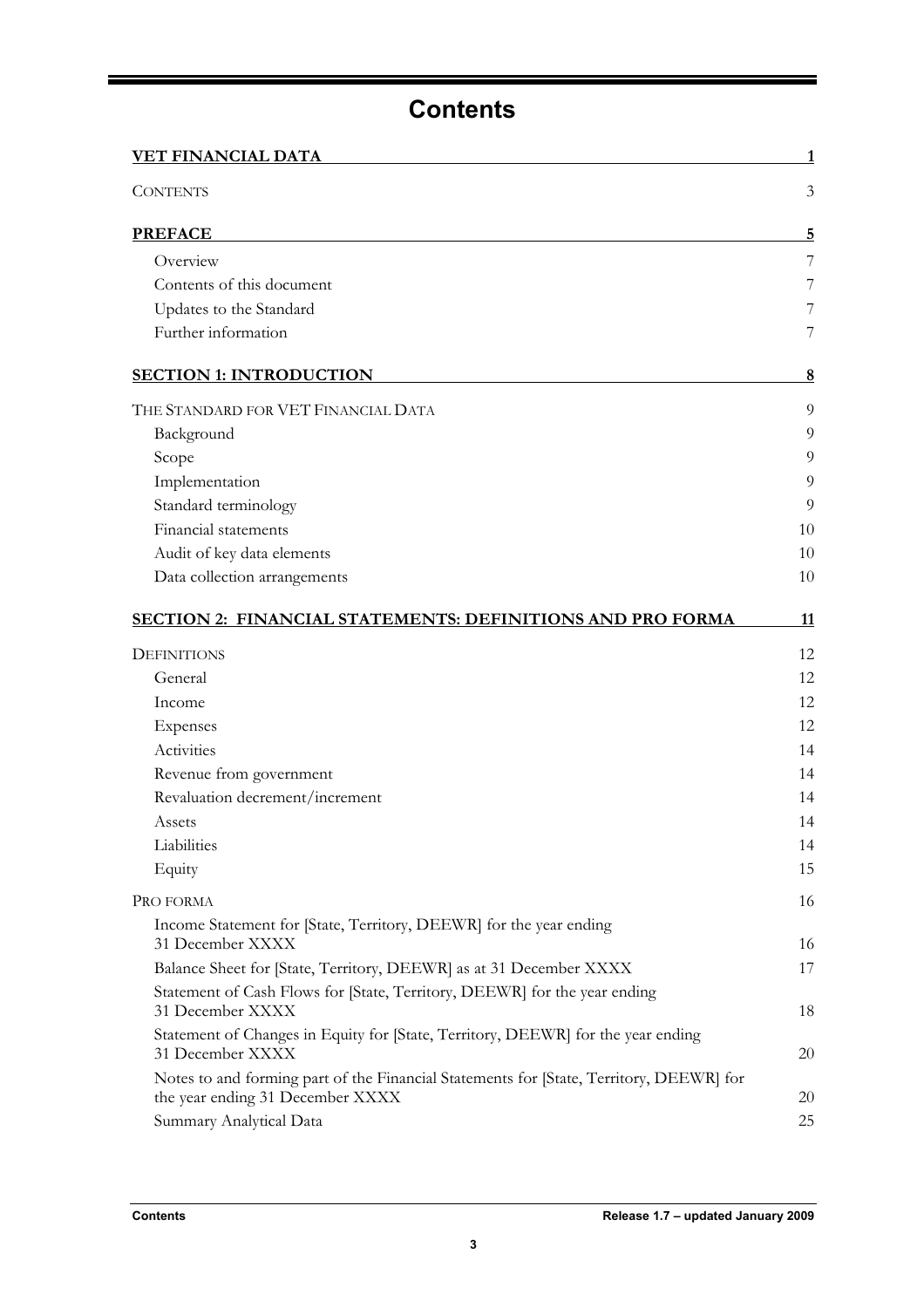# Contents

| | |
|---|---|
| **VET FINANCIAL DATA** | **1** |
| CONTENTS | 3 |
| **PREFACE** | **5** |
| Overview | 7 |
| Contents of this document | 7 |
| Updates to the Standard | 7 |
| Further information | 7 |
| **SECTION 1: INTRODUCTION** | **8** |
| THE STANDARD FOR VET FINANCIAL DATA | 9 |
| Background | 9 |
| Scope | 9 |
| Implementation | 9 |
| Standard terminology | 9 |
| Financial statements | 10 |
| Audit of key data elements | 10 |
| Data collection arrangements | 10 |
| **SECTION 2: FINANCIAL STATEMENTS: DEFINITIONS AND PRO FORMA** | **11** |
| DEFINITIONS | 12 |
| General | 12 |
| Income | 12 |
| Expenses | 12 |
| Activities | 14 |
| Revenue from government | 14 |
| Revaluation decrement/increment | 14 |
| Assets | 14 |
| Liabilities | 14 |
| Equity | 15 |
| PRO FORMA | 16 |
| Income Statement for [State, Territory, DEEWR] for the year ending 31 December XXXX | 16 |
| Balance Sheet for [State, Territory, DEEWR] as at 31 December XXXX | 17 |
| Statement of Cash Flows for [State, Territory, DEEWR] for the year ending 31 December XXXX | 18 |
| Statement of Changes in Equity for [State, Territory, DEEWR] for the year ending 31 December XXXX | 20 |
| Notes to and forming part of the Financial Statements for [State, Territory, DEEWR] for the year ending 31 December XXXX | 20 |
| Summary Analytical Data | 25 |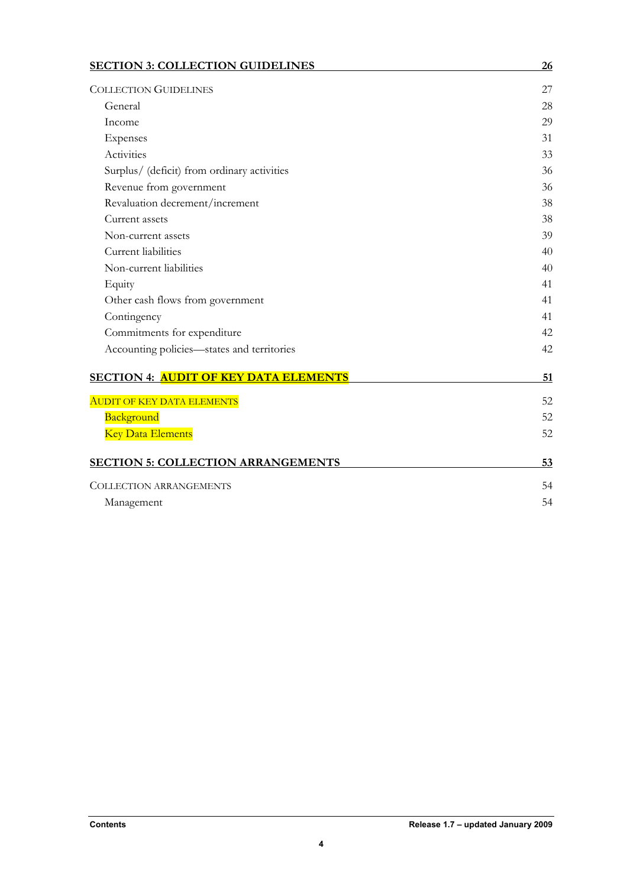| | |
|---|---|
| **SECTION 3: COLLECTION GUIDELINES** | **26** |
| COLLECTION GUIDELINES | 27 |
| General | 28 |
| Income | 29 |
| Expenses | 31 |
| Activities | 33 |
| Surplus/ (deficit) from ordinary activities | 36 |
| Revenue from government | 36 |
| Revaluation decrement/increment | 38 |
| Current assets | 38 |
| Non-current assets | 39 |
| Current liabilities | 40 |
| Non-current liabilities | 40 |
| Equity | 41 |
| Other cash flows from government | 41 |
| Contingency | 41 |
| Commitments for expenditure | 42 |
| Accounting policies—states and territories | 42 |
| **SECTION 4: AUDIT OF KEY DATA ELEMENTS** | **51** |
| AUDIT OF KEY DATA ELEMENTS | 52 |
| Background | 52 |
| Key Data Elements | 52 |
| **SECTION 5: COLLECTION ARRANGEMENTS** | **53** |
| COLLECTION ARRANGEMENTS | 54 |
| Management | 54 |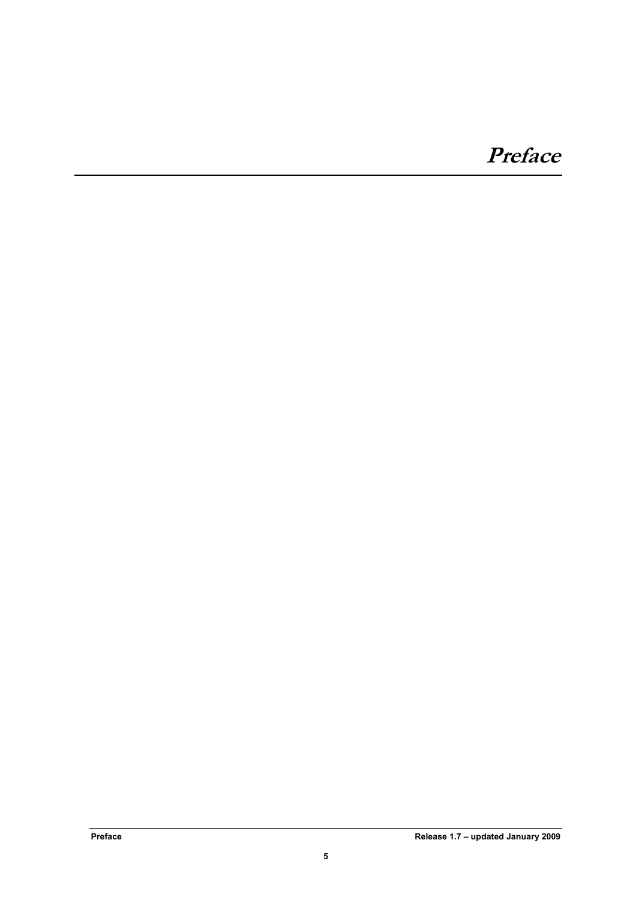# Preface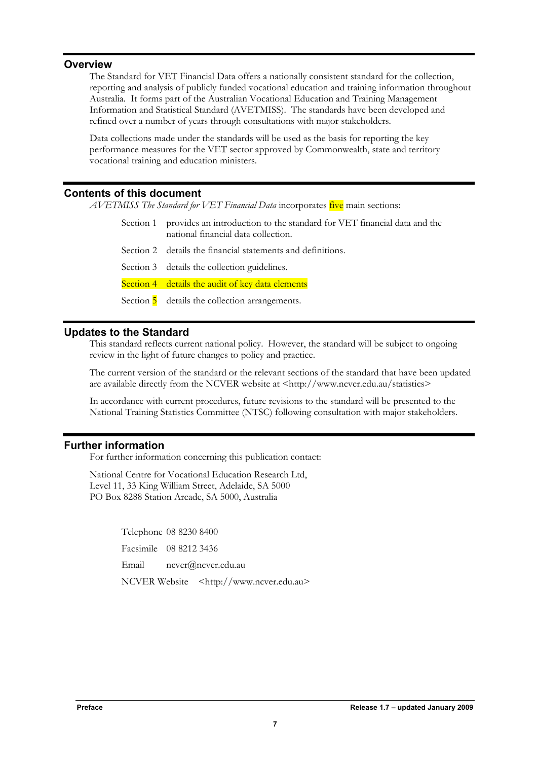## Overview

The Standard for VET Financial Data offers a nationally consistent standard for the collection, reporting and analysis of publicly funded vocational education and training information throughout Australia. It forms part of the Australian Vocational Education and Training Management Information and Statistical Standard (AVETMISS). The standards have been developed and refined over a number of years through consultations with major stakeholders.

Data collections made under the standards will be used as the basis for reporting the key performance measures for the VET sector approved by Commonwealth, state and territory vocational training and education ministers.

## Contents of this document

*AVETMISS The Standard for VET Financial Data* incorporates five main sections:

- Section 1 provides an introduction to the standard for VET financial data and the national financial data collection.
- Section 2 details the financial statements and definitions.
- Section 3 details the collection guidelines.
- Section 4 details the audit of key data elements
- Section 5 details the collection arrangements.

## Updates to the Standard

This standard reflects current national policy. However, the standard will be subject to ongoing review in the light of future changes to policy and practice.

The current version of the standard or the relevant sections of the standard that have been updated are available directly from the NCVER website at <http://www.ncver.edu.au/statistics>

In accordance with current procedures, future revisions to the standard will be presented to the National Training Statistics Committee (NTSC) following consultation with major stakeholders.

## Further information

For further information concerning this publication contact:

National Centre for Vocational Education Research Ltd,
Level 11, 33 King William Street, Adelaide, SA 5000
PO Box 8288 Station Arcade, SA 5000, Australia

Telephone 08 8230 8400
Facsimile 08 8212 3436
Email ncver@ncver.edu.au
NCVER Website <http://www.ncver.edu.au>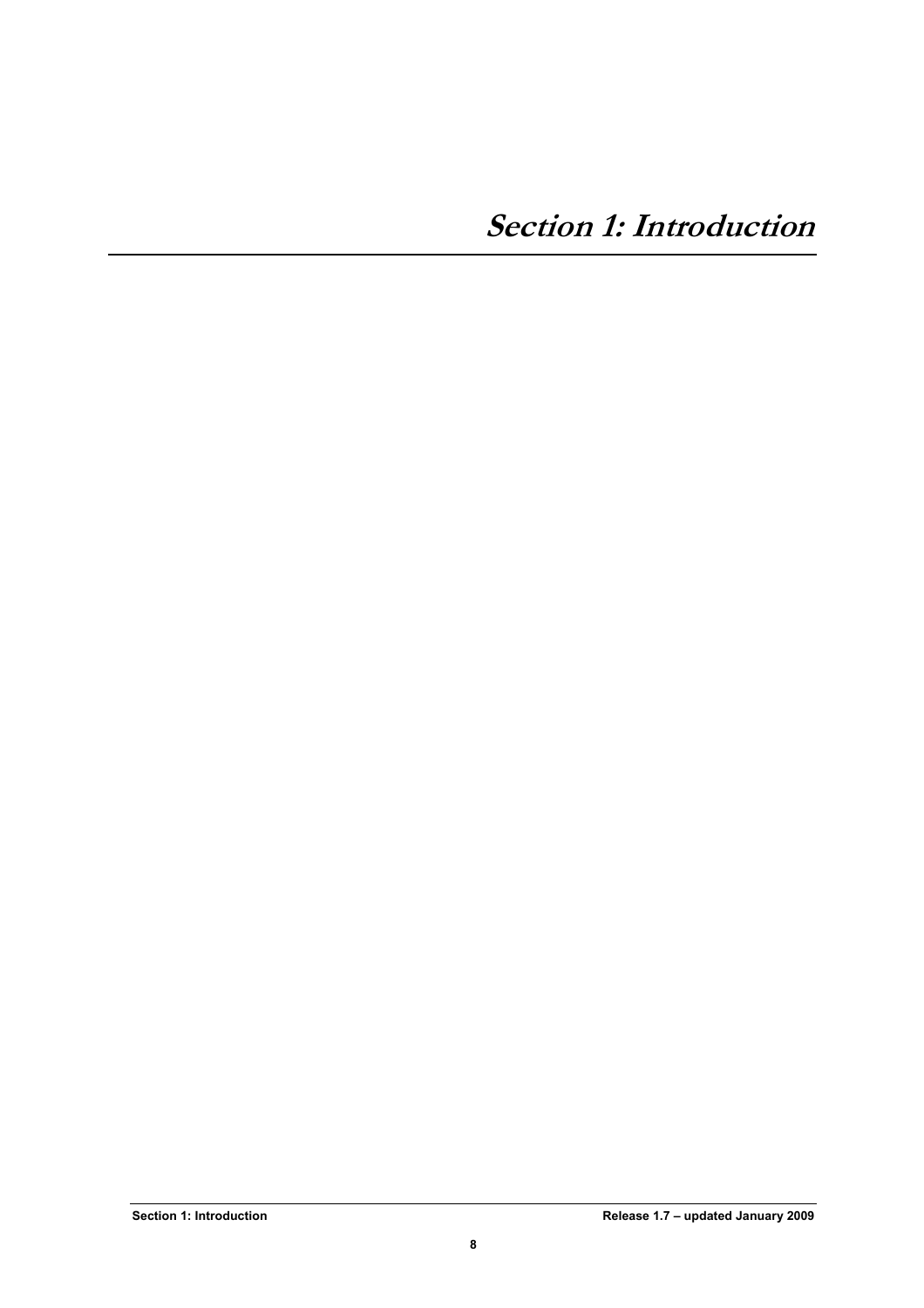# Section 1: Introduction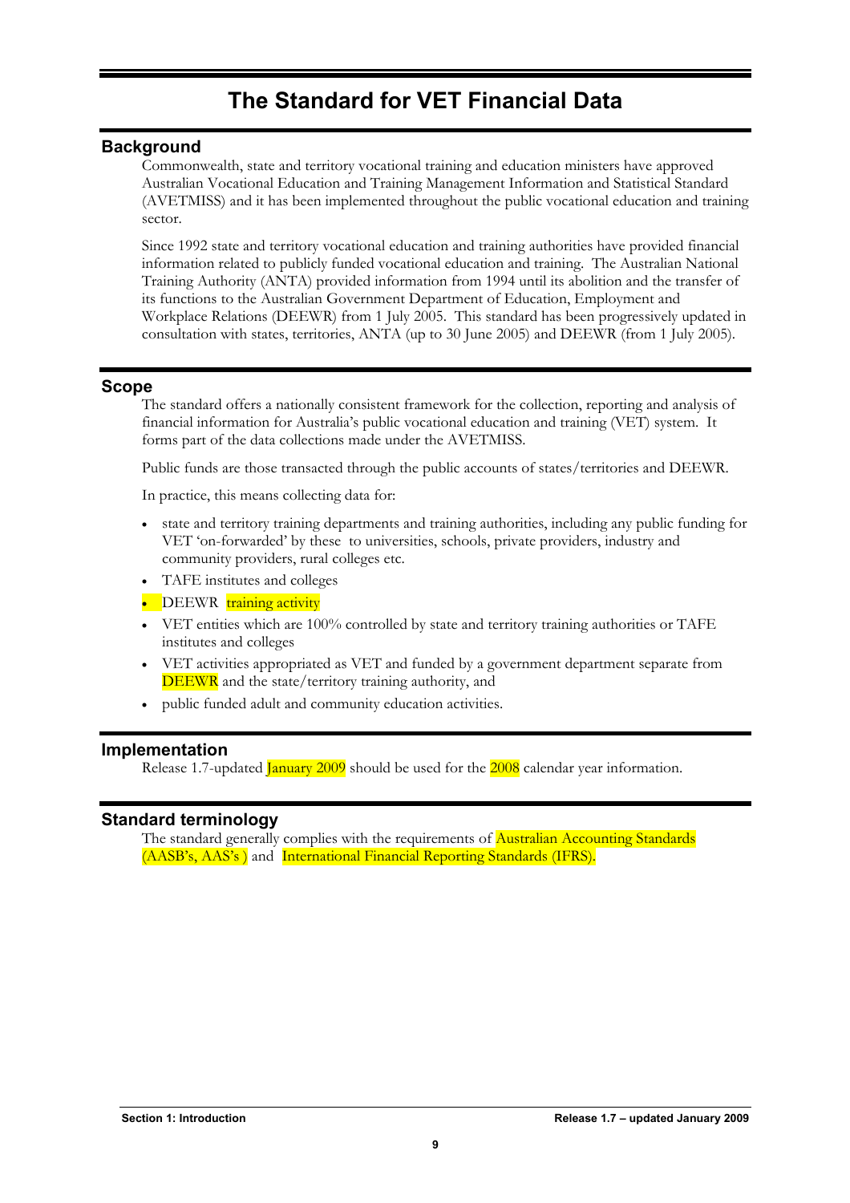# The Standard for VET Financial Data

## Background

Commonwealth, state and territory vocational training and education ministers have approved Australian Vocational Education and Training Management Information and Statistical Standard (AVETMISS) and it has been implemented throughout the public vocational education and training sector.

Since 1992 state and territory vocational education and training authorities have provided financial information related to publicly funded vocational education and training. The Australian National Training Authority (ANTA) provided information from 1994 until its abolition and the transfer of its functions to the Australian Government Department of Education, Employment and Workplace Relations (DEEWR) from 1 July 2005. This standard has been progressively updated in consultation with states, territories, ANTA (up to 30 June 2005) and DEEWR (from 1 July 2005).

## Scope

The standard offers a nationally consistent framework for the collection, reporting and analysis of financial information for Australia's public vocational education and training (VET) system. It forms part of the data collections made under the AVETMISS.

Public funds are those transacted through the public accounts of states/territories and DEEWR.

In practice, this means collecting data for:

- state and territory training departments and training authorities, including any public funding for VET 'on-forwarded' by these to universities, schools, private providers, industry and community providers, rural colleges etc.
- TAFE institutes and colleges
- DEEWR training activity
- VET entities which are 100% controlled by state and territory training authorities or TAFE institutes and colleges
- VET activities appropriated as VET and funded by a government department separate from DEEWR and the state/territory training authority, and
- public funded adult and community education activities.

## Implementation

Release 1.7-updated January 2009 should be used for the 2008 calendar year information.

## Standard terminology

The standard generally complies with the requirements of Australian Accounting Standards (AASB's, AAS's ) and International Financial Reporting Standards (IFRS).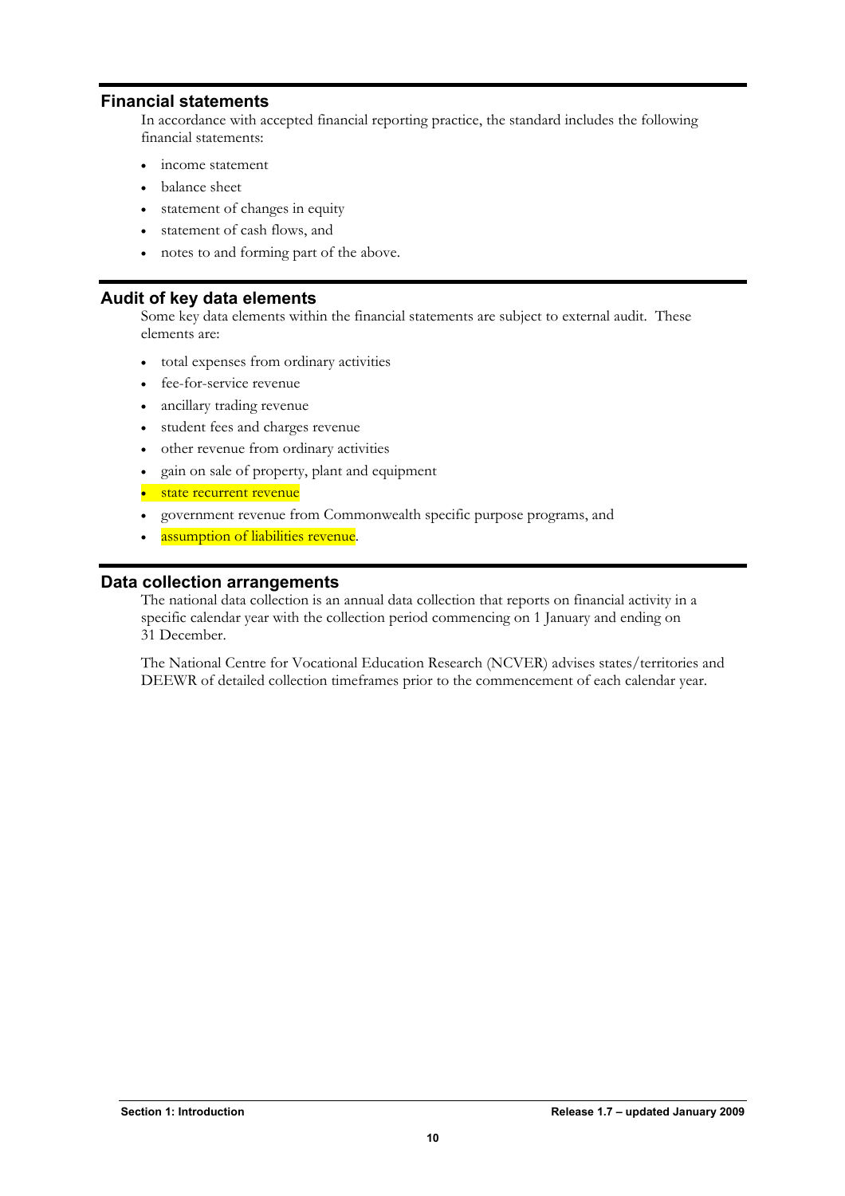## Financial statements

In accordance with accepted financial reporting practice, the standard includes the following financial statements:

- income statement
- balance sheet
- statement of changes in equity
- statement of cash flows, and
- notes to and forming part of the above.

## Audit of key data elements

Some key data elements within the financial statements are subject to external audit. These elements are:

- total expenses from ordinary activities
- fee-for-service revenue
- ancillary trading revenue
- student fees and charges revenue
- other revenue from ordinary activities
- gain on sale of property, plant and equipment
- state recurrent revenue
- government revenue from Commonwealth specific purpose programs, and
- assumption of liabilities revenue.

## Data collection arrangements

The national data collection is an annual data collection that reports on financial activity in a specific calendar year with the collection period commencing on 1 January and ending on 31 December.

The National Centre for Vocational Education Research (NCVER) advises states/territories and DEEWR of detailed collection timeframes prior to the commencement of each calendar year.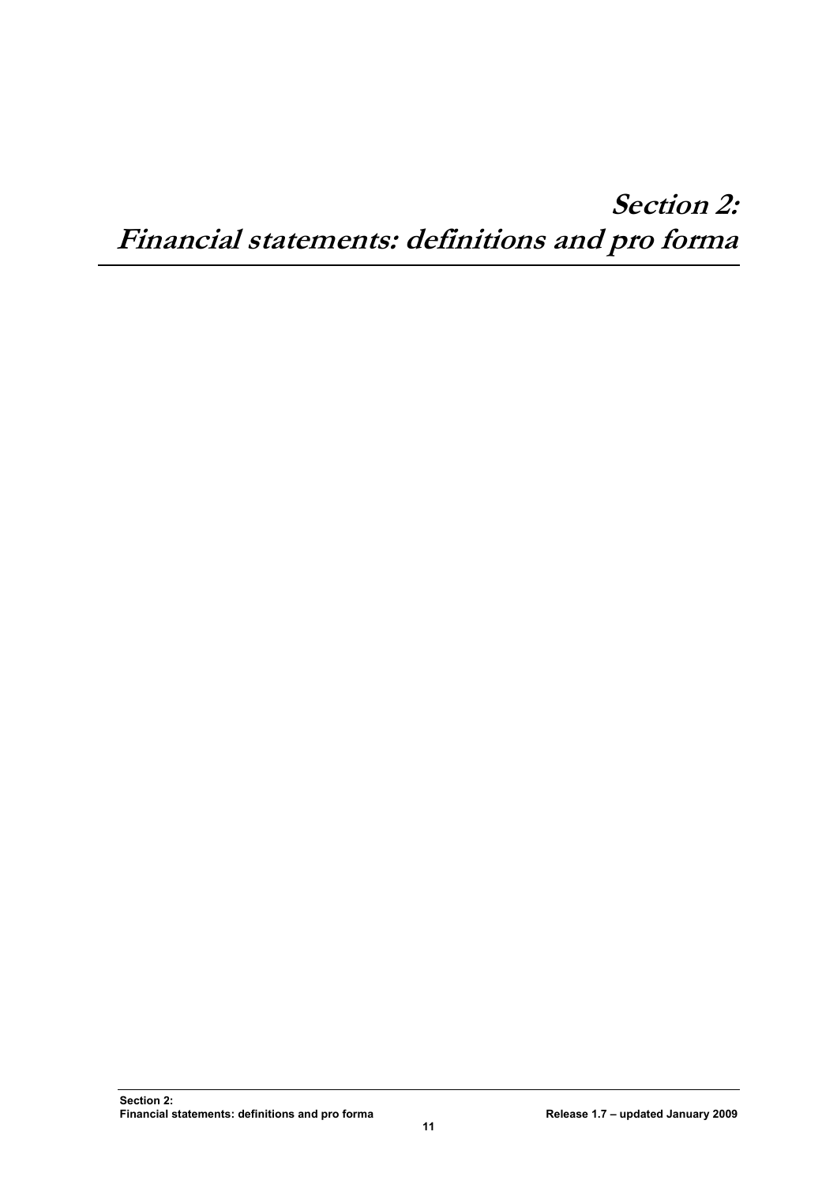# Section 2:
# Financial statements: definitions and pro forma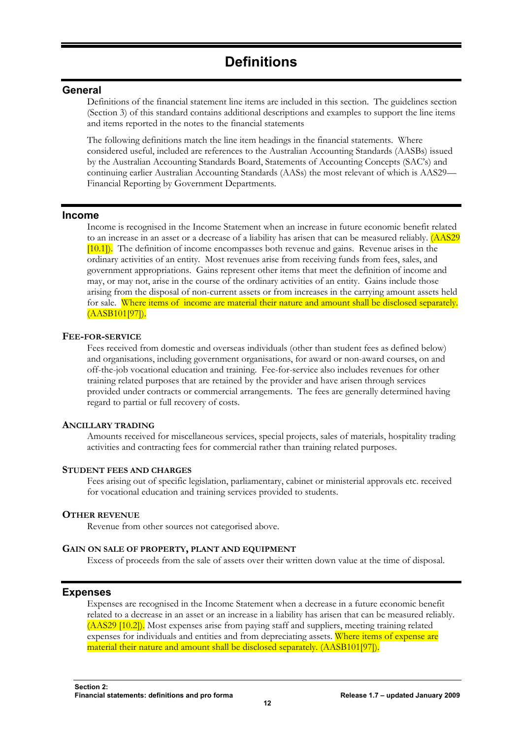# Definitions

## General

Definitions of the financial statement line items are included in this section. The guidelines section (Section 3) of this standard contains additional descriptions and examples to support the line items and items reported in the notes to the financial statements

The following definitions match the line item headings in the financial statements. Where considered useful, included are references to the Australian Accounting Standards (AASBs) issued by the Australian Accounting Standards Board, Statements of Accounting Concepts (SAC's) and continuing earlier Australian Accounting Standards (AASs) the most relevant of which is AAS29—Financial Reporting by Government Departments.

## Income

Income is recognised in the Income Statement when an increase in future economic benefit related to an increase in an asset or a decrease of a liability has arisen that can be measured reliably. (AAS29 [10.1]). The definition of income encompasses both revenue and gains. Revenue arises in the ordinary activities of an entity. Most revenues arise from receiving funds from fees, sales, and government appropriations. Gains represent other items that meet the definition of income and may, or may not, arise in the course of the ordinary activities of an entity. Gains include those arising from the disposal of non-current assets or from increases in the carrying amount assets held for sale. Where items of income are material their nature and amount shall be disclosed separately. (AASB101[97]).

### Fee-for-service

Fees received from domestic and overseas individuals (other than student fees as defined below) and organisations, including government organisations, for award or non-award courses, on and off-the-job vocational education and training. Fee-for-service also includes revenues for other training related purposes that are retained by the provider and have arisen through services provided under contracts or commercial arrangements. The fees are generally determined having regard to partial or full recovery of costs.

### Ancillary trading

Amounts received for miscellaneous services, special projects, sales of materials, hospitality trading activities and contracting fees for commercial rather than training related purposes.

### Student fees and charges

Fees arising out of specific legislation, parliamentary, cabinet or ministerial approvals etc. received for vocational education and training services provided to students.

### Other revenue

Revenue from other sources not categorised above.

### Gain on sale of property, plant and equipment

Excess of proceeds from the sale of assets over their written down value at the time of disposal.

## Expenses

Expenses are recognised in the Income Statement when a decrease in a future economic benefit related to a decrease in an asset or an increase in a liability has arisen that can be measured reliably. (AAS29 [10.2]). Most expenses arise from paying staff and suppliers, meeting training related expenses for individuals and entities and from depreciating assets. Where items of expense are material their nature and amount shall be disclosed separately. (AASB101[97]).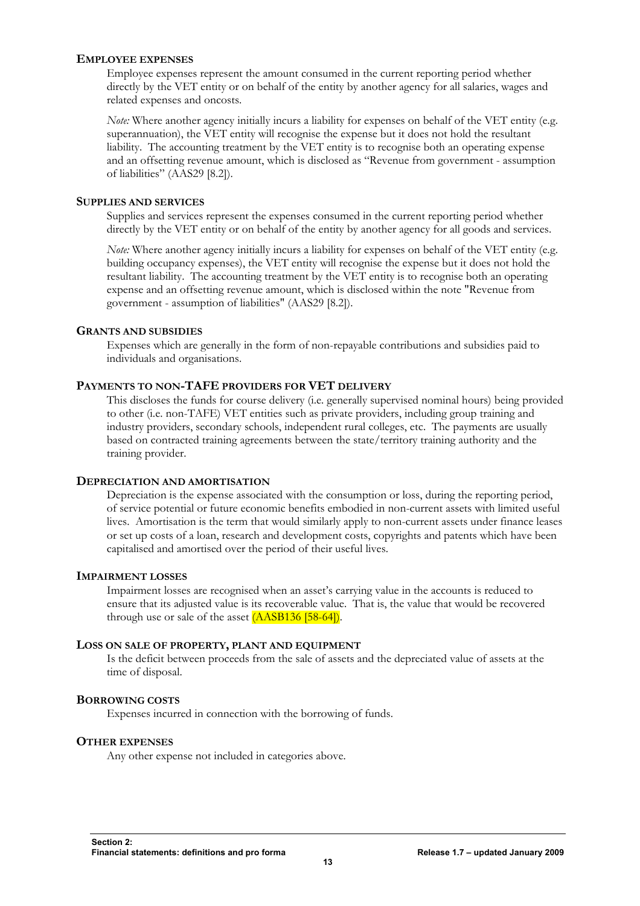### EMPLOYEE EXPENSES

Employee expenses represent the amount consumed in the current reporting period whether directly by the VET entity or on behalf of the entity by another agency for all salaries, wages and related expenses and oncosts.

*Note:* Where another agency initially incurs a liability for expenses on behalf of the VET entity (e.g. superannuation), the VET entity will recognise the expense but it does not hold the resultant liability. The accounting treatment by the VET entity is to recognise both an operating expense and an offsetting revenue amount, which is disclosed as "Revenue from government - assumption of liabilities" (AAS29 [8.2]).

### SUPPLIES AND SERVICES

Supplies and services represent the expenses consumed in the current reporting period whether directly by the VET entity or on behalf of the entity by another agency for all goods and services.

*Note:* Where another agency initially incurs a liability for expenses on behalf of the VET entity (e.g. building occupancy expenses), the VET entity will recognise the expense but it does not hold the resultant liability. The accounting treatment by the VET entity is to recognise both an operating expense and an offsetting revenue amount, which is disclosed within the note "Revenue from government - assumption of liabilities" (AAS29 [8.2]).

### GRANTS AND SUBSIDIES

Expenses which are generally in the form of non-repayable contributions and subsidies paid to individuals and organisations.

### PAYMENTS TO NON-TAFE PROVIDERS FOR VET DELIVERY

This discloses the funds for course delivery (i.e. generally supervised nominal hours) being provided to other (i.e. non-TAFE) VET entities such as private providers, including group training and industry providers, secondary schools, independent rural colleges, etc. The payments are usually based on contracted training agreements between the state/territory training authority and the training provider.

### DEPRECIATION AND AMORTISATION

Depreciation is the expense associated with the consumption or loss, during the reporting period, of service potential or future economic benefits embodied in non-current assets with limited useful lives. Amortisation is the term that would similarly apply to non-current assets under finance leases or set up costs of a loan, research and development costs, copyrights and patents which have been capitalised and amortised over the period of their useful lives.

### IMPAIRMENT LOSSES

Impairment losses are recognised when an asset's carrying value in the accounts is reduced to ensure that its adjusted value is its recoverable value. That is, the value that would be recovered through use or sale of the asset (AASB136 [58-64]).

### LOSS ON SALE OF PROPERTY, PLANT AND EQUIPMENT

Is the deficit between proceeds from the sale of assets and the depreciated value of assets at the time of disposal.

### BORROWING COSTS

Expenses incurred in connection with the borrowing of funds.

### OTHER EXPENSES

Any other expense not included in categories above.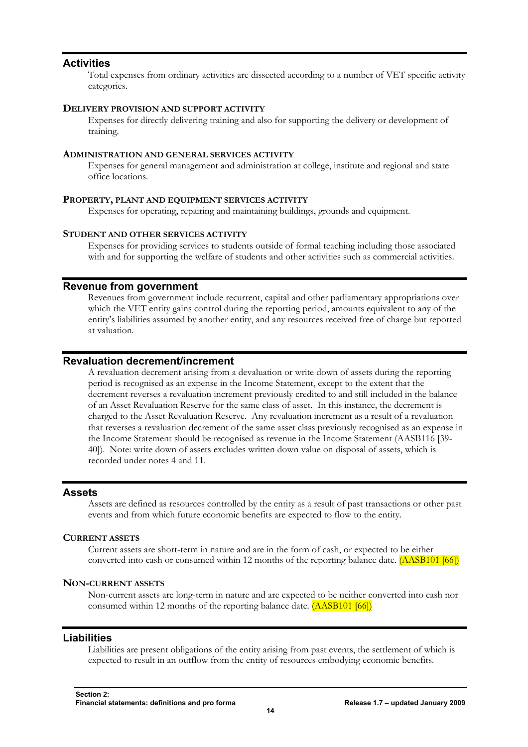## Activities

Total expenses from ordinary activities are dissected according to a number of VET specific activity categories.

### Delivery provision and support activity

Expenses for directly delivering training and also for supporting the delivery or development of training.

### Administration and general services activity

Expenses for general management and administration at college, institute and regional and state office locations.

### Property, plant and equipment services activity

Expenses for operating, repairing and maintaining buildings, grounds and equipment.

### Student and other services activity

Expenses for providing services to students outside of formal teaching including those associated with and for supporting the welfare of students and other activities such as commercial activities.

## Revenue from government

Revenues from government include recurrent, capital and other parliamentary appropriations over which the VET entity gains control during the reporting period, amounts equivalent to any of the entity's liabilities assumed by another entity, and any resources received free of charge but reported at valuation.

## Revaluation decrement/increment

A revaluation decrement arising from a devaluation or write down of assets during the reporting period is recognised as an expense in the Income Statement, except to the extent that the decrement reverses a revaluation increment previously credited to and still included in the balance of an Asset Revaluation Reserve for the same class of asset. In this instance, the decrement is charged to the Asset Revaluation Reserve. Any revaluation increment as a result of a revaluation that reverses a revaluation decrement of the same asset class previously recognised as an expense in the Income Statement should be recognised as revenue in the Income Statement (AASB116 [39-40]). Note: write down of assets excludes written down value on disposal of assets, which is recorded under notes 4 and 11.

## Assets

Assets are defined as resources controlled by the entity as a result of past transactions or other past events and from which future economic benefits are expected to flow to the entity.

### Current assets

Current assets are short-term in nature and are in the form of cash, or expected to be either converted into cash or consumed within 12 months of the reporting balance date. (AASB101 [66])

### Non-current assets

Non-current assets are long-term in nature and are expected to be neither converted into cash nor consumed within 12 months of the reporting balance date. (AASB101 [66])

## Liabilities

Liabilities are present obligations of the entity arising from past events, the settlement of which is expected to result in an outflow from the entity of resources embodying economic benefits.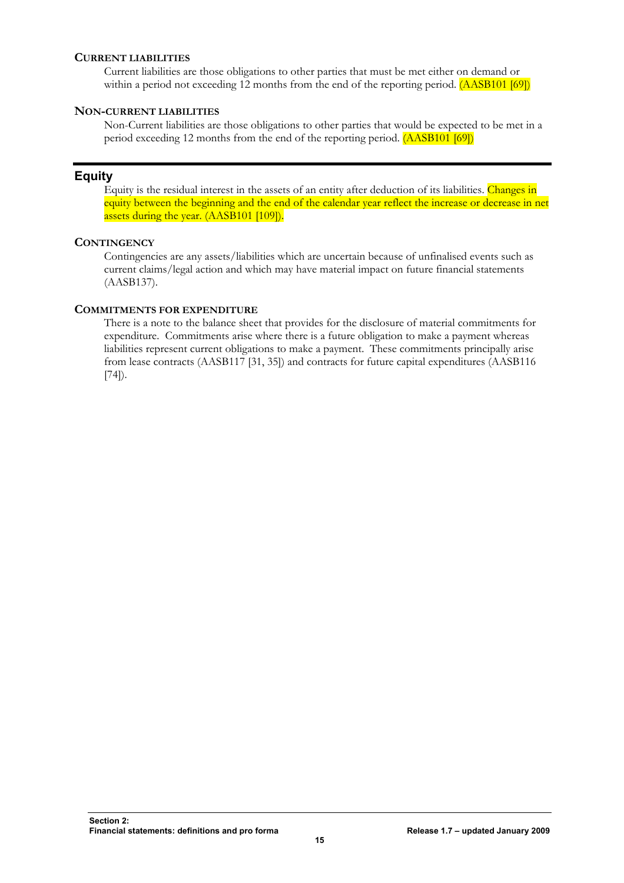#### CURRENT LIABILITIES

Current liabilities are those obligations to other parties that must be met either on demand or within a period not exceeding 12 months from the end of the reporting period. (AASB101 [69])

#### NON-CURRENT LIABILITIES

Non-Current liabilities are those obligations to other parties that would be expected to be met in a period exceeding 12 months from the end of the reporting period. (AASB101 [69])

## Equity

Equity is the residual interest in the assets of an entity after deduction of its liabilities. Changes in equity between the beginning and the end of the calendar year reflect the increase or decrease in net assets during the year. (AASB101 [109]).

#### CONTINGENCY

Contingencies are any assets/liabilities which are uncertain because of unfinalised events such as current claims/legal action and which may have material impact on future financial statements (AASB137).

#### COMMITMENTS FOR EXPENDITURE

There is a note to the balance sheet that provides for the disclosure of material commitments for expenditure. Commitments arise where there is a future obligation to make a payment whereas liabilities represent current obligations to make a payment. These commitments principally arise from lease contracts (AASB117 [31, 35]) and contracts for future capital expenditures (AASB116 [74]).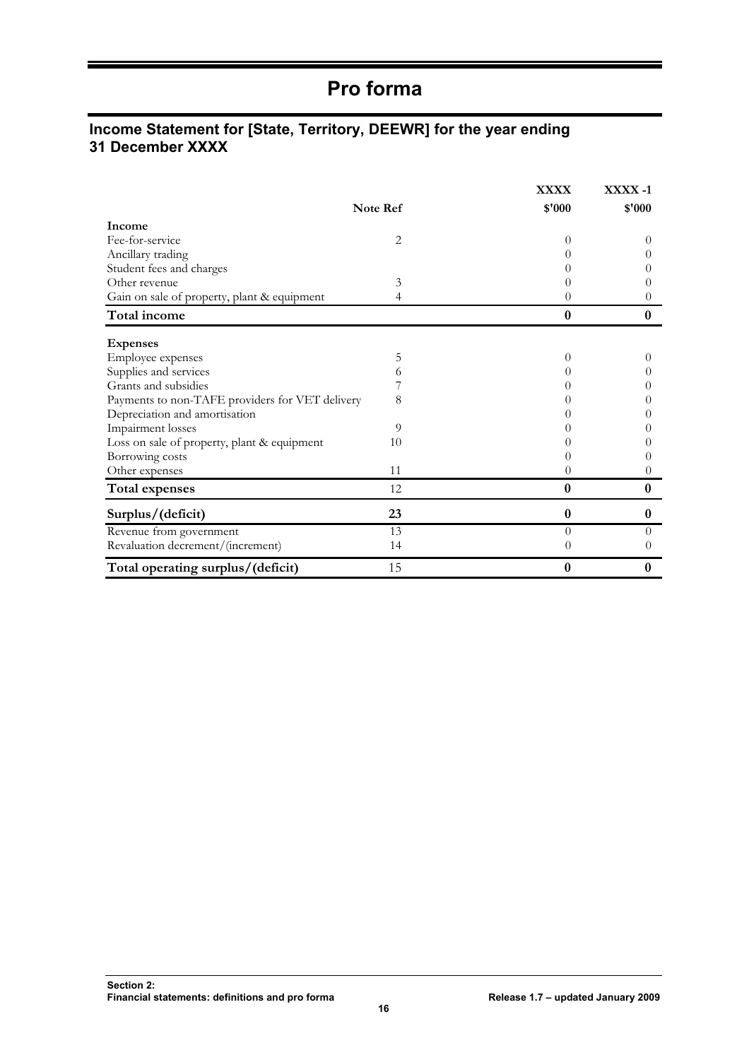# Pro forma

## Income Statement for [State, Territory, DEEWR] for the year ending 31 December XXXX

| | Note Ref | XXXX<br>$'000 | XXXX -1<br>$'000 |
|---|---|---|---|
| **Income** | | | |
| Fee-for-service | 2 | 0 | 0 |
| Ancillary trading | | 0 | 0 |
| Student fees and charges | | 0 | 0 |
| Other revenue | 3 | 0 | 0 |
| Gain on sale of property, plant & equipment | 4 | 0 | 0 |
| **Total income** | | **0** | **0** |
| **Expenses** | | | |
| Employee expenses | 5 | 0 | 0 |
| Supplies and services | 6 | 0 | 0 |
| Grants and subsidies | 7 | 0 | 0 |
| Payments to non-TAFE providers for VET delivery | 8 | 0 | 0 |
| Depreciation and amortisation | | 0 | 0 |
| Impairment losses | 9 | 0 | 0 |
| Loss on sale of property, plant & equipment | 10 | 0 | 0 |
| Borrowing costs | | 0 | 0 |
| Other expenses | 11 | 0 | 0 |
| **Total expenses** | 12 | **0** | **0** |
| **Surplus/(deficit)** | **23** | **0** | **0** |
| Revenue from government | 13 | 0 | 0 |
| Revaluation decrement/(increment) | 14 | 0 | 0 |
| **Total operating surplus/(deficit)** | 15 | **0** | **0** |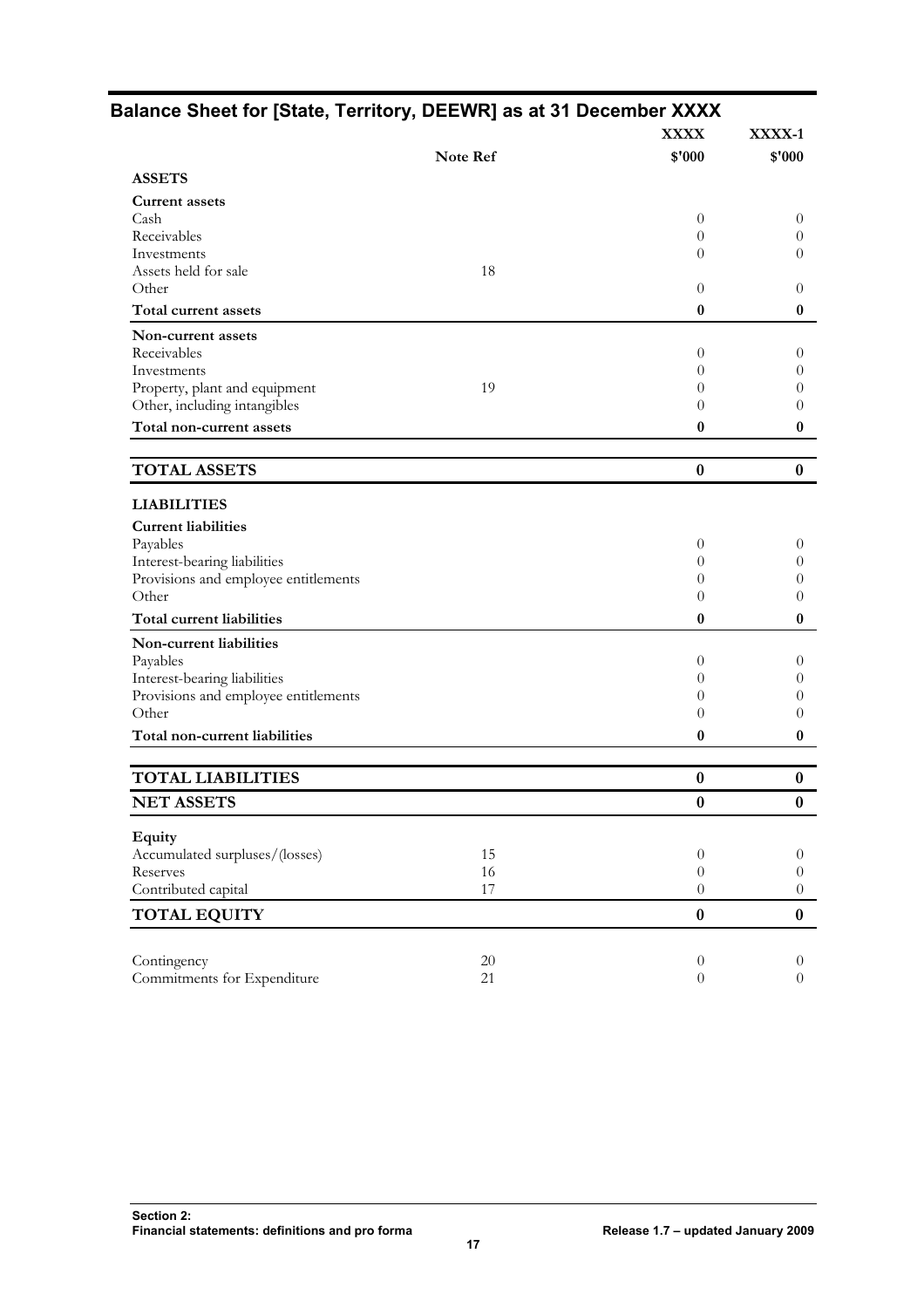## Balance Sheet for [State, Territory, DEEWR] as at 31 December XXXX

| | Note Ref | XXXX<br>$'000 | XXXX-1<br>$'000 |
|---|---|---|---|
| **ASSETS** | | | |
| **Current assets** | | | |
| Cash | | 0 | 0 |
| Receivables | | 0 | 0 |
| Investments | | 0 | 0 |
| Assets held for sale | 18 | | |
| Other | | 0 | 0 |
| **Total current assets** | | **0** | **0** |
| **Non-current assets** | | | |
| Receivables | | 0 | 0 |
| Investments | | 0 | 0 |
| Property, plant and equipment | 19 | 0 | 0 |
| Other, including intangibles | | 0 | 0 |
| **Total non-current assets** | | **0** | **0** |
| **TOTAL ASSETS** | | **0** | **0** |
| **LIABILITIES** | | | |
| **Current liabilities** | | | |
| Payables | | 0 | 0 |
| Interest-bearing liabilities | | 0 | 0 |
| Provisions and employee entitlements | | 0 | 0 |
| Other | | 0 | 0 |
| **Total current liabilities** | | **0** | **0** |
| **Non-current liabilities** | | | |
| Payables | | 0 | 0 |
| Interest-bearing liabilities | | 0 | 0 |
| Provisions and employee entitlements | | 0 | 0 |
| Other | | 0 | 0 |
| **Total non-current liabilities** | | **0** | **0** |
| **TOTAL LIABILITIES** | | **0** | **0** |
| **NET ASSETS** | | **0** | **0** |
| **Equity** | | | |
| Accumulated surpluses/(losses) | 15 | 0 | 0 |
| Reserves | 16 | 0 | 0 |
| Contributed capital | 17 | 0 | 0 |
| **TOTAL EQUITY** | | **0** | **0** |
| Contingency | 20 | 0 | 0 |
| Commitments for Expenditure | 21 | 0 | 0 |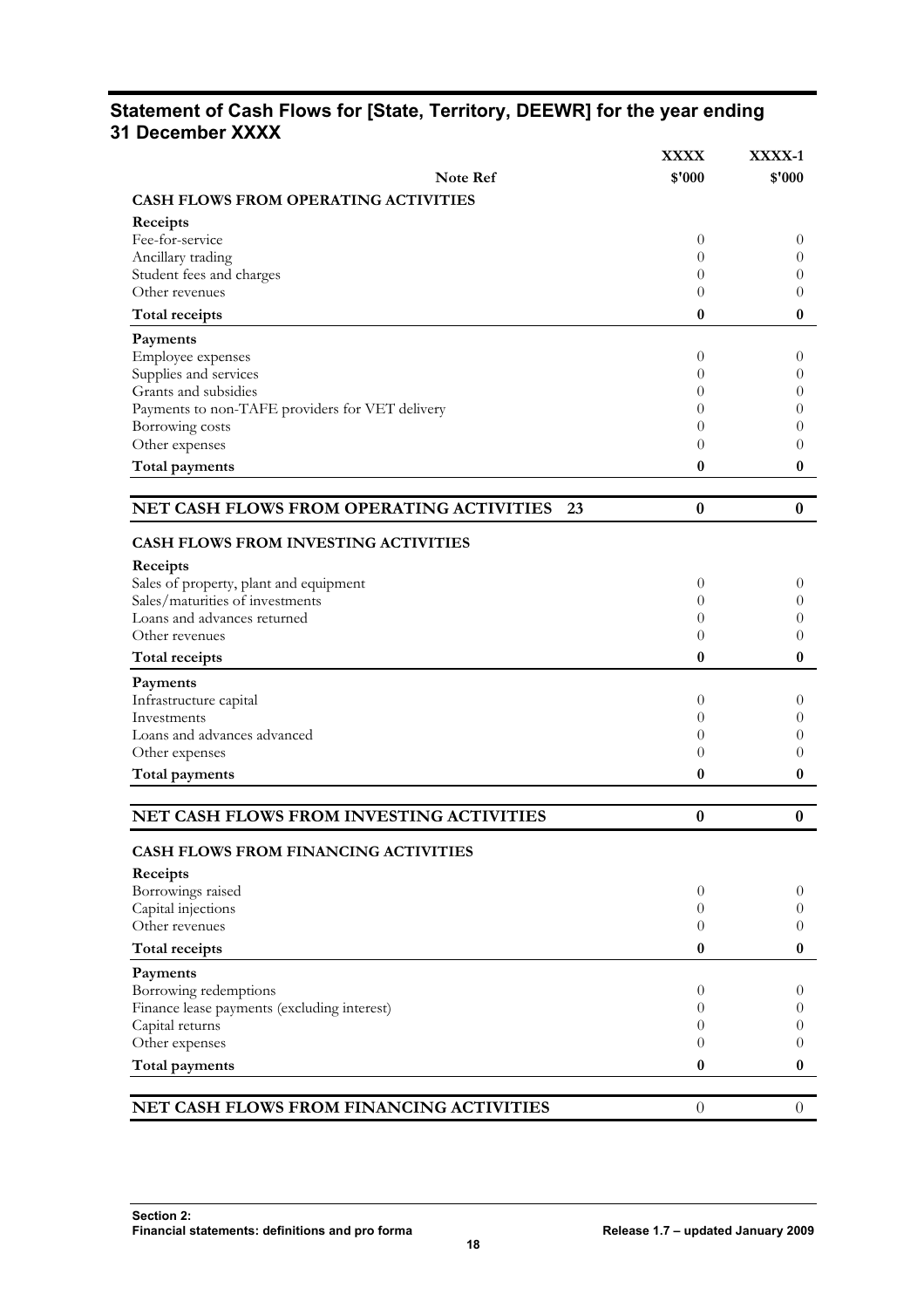## Statement of Cash Flows for [State, Territory, DEEWR] for the year ending 31 December XXXX

| | Note Ref | XXXX<br>$'000 | XXXX-1<br>$'000 |
|---|---|---|---|
| **CASH FLOWS FROM OPERATING ACTIVITIES** | | | |
| **Receipts** | | | |
| Fee-for-service | | 0 | 0 |
| Ancillary trading | | 0 | 0 |
| Student fees and charges | | 0 | 0 |
| Other revenues | | 0 | 0 |
| **Total receipts** | | **0** | **0** |
| **Payments** | | | |
| Employee expenses | | 0 | 0 |
| Supplies and services | | 0 | 0 |
| Grants and subsidies | | 0 | 0 |
| Payments to non-TAFE providers for VET delivery | | 0 | 0 |
| Borrowing costs | | 0 | 0 |
| Other expenses | | 0 | 0 |
| **Total payments** | | **0** | **0** |
| **NET CASH FLOWS FROM OPERATING ACTIVITIES** | **23** | **0** | **0** |
| **CASH FLOWS FROM INVESTING ACTIVITIES** | | | |
| **Receipts** | | | |
| Sales of property, plant and equipment | | 0 | 0 |
| Sales/maturities of investments | | 0 | 0 |
| Loans and advances returned | | 0 | 0 |
| Other revenues | | 0 | 0 |
| **Total receipts** | | **0** | **0** |
| **Payments** | | | |
| Infrastructure capital | | 0 | 0 |
| Investments | | 0 | 0 |
| Loans and advances advanced | | 0 | 0 |
| Other expenses | | 0 | 0 |
| **Total payments** | | **0** | **0** |
| **NET CASH FLOWS FROM INVESTING ACTIVITIES** | | **0** | **0** |
| **CASH FLOWS FROM FINANCING ACTIVITIES** | | | |
| **Receipts** | | | |
| Borrowings raised | | 0 | 0 |
| Capital injections | | 0 | 0 |
| Other revenues | | 0 | 0 |
| **Total receipts** | | **0** | **0** |
| **Payments** | | | |
| Borrowing redemptions | | 0 | 0 |
| Finance lease payments (excluding interest) | | 0 | 0 |
| Capital returns | | 0 | 0 |
| Other expenses | | 0 | 0 |
| **Total payments** | | **0** | **0** |
| **NET CASH FLOWS FROM FINANCING ACTIVITIES** | | 0 | 0 |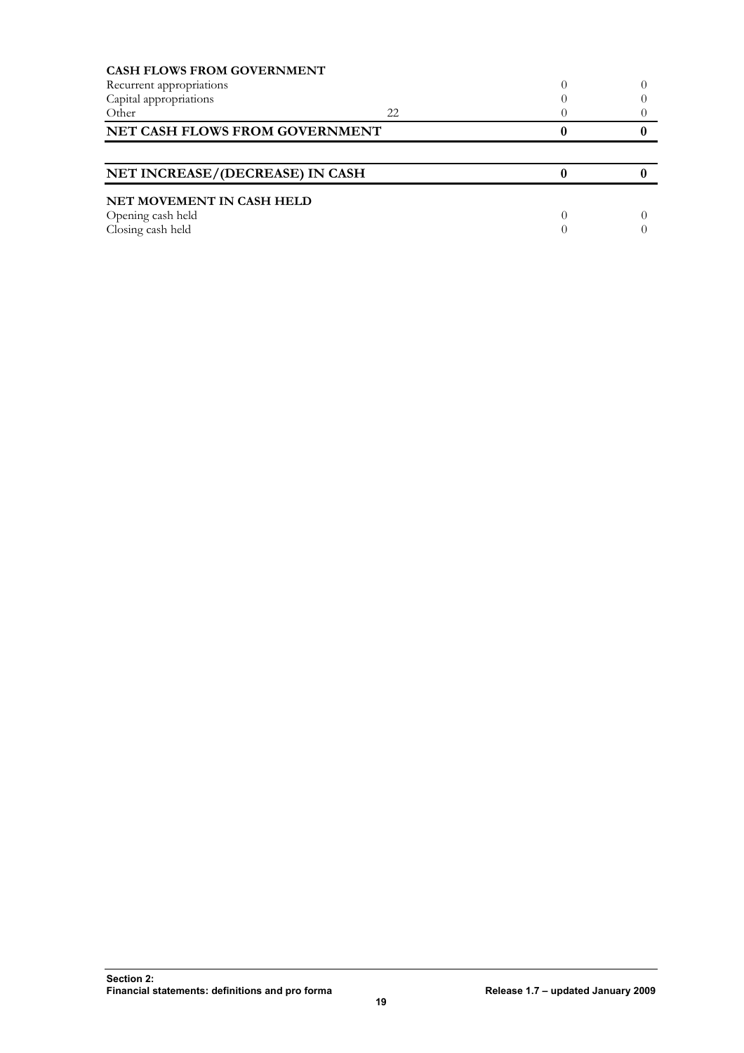| | | | |
|---|---|---|---|
| **CASH FLOWS FROM GOVERNMENT** | | | |
| Recurrent appropriations | | 0 | 0 |
| Capital appropriations | | 0 | 0 |
| Other | 22 | 0 | 0 |
| **NET CASH FLOWS FROM GOVERNMENT** | | **0** | **0** |
| | | | |
| **NET INCREASE/(DECREASE) IN CASH** | | **0** | **0** |
| | | | |
| **NET MOVEMENT IN CASH HELD** | | | |
| Opening cash held | | 0 | 0 |
| Closing cash held | | 0 | 0 |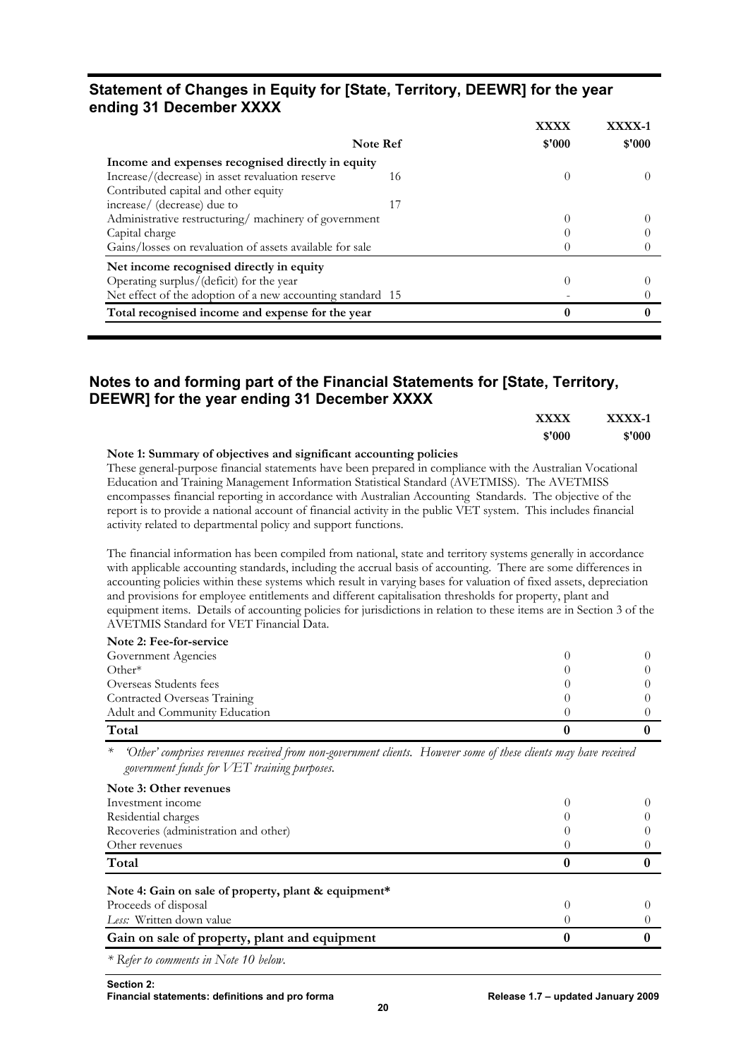## Statement of Changes in Equity for [State, Territory, DEEWR] for the year ending 31 December XXXX

| | Note Ref | XXXX<br>$'000 | XXXX-1<br>$'000 |
|---|---|---|---|
| **Income and expenses recognised directly in equity** | | | |
| Increase/(decrease) in asset revaluation reserve | 16 | 0 | 0 |
| Contributed capital and other equity increase/ (decrease) due to | 17 | | |
| Administrative restructuring/ machinery of government | | 0 | 0 |
| Capital charge | | 0 | 0 |
| Gains/losses on revaluation of assets available for sale | | 0 | 0 |
| **Net income recognised directly in equity** | | | |
| Operating surplus/(deficit) for the year | | 0 | 0 |
| Net effect of the adoption of a new accounting standard | 15 | - | 0 |
| **Total recognised income and expense for the year** | | **0** | **0** |

## Notes to and forming part of the Financial Statements for [State, Territory, DEEWR] for the year ending 31 December XXXX

| | XXXX<br>$'000 | XXXX-1<br>$'000 |
|---|---|---|

**Note 1: Summary of objectives and significant accounting policies**

These general-purpose financial statements have been prepared in compliance with the Australian Vocational Education and Training Management Information Statistical Standard (AVETMISS). The AVETMISS encompasses financial reporting in accordance with Australian Accounting Standards. The objective of the report is to provide a national account of financial activity in the public VET system. This includes financial activity related to departmental policy and support functions.

The financial information has been compiled from national, state and territory systems generally in accordance with applicable accounting standards, including the accrual basis of accounting. There are some differences in accounting policies within these systems which result in varying bases for valuation of fixed assets, depreciation and provisions for employee entitlements and different capitalisation thresholds for property, plant and equipment items. Details of accounting policies for jurisdictions in relation to these items are in Section 3 of the AVETMIS Standard for VET Financial Data.

**Note 2: Fee-for-service**

| | XXXX<br>$'000 | XXXX-1<br>$'000 |
|---|---|---|
| Government Agencies | 0 | 0 |
| Other* | 0 | 0 |
| Overseas Students fees | 0 | 0 |
| Contracted Overseas Training | 0 | 0 |
| Adult and Community Education | 0 | 0 |
| **Total** | **0** | **0** |

\* *'Other' comprises revenues received from non-government clients. However some of these clients may have received government funds for VET training purposes.*

**Note 3: Other revenues**

| | XXXX<br>$'000 | XXXX-1<br>$'000 |
|---|---|---|
| Investment income | 0 | 0 |
| Residential charges | 0 | 0 |
| Recoveries (administration and other) | 0 | 0 |
| Other revenues | 0 | 0 |
| **Total** | **0** | **0** |

**Note 4: Gain on sale of property, plant & equipment***

| | XXXX<br>$'000 | XXXX-1<br>$'000 |
|---|---|---|
| Proceeds of disposal | 0 | 0 |
| *Less:* Written down value | 0 | 0 |
| **Gain on sale of property, plant and equipment** | **0** | **0** |

*\* Refer to comments in Note 10 below.*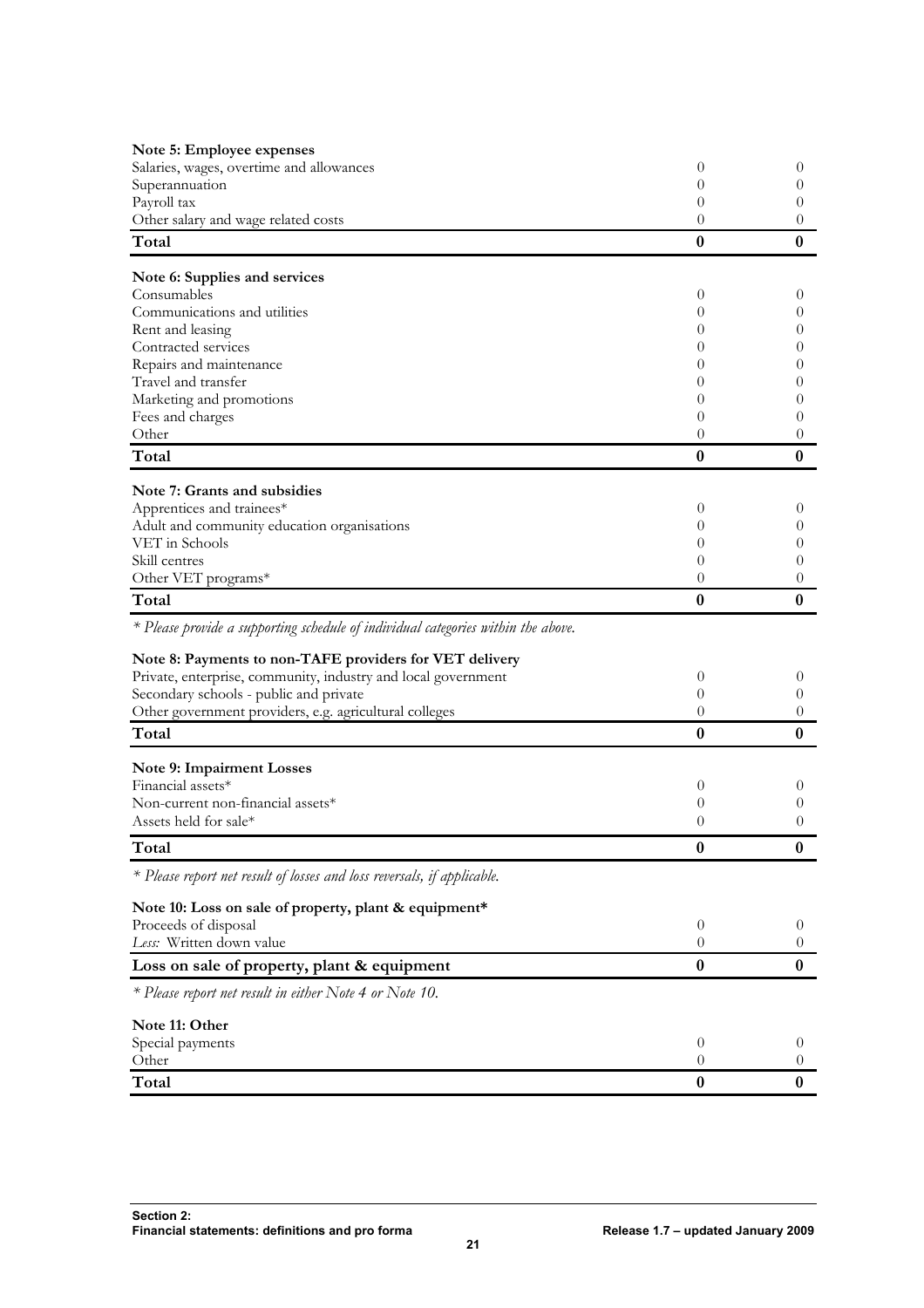**Note 5: Employee expenses**

| | | |
|---|---|---|
| Salaries, wages, overtime and allowances | 0 | 0 |
| Superannuation | 0 | 0 |
| Payroll tax | 0 | 0 |
| Other salary and wage related costs | 0 | 0 |
| **Total** | **0** | **0** |

**Note 6: Supplies and services**

| | | |
|---|---|---|
| Consumables | 0 | 0 |
| Communications and utilities | 0 | 0 |
| Rent and leasing | 0 | 0 |
| Contracted services | 0 | 0 |
| Repairs and maintenance | 0 | 0 |
| Travel and transfer | 0 | 0 |
| Marketing and promotions | 0 | 0 |
| Fees and charges | 0 | 0 |
| Other | 0 | 0 |
| **Total** | **0** | **0** |

**Note 7: Grants and subsidies**

| | | |
|---|---|---|
| Apprentices and trainees* | 0 | 0 |
| Adult and community education organisations | 0 | 0 |
| VET in Schools | 0 | 0 |
| Skill centres | 0 | 0 |
| Other VET programs* | 0 | 0 |
| **Total** | **0** | **0** |

*\* Please provide a supporting schedule of individual categories within the above.*

**Note 8: Payments to non-TAFE providers for VET delivery**

| | | |
|---|---|---|
| Private, enterprise, community, industry and local government | 0 | 0 |
| Secondary schools - public and private | 0 | 0 |
| Other government providers, e.g. agricultural colleges | 0 | 0 |
| **Total** | **0** | **0** |

**Note 9: Impairment Losses**

| | | |
|---|---|---|
| Financial assets* | 0 | 0 |
| Non-current non-financial assets* | 0 | 0 |
| Assets held for sale* | 0 | 0 |
| **Total** | **0** | **0** |

*\* Please report net result of losses and loss reversals, if applicable.*

**Note 10: Loss on sale of property, plant & equipment***

| | | |
|---|---|---|
| Proceeds of disposal | 0 | 0 |
| *Less:* Written down value | 0 | 0 |
| **Loss on sale of property, plant & equipment** | **0** | **0** |

*\* Please report net result in either Note 4 or Note 10.*

**Note 11: Other**

| | | |
|---|---|---|
| Special payments | 0 | 0 |
| Other | 0 | 0 |
| **Total** | **0** | **0** |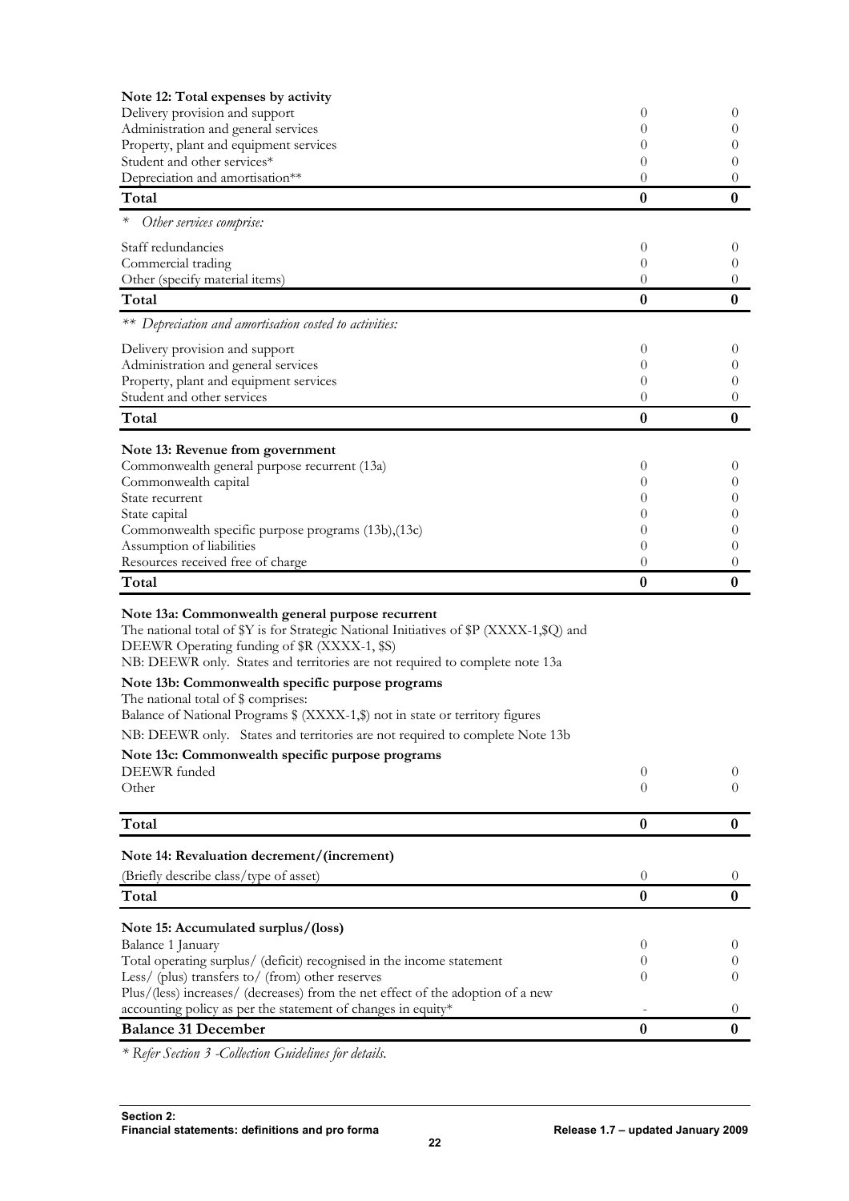**Note 12: Total expenses by activity**

| | | |
|---|---|---|
| Delivery provision and support | 0 | 0 |
| Administration and general services | 0 | 0 |
| Property, plant and equipment services | 0 | 0 |
| Student and other services* | 0 | 0 |
| Depreciation and amortisation** | 0 | 0 |
| **Total** | **0** | **0** |

\* *Other services comprise:*

| | | |
|---|---|---|
| Staff redundancies | 0 | 0 |
| Commercial trading | 0 | 0 |
| Other (specify material items) | 0 | 0 |
| **Total** | **0** | **0** |

\*\* *Depreciation and amortisation costed to activities:*

| | | |
|---|---|---|
| Delivery provision and support | 0 | 0 |
| Administration and general services | 0 | 0 |
| Property, plant and equipment services | 0 | 0 |
| Student and other services | 0 | 0 |
| **Total** | **0** | **0** |

**Note 13: Revenue from government**

| | | |
|---|---|---|
| Commonwealth general purpose recurrent (13a) | 0 | 0 |
| Commonwealth capital | 0 | 0 |
| State recurrent | 0 | 0 |
| State capital | 0 | 0 |
| Commonwealth specific purpose programs (13b),(13c) | 0 | 0 |
| Assumption of liabilities | 0 | 0 |
| Resources received free of charge | 0 | 0 |
| **Total** | **0** | **0** |

**Note 13a: Commonwealth general purpose recurrent**

The national total of $Y is for Strategic National Initiatives of $P (XXXX-1,$Q) and DEEWR Operating funding of $R (XXXX-1, $S)

NB: DEEWR only. States and territories are not required to complete note 13a

**Note 13b: Commonwealth specific purpose programs**

The national total of $ comprises:

Balance of National Programs $ (XXXX-1,$) not in state or territory figures

NB: DEEWR only. States and territories are not required to complete Note 13b

**Note 13c: Commonwealth specific purpose programs**

| | | |
|---|---|---|
| DEEWR funded | 0 | 0 |
| Other | 0 | 0 |
| **Total** | **0** | **0** |

**Note 14: Revaluation decrement/(increment)**

| | | |
|---|---|---|
| (Briefly describe class/type of asset) | 0 | 0 |
| **Total** | **0** | **0** |

**Note 15: Accumulated surplus/(loss)**

| | | |
|---|---|---|
| Balance 1 January | 0 | 0 |
| Total operating surplus/ (deficit) recognised in the income statement | 0 | 0 |
| Less/ (plus) transfers to/ (from) other reserves | 0 | 0 |
| Plus/(less) increases/ (decreases) from the net effect of the adoption of a new accounting policy as per the statement of changes in equity* | - | 0 |
| **Balance 31 December** | **0** | **0** |

\* *Refer Section 3 -Collection Guidelines for details.*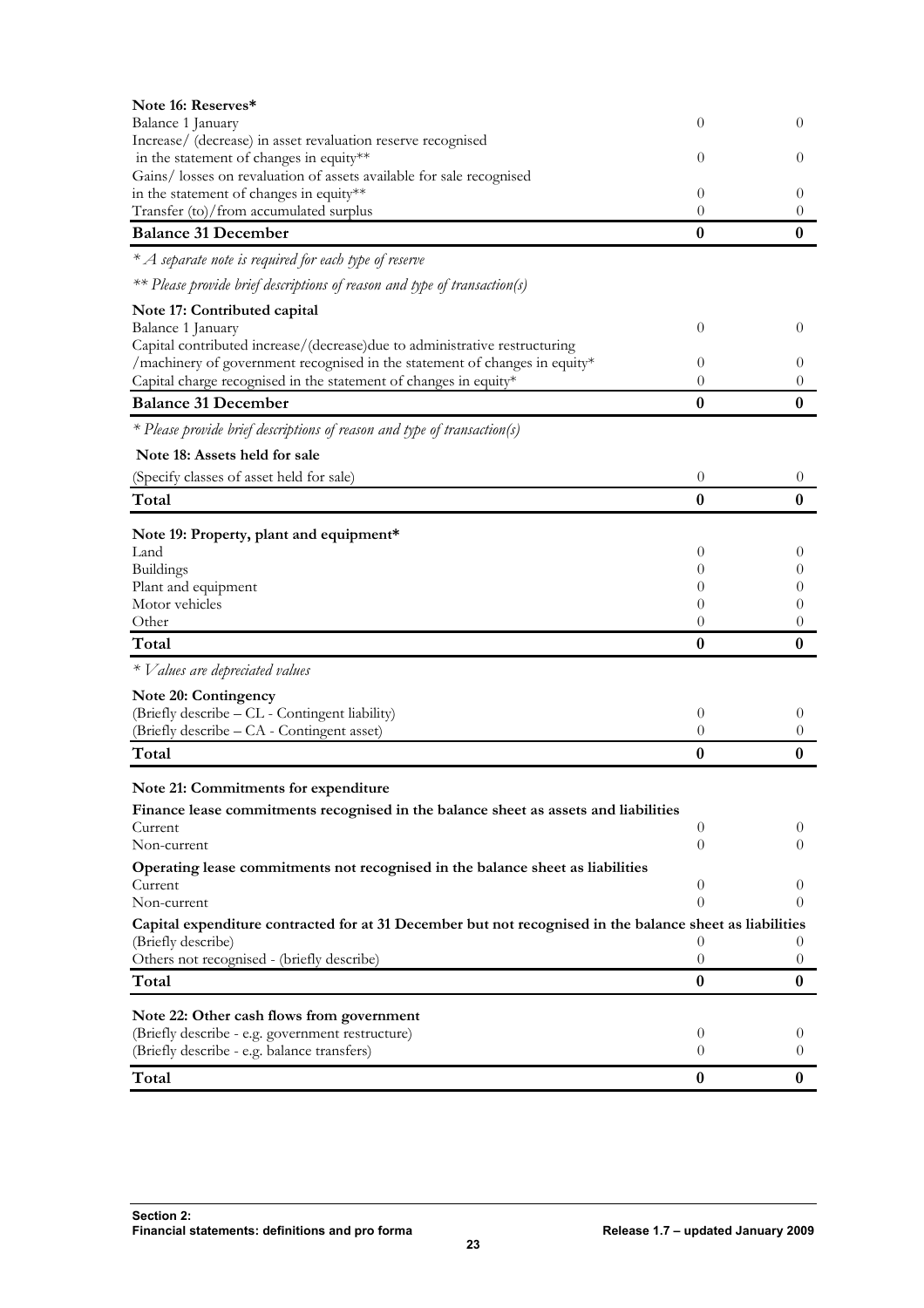**Note 16: Reserves***

| | | |
|---|---|---|
| Balance 1 January | 0 | 0 |
| Increase/ (decrease) in asset revaluation reserve recognised in the statement of changes in equity** | 0 | 0 |
| Gains/ losses on revaluation of assets available for sale recognised in the statement of changes in equity** | 0 | 0 |
| Transfer (to)/from accumulated surplus | 0 | 0 |
| **Balance 31 December** | **0** | **0** |

*\* A separate note is required for each type of reserve*

*\*\* Please provide brief descriptions of reason and type of transaction(s)*

**Note 17: Contributed capital**

| | | |
|---|---|---|
| Balance 1 January | 0 | 0 |
| Capital contributed increase/(decrease)due to administrative restructuring /machinery of government recognised in the statement of changes in equity* | 0 | 0 |
| Capital charge recognised in the statement of changes in equity* | 0 | 0 |
| **Balance 31 December** | **0** | **0** |

*\* Please provide brief descriptions of reason and type of transaction(s)*

**Note 18: Assets held for sale**

| | | |
|---|---|---|
| (Specify classes of asset held for sale) | 0 | 0 |
| **Total** | **0** | **0** |

**Note 19: Property, plant and equipment***

| | | |
|---|---|---|
| Land | 0 | 0 |
| Buildings | 0 | 0 |
| Plant and equipment | 0 | 0 |
| Motor vehicles | 0 | 0 |
| Other | 0 | 0 |
| **Total** | **0** | **0** |

*\* Values are depreciated values*

**Note 20: Contingency**

| | | |
|---|---|---|
| (Briefly describe – CL - Contingent liability) | 0 | 0 |
| (Briefly describe – CA - Contingent asset) | 0 | 0 |
| **Total** | **0** | **0** |

**Note 21: Commitments for expenditure**

| | | |
|---|---|---|
| **Finance lease commitments recognised in the balance sheet as assets and liabilities** | | |
| Current | 0 | 0 |
| Non-current | 0 | 0 |
| **Operating lease commitments not recognised in the balance sheet as liabilities** | | |
| Current | 0 | 0 |
| Non-current | 0 | 0 |
| **Capital expenditure contracted for at 31 December but not recognised in the balance sheet as liabilities** | | |
| (Briefly describe) | 0 | 0 |
| Others not recognised - (briefly describe) | 0 | 0 |
| **Total** | **0** | **0** |

**Note 22: Other cash flows from government**

| | | |
|---|---|---|
| (Briefly describe - e.g. government restructure) | 0 | 0 |
| (Briefly describe - e.g. balance transfers) | 0 | 0 |
| **Total** | **0** | **0** |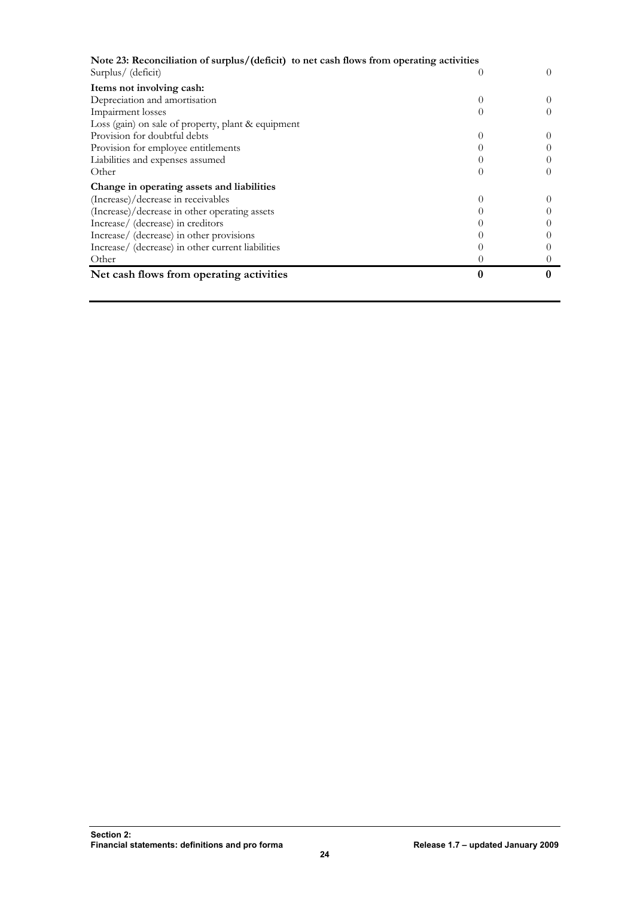**Note 23: Reconciliation of surplus/(deficit) to net cash flows from operating activities**

| | | |
|---|---|---|
| Surplus/ (deficit) | 0 | 0 |
| **Items not involving cash:** | | |
| Depreciation and amortisation | 0 | 0 |
| Impairment losses | 0 | 0 |
| Loss (gain) on sale of property, plant & equipment | | |
| Provision for doubtful debts | 0 | 0 |
| Provision for employee entitlements | 0 | 0 |
| Liabilities and expenses assumed | 0 | 0 |
| Other | 0 | 0 |
| **Change in operating assets and liabilities** | | |
| (Increase)/decrease in receivables | 0 | 0 |
| (Increase)/decrease in other operating assets | 0 | 0 |
| Increase/ (decrease) in creditors | 0 | 0 |
| Increase/ (decrease) in other provisions | 0 | 0 |
| Increase/ (decrease) in other current liabilities | 0 | 0 |
| Other | 0 | 0 |
| **Net cash flows from operating activities** | **0** | **0** |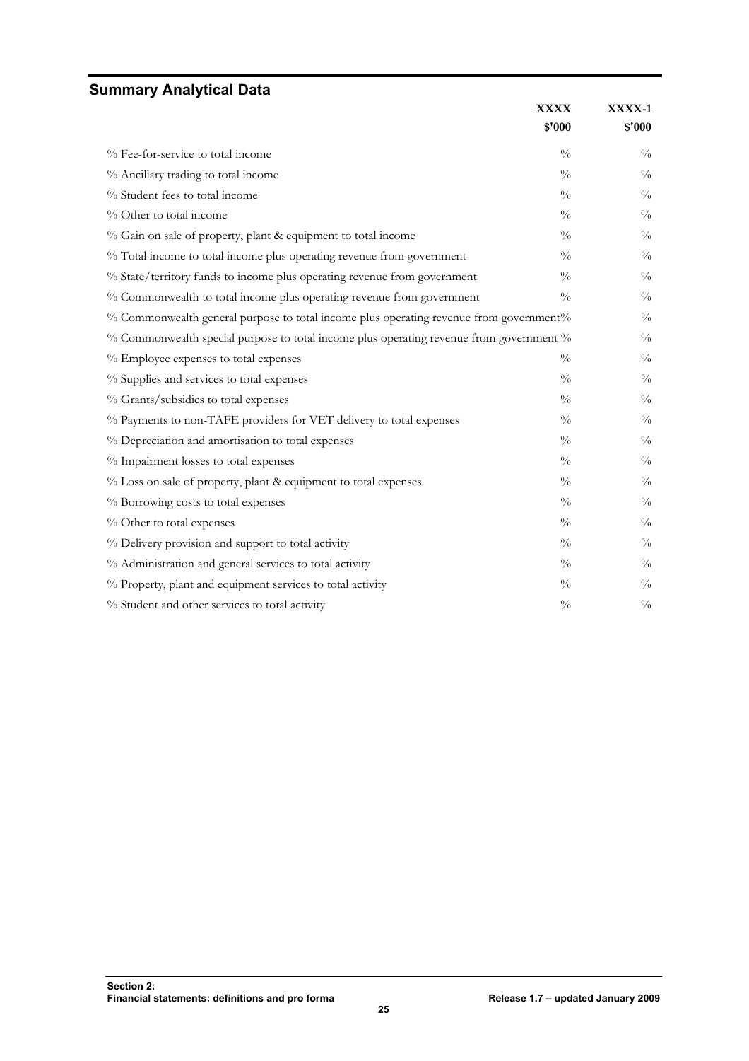## Summary Analytical Data

| | XXXX<br>$'000 | XXXX-1<br>$'000 |
|---|---|---|
| % Fee-for-service to total income | % | % |
| % Ancillary trading to total income | % | % |
| % Student fees to total income | % | % |
| % Other to total income | % | % |
| % Gain on sale of property, plant & equipment to total income | % | % |
| % Total income to total income plus operating revenue from government | % | % |
| % State/territory funds to income plus operating revenue from government | % | % |
| % Commonwealth to total income plus operating revenue from government | % | % |
| % Commonwealth general purpose to total income plus operating revenue from government | % | % |
| % Commonwealth special purpose to total income plus operating revenue from government | % | % |
| % Employee expenses to total expenses | % | % |
| % Supplies and services to total expenses | % | % |
| % Grants/subsidies to total expenses | % | % |
| % Payments to non-TAFE providers for VET delivery to total expenses | % | % |
| % Depreciation and amortisation to total expenses | % | % |
| % Impairment losses to total expenses | % | % |
| % Loss on sale of property, plant & equipment to total expenses | % | % |
| % Borrowing costs to total expenses | % | % |
| % Other to total expenses | % | % |
| % Delivery provision and support to total activity | % | % |
| % Administration and general services to total activity | % | % |
| % Property, plant and equipment services to total activity | % | % |
| % Student and other services to total activity | % | % |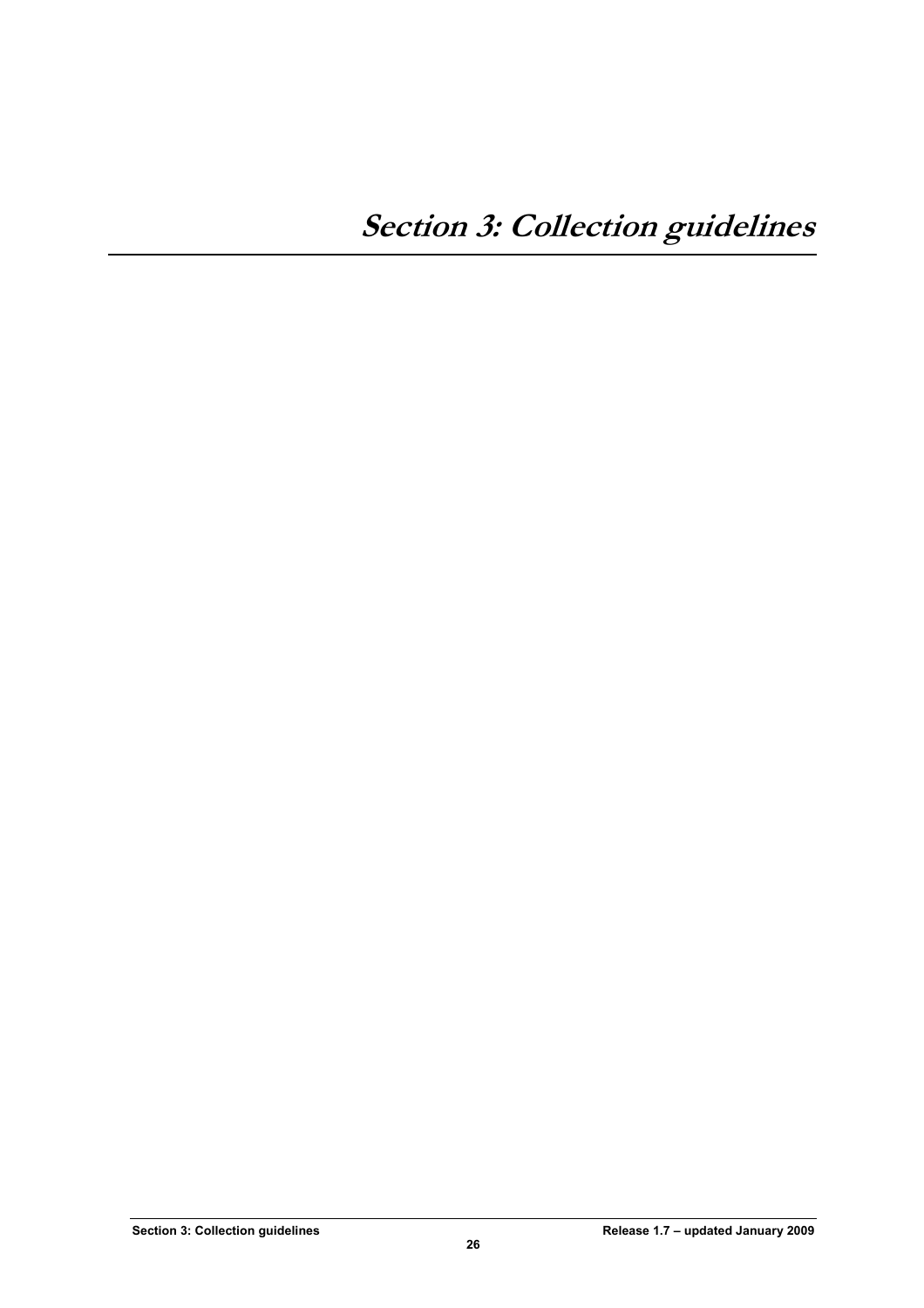# Section 3: Collection guidelines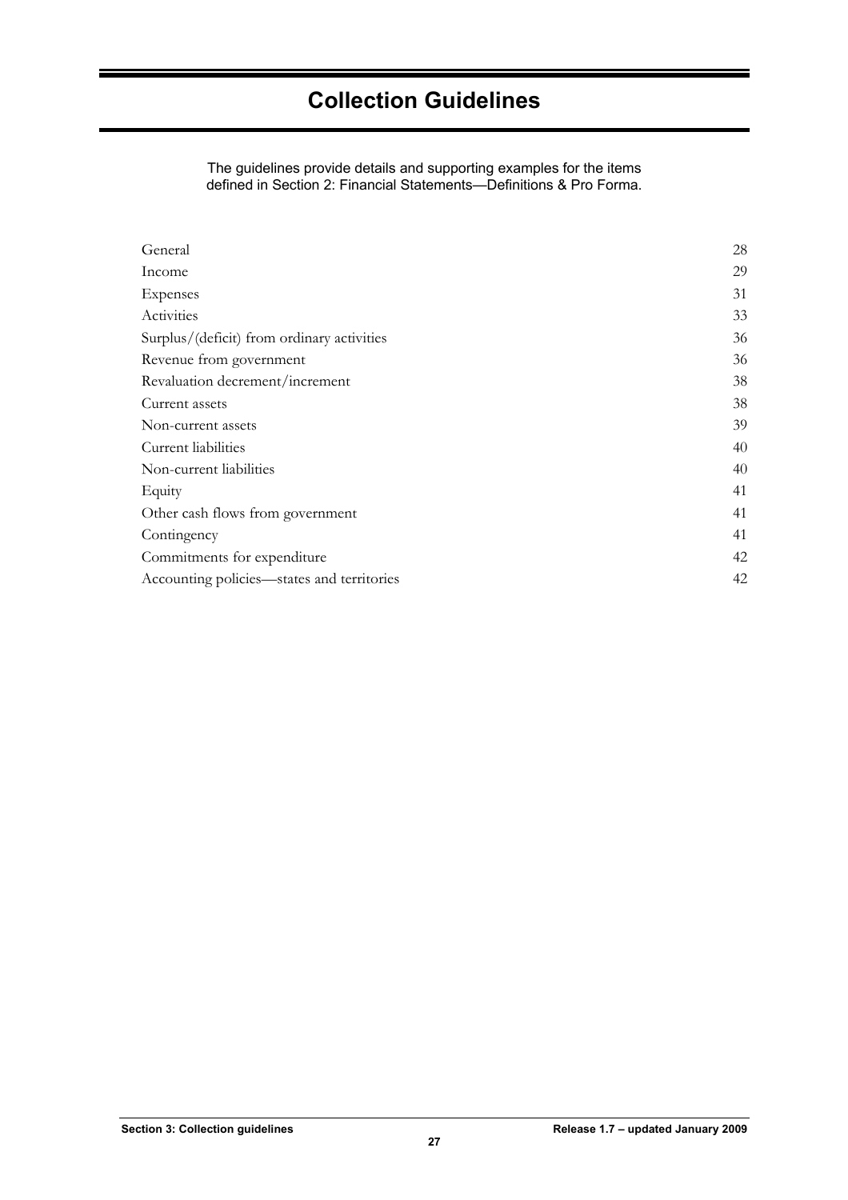# Collection Guidelines

The guidelines provide details and supporting examples for the items defined in Section 2: Financial Statements—Definitions & Pro Forma.

| | |
|---|---|
| General | 28 |
| Income | 29 |
| Expenses | 31 |
| Activities | 33 |
| Surplus/(deficit) from ordinary activities | 36 |
| Revenue from government | 36 |
| Revaluation decrement/increment | 38 |
| Current assets | 38 |
| Non-current assets | 39 |
| Current liabilities | 40 |
| Non-current liabilities | 40 |
| Equity | 41 |
| Other cash flows from government | 41 |
| Contingency | 41 |
| Commitments for expenditure | 42 |
| Accounting policies—states and territories | 42 |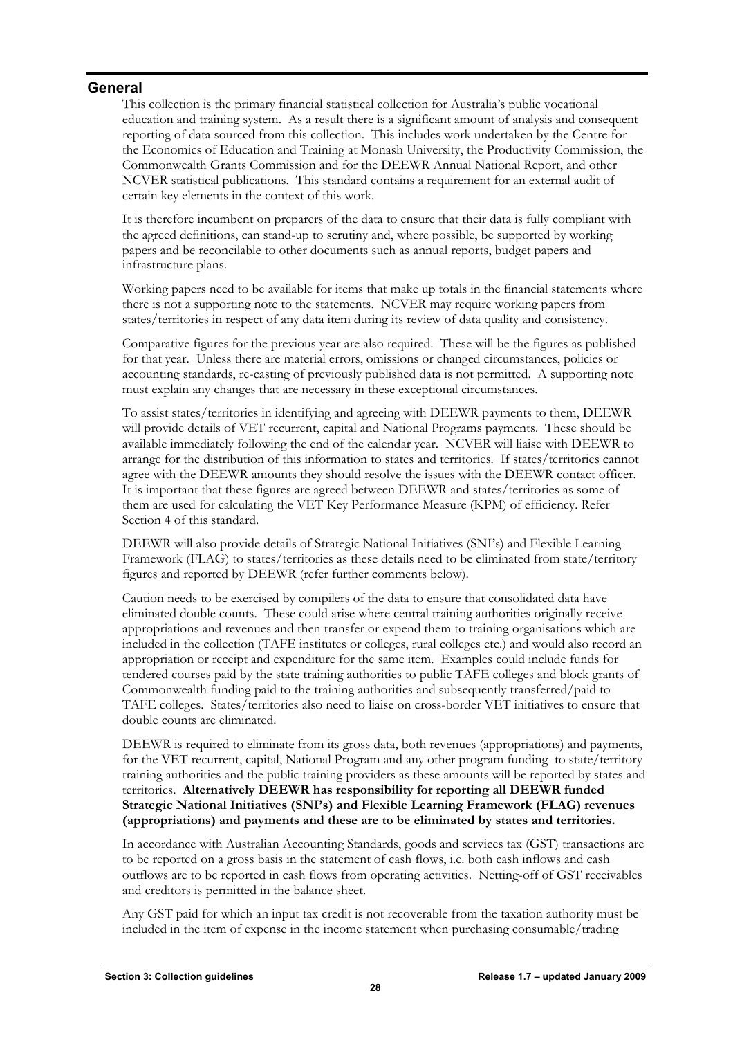## General

This collection is the primary financial statistical collection for Australia's public vocational education and training system. As a result there is a significant amount of analysis and consequent reporting of data sourced from this collection. This includes work undertaken by the Centre for the Economics of Education and Training at Monash University, the Productivity Commission, the Commonwealth Grants Commission and for the DEEWR Annual National Report, and other NCVER statistical publications. This standard contains a requirement for an external audit of certain key elements in the context of this work.

It is therefore incumbent on preparers of the data to ensure that their data is fully compliant with the agreed definitions, can stand-up to scrutiny and, where possible, be supported by working papers and be reconcilable to other documents such as annual reports, budget papers and infrastructure plans.

Working papers need to be available for items that make up totals in the financial statements where there is not a supporting note to the statements. NCVER may require working papers from states/territories in respect of any data item during its review of data quality and consistency.

Comparative figures for the previous year are also required. These will be the figures as published for that year. Unless there are material errors, omissions or changed circumstances, policies or accounting standards, re-casting of previously published data is not permitted. A supporting note must explain any changes that are necessary in these exceptional circumstances.

To assist states/territories in identifying and agreeing with DEEWR payments to them, DEEWR will provide details of VET recurrent, capital and National Programs payments. These should be available immediately following the end of the calendar year. NCVER will liaise with DEEWR to arrange for the distribution of this information to states and territories. If states/territories cannot agree with the DEEWR amounts they should resolve the issues with the DEEWR contact officer. It is important that these figures are agreed between DEEWR and states/territories as some of them are used for calculating the VET Key Performance Measure (KPM) of efficiency. Refer Section 4 of this standard.

DEEWR will also provide details of Strategic National Initiatives (SNI's) and Flexible Learning Framework (FLAG) to states/territories as these details need to be eliminated from state/territory figures and reported by DEEWR (refer further comments below).

Caution needs to be exercised by compilers of the data to ensure that consolidated data have eliminated double counts. These could arise where central training authorities originally receive appropriations and revenues and then transfer or expend them to training organisations which are included in the collection (TAFE institutes or colleges, rural colleges etc.) and would also record an appropriation or receipt and expenditure for the same item. Examples could include funds for tendered courses paid by the state training authorities to public TAFE colleges and block grants of Commonwealth funding paid to the training authorities and subsequently transferred/paid to TAFE colleges. States/territories also need to liaise on cross-border VET initiatives to ensure that double counts are eliminated.

DEEWR is required to eliminate from its gross data, both revenues (appropriations) and payments, for the VET recurrent, capital, National Program and any other program funding to state/territory training authorities and the public training providers as these amounts will be reported by states and territories. **Alternatively DEEWR has responsibility for reporting all DEEWR funded Strategic National Initiatives (SNI's) and Flexible Learning Framework (FLAG) revenues (appropriations) and payments and these are to be eliminated by states and territories.**

In accordance with Australian Accounting Standards, goods and services tax (GST) transactions are to be reported on a gross basis in the statement of cash flows, i.e. both cash inflows and cash outflows are to be reported in cash flows from operating activities. Netting-off of GST receivables and creditors is permitted in the balance sheet.

Any GST paid for which an input tax credit is not recoverable from the taxation authority must be included in the item of expense in the income statement when purchasing consumable/trading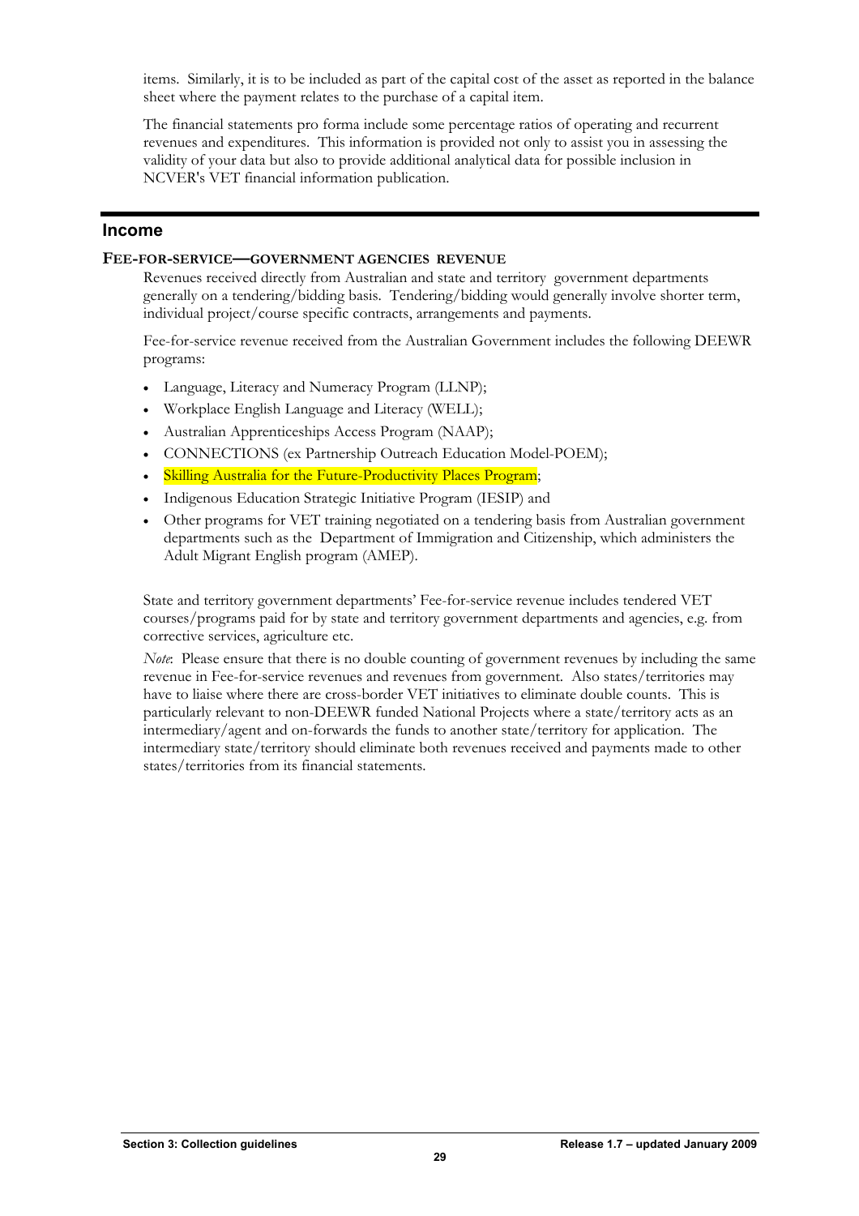items. Similarly, it is to be included as part of the capital cost of the asset as reported in the balance sheet where the payment relates to the purchase of a capital item.

The financial statements pro forma include some percentage ratios of operating and recurrent revenues and expenditures. This information is provided not only to assist you in assessing the validity of your data but also to provide additional analytical data for possible inclusion in NCVER's VET financial information publication.

## Income

### FEE-FOR-SERVICE—GOVERNMENT AGENCIES REVENUE

Revenues received directly from Australian and state and territory government departments generally on a tendering/bidding basis. Tendering/bidding would generally involve shorter term, individual project/course specific contracts, arrangements and payments.

Fee-for-service revenue received from the Australian Government includes the following DEEWR programs:

- Language, Literacy and Numeracy Program (LLNP);
- Workplace English Language and Literacy (WELL);
- Australian Apprenticeships Access Program (NAAP);
- CONNECTIONS (ex Partnership Outreach Education Model-POEM);
- Skilling Australia for the Future-Productivity Places Program;
- Indigenous Education Strategic Initiative Program (IESIP) and
- Other programs for VET training negotiated on a tendering basis from Australian government departments such as the Department of Immigration and Citizenship, which administers the Adult Migrant English program (AMEP).

State and territory government departments' Fee-for-service revenue includes tendered VET courses/programs paid for by state and territory government departments and agencies, e.g. from corrective services, agriculture etc.

*Note*: Please ensure that there is no double counting of government revenues by including the same revenue in Fee-for-service revenues and revenues from government. Also states/territories may have to liaise where there are cross-border VET initiatives to eliminate double counts. This is particularly relevant to non-DEEWR funded National Projects where a state/territory acts as an intermediary/agent and on-forwards the funds to another state/territory for application. The intermediary state/territory should eliminate both revenues received and payments made to other states/territories from its financial statements.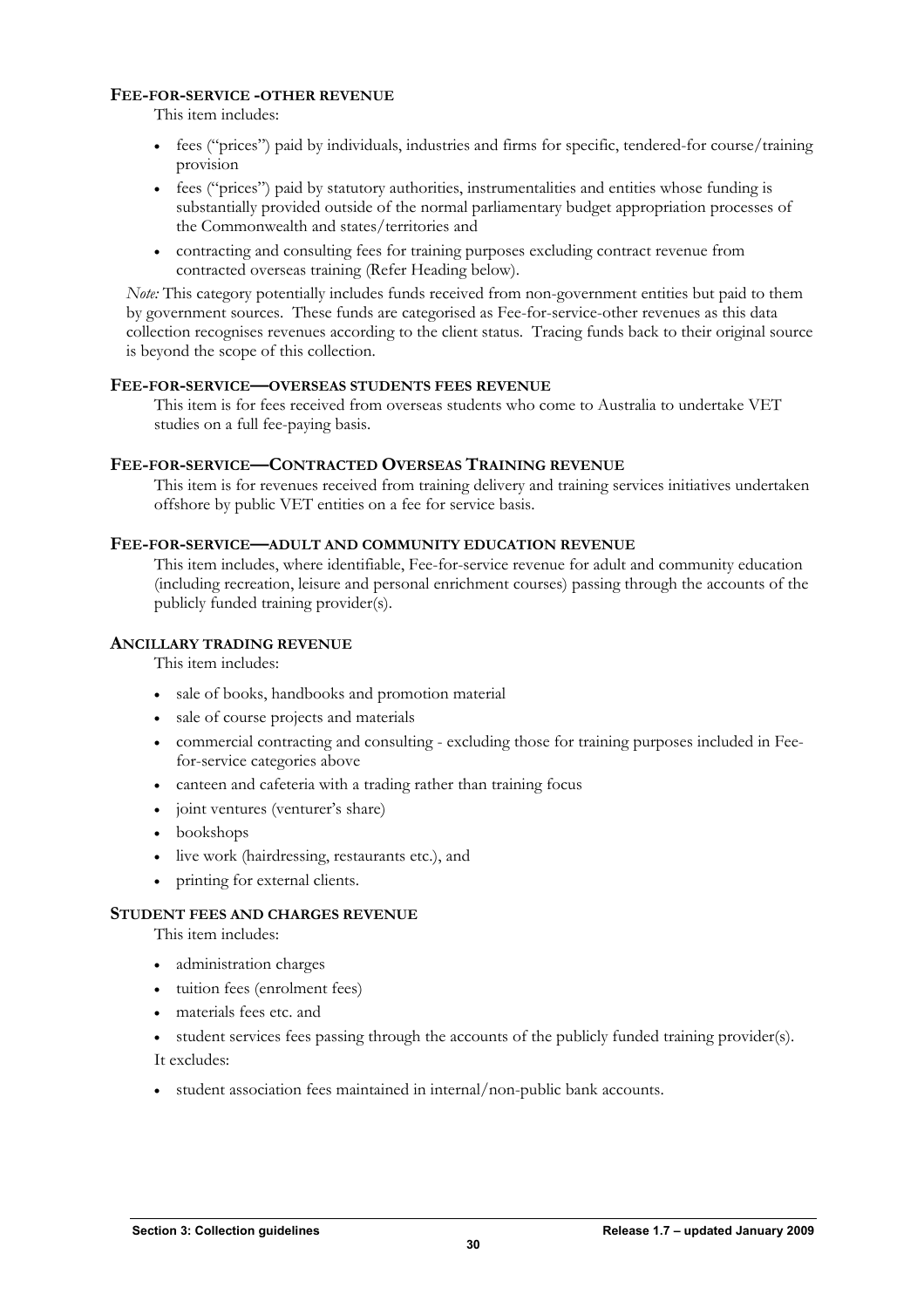**FEE-FOR-SERVICE -OTHER REVENUE**

This item includes:

- fees ("prices") paid by individuals, industries and firms for specific, tendered-for course/training provision
- fees ("prices") paid by statutory authorities, instrumentalities and entities whose funding is substantially provided outside of the normal parliamentary budget appropriation processes of the Commonwealth and states/territories and
- contracting and consulting fees for training purposes excluding contract revenue from contracted overseas training (Refer Heading below).

*Note:* This category potentially includes funds received from non-government entities but paid to them by government sources. These funds are categorised as Fee-for-service-other revenues as this data collection recognises revenues according to the client status. Tracing funds back to their original source is beyond the scope of this collection.

**FEE-FOR-SERVICE—OVERSEAS STUDENTS FEES REVENUE**

This item is for fees received from overseas students who come to Australia to undertake VET studies on a full fee-paying basis.

**FEE-FOR-SERVICE—CONTRACTED OVERSEAS TRAINING REVENUE**

This item is for revenues received from training delivery and training services initiatives undertaken offshore by public VET entities on a fee for service basis.

**FEE-FOR-SERVICE—ADULT AND COMMUNITY EDUCATION REVENUE**

This item includes, where identifiable, Fee-for-service revenue for adult and community education (including recreation, leisure and personal enrichment courses) passing through the accounts of the publicly funded training provider(s).

**ANCILLARY TRADING REVENUE**

This item includes:

- sale of books, handbooks and promotion material
- sale of course projects and materials
- commercial contracting and consulting - excluding those for training purposes included in Fee-for-service categories above
- canteen and cafeteria with a trading rather than training focus
- joint ventures (venturer's share)
- bookshops
- live work (hairdressing, restaurants etc.), and
- printing for external clients.

**STUDENT FEES AND CHARGES REVENUE**

This item includes:

- administration charges
- tuition fees (enrolment fees)
- materials fees etc. and
- student services fees passing through the accounts of the publicly funded training provider(s).

It excludes:

- student association fees maintained in internal/non-public bank accounts.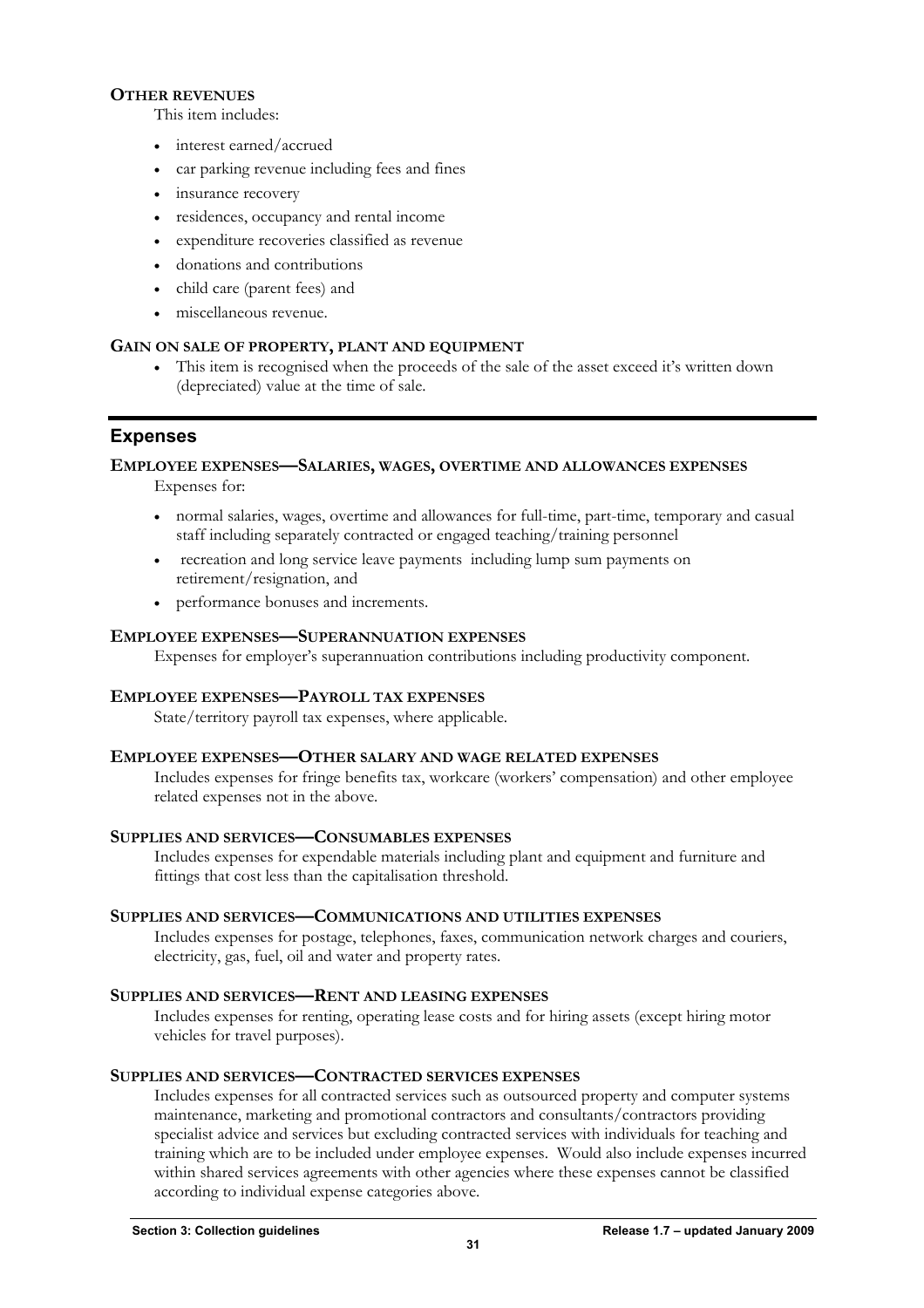**OTHER REVENUES**

This item includes:

- interest earned/accrued
- car parking revenue including fees and fines
- insurance recovery
- residences, occupancy and rental income
- expenditure recoveries classified as revenue
- donations and contributions
- child care (parent fees) and
- miscellaneous revenue.

**GAIN ON SALE OF PROPERTY, PLANT AND EQUIPMENT**

- This item is recognised when the proceeds of the sale of the asset exceed it's written down (depreciated) value at the time of sale.

## Expenses

**EMPLOYEE EXPENSES—SALARIES, WAGES, OVERTIME AND ALLOWANCES EXPENSES**

Expenses for:

- normal salaries, wages, overtime and allowances for full-time, part-time, temporary and casual staff including separately contracted or engaged teaching/training personnel
- recreation and long service leave payments including lump sum payments on retirement/resignation, and
- performance bonuses and increments.

**EMPLOYEE EXPENSES—SUPERANNUATION EXPENSES**

Expenses for employer's superannuation contributions including productivity component.

**EMPLOYEE EXPENSES—PAYROLL TAX EXPENSES**

State/territory payroll tax expenses, where applicable.

**EMPLOYEE EXPENSES—OTHER SALARY AND WAGE RELATED EXPENSES**

Includes expenses for fringe benefits tax, workcare (workers' compensation) and other employee related expenses not in the above.

**SUPPLIES AND SERVICES—CONSUMABLES EXPENSES**

Includes expenses for expendable materials including plant and equipment and furniture and fittings that cost less than the capitalisation threshold.

**SUPPLIES AND SERVICES—COMMUNICATIONS AND UTILITIES EXPENSES**

Includes expenses for postage, telephones, faxes, communication network charges and couriers, electricity, gas, fuel, oil and water and property rates.

**SUPPLIES AND SERVICES—RENT AND LEASING EXPENSES**

Includes expenses for renting, operating lease costs and for hiring assets (except hiring motor vehicles for travel purposes).

**SUPPLIES AND SERVICES—CONTRACTED SERVICES EXPENSES**

Includes expenses for all contracted services such as outsourced property and computer systems maintenance, marketing and promotional contractors and consultants/contractors providing specialist advice and services but excluding contracted services with individuals for teaching and training which are to be included under employee expenses. Would also include expenses incurred within shared services agreements with other agencies where these expenses cannot be classified according to individual expense categories above.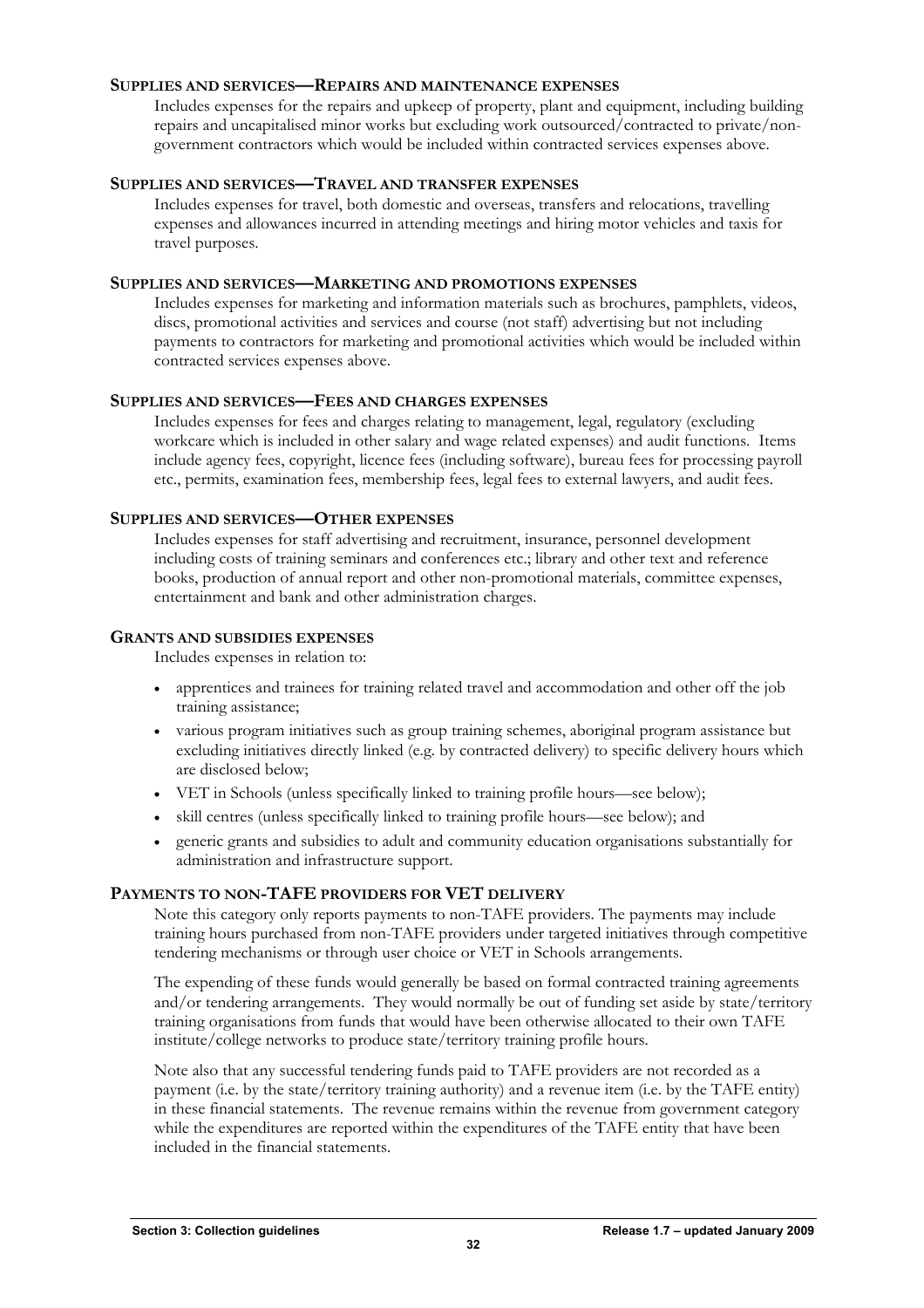### Supplies and services—Repairs and maintenance expenses

Includes expenses for the repairs and upkeep of property, plant and equipment, including building repairs and uncapitalised minor works but excluding work outsourced/contracted to private/non-government contractors which would be included within contracted services expenses above.

### Supplies and services—Travel and transfer expenses

Includes expenses for travel, both domestic and overseas, transfers and relocations, travelling expenses and allowances incurred in attending meetings and hiring motor vehicles and taxis for travel purposes.

### Supplies and services—Marketing and promotions expenses

Includes expenses for marketing and information materials such as brochures, pamphlets, videos, discs, promotional activities and services and course (not staff) advertising but not including payments to contractors for marketing and promotional activities which would be included within contracted services expenses above.

### Supplies and services—Fees and charges expenses

Includes expenses for fees and charges relating to management, legal, regulatory (excluding workcare which is included in other salary and wage related expenses) and audit functions. Items include agency fees, copyright, licence fees (including software), bureau fees for processing payroll etc., permits, examination fees, membership fees, legal fees to external lawyers, and audit fees.

### Supplies and services—Other expenses

Includes expenses for staff advertising and recruitment, insurance, personnel development including costs of training seminars and conferences etc.; library and other text and reference books, production of annual report and other non-promotional materials, committee expenses, entertainment and bank and other administration charges.

### Grants and subsidies expenses

Includes expenses in relation to:

- apprentices and trainees for training related travel and accommodation and other off the job training assistance;
- various program initiatives such as group training schemes, aboriginal program assistance but excluding initiatives directly linked (e.g. by contracted delivery) to specific delivery hours which are disclosed below;
- VET in Schools (unless specifically linked to training profile hours—see below);
- skill centres (unless specifically linked to training profile hours—see below); and
- generic grants and subsidies to adult and community education organisations substantially for administration and infrastructure support.

## Payments to non-TAFE providers for VET delivery

Note this category only reports payments to non-TAFE providers. The payments may include training hours purchased from non-TAFE providers under targeted initiatives through competitive tendering mechanisms or through user choice or VET in Schools arrangements.

The expending of these funds would generally be based on formal contracted training agreements and/or tendering arrangements. They would normally be out of funding set aside by state/territory training organisations from funds that would have been otherwise allocated to their own TAFE institute/college networks to produce state/territory training profile hours.

Note also that any successful tendering funds paid to TAFE providers are not recorded as a payment (i.e. by the state/territory training authority) and a revenue item (i.e. by the TAFE entity) in these financial statements. The revenue remains within the revenue from government category while the expenditures are reported within the expenditures of the TAFE entity that have been included in the financial statements.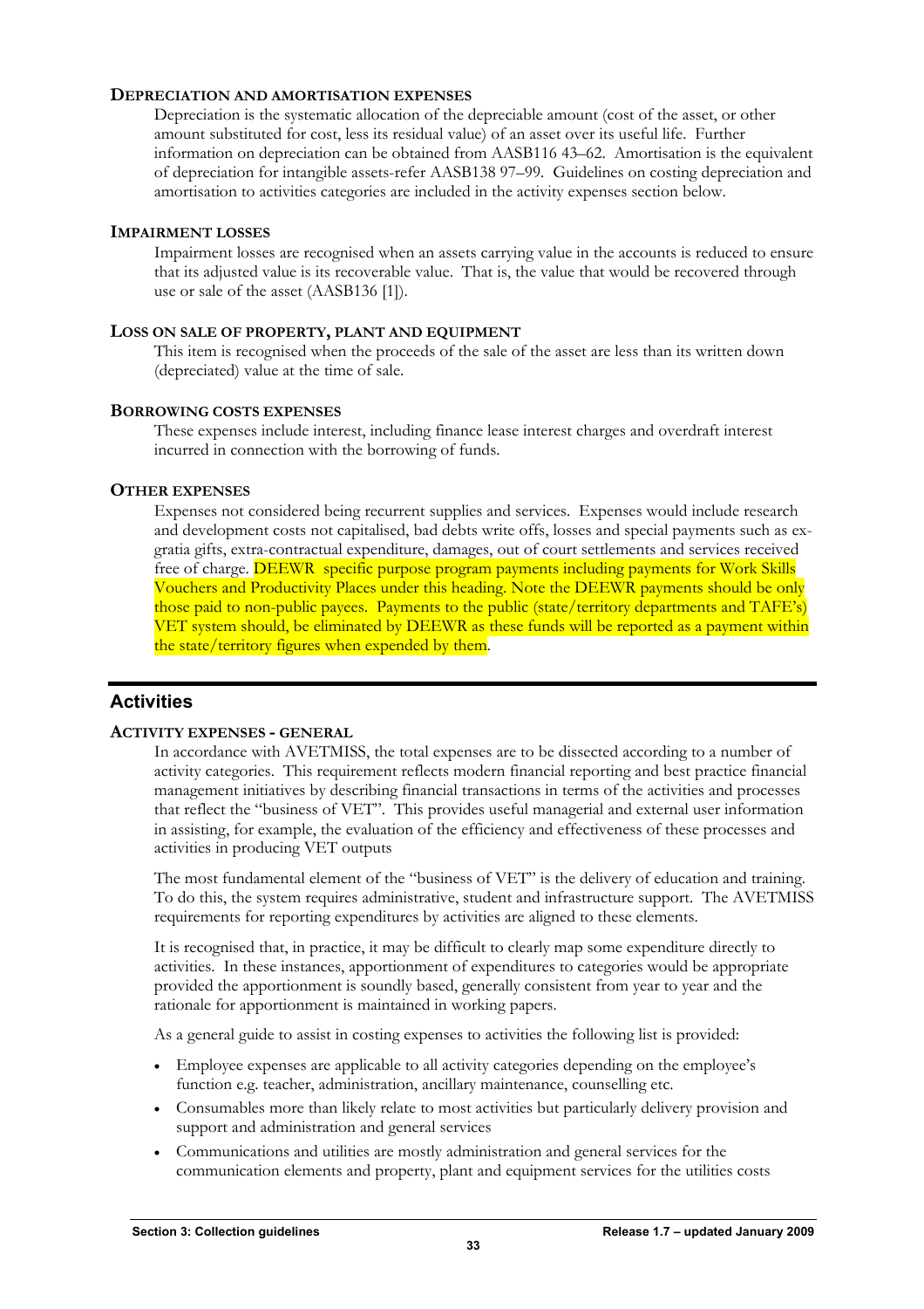### Depreciation and amortisation expenses

Depreciation is the systematic allocation of the depreciable amount (cost of the asset, or other amount substituted for cost, less its residual value) of an asset over its useful life. Further information on depreciation can be obtained from AASB116 43–62. Amortisation is the equivalent of depreciation for intangible assets-refer AASB138 97–99. Guidelines on costing depreciation and amortisation to activities categories are included in the activity expenses section below.

### Impairment losses

Impairment losses are recognised when an assets carrying value in the accounts is reduced to ensure that its adjusted value is its recoverable value. That is, the value that would be recovered through use or sale of the asset (AASB136 [1]).

### Loss on sale of property, plant and equipment

This item is recognised when the proceeds of the sale of the asset are less than its written down (depreciated) value at the time of sale.

### Borrowing costs expenses

These expenses include interest, including finance lease interest charges and overdraft interest incurred in connection with the borrowing of funds.

### Other expenses

Expenses not considered being recurrent supplies and services. Expenses would include research and development costs not capitalised, bad debts write offs, losses and special payments such as ex-gratia gifts, extra-contractual expenditure, damages, out of court settlements and services received free of charge. DEEWR specific purpose program payments including payments for Work Skills Vouchers and Productivity Places under this heading. Note the DEEWR payments should be only those paid to non-public payees. Payments to the public (state/territory departments and TAFE's) VET system should, be eliminated by DEEWR as these funds will be reported as a payment within the state/territory figures when expended by them.

## Activities

### Activity expenses - general

In accordance with AVETMISS, the total expenses are to be dissected according to a number of activity categories. This requirement reflects modern financial reporting and best practice financial management initiatives by describing financial transactions in terms of the activities and processes that reflect the "business of VET". This provides useful managerial and external user information in assisting, for example, the evaluation of the efficiency and effectiveness of these processes and activities in producing VET outputs

The most fundamental element of the "business of VET" is the delivery of education and training. To do this, the system requires administrative, student and infrastructure support. The AVETMISS requirements for reporting expenditures by activities are aligned to these elements.

It is recognised that, in practice, it may be difficult to clearly map some expenditure directly to activities. In these instances, apportionment of expenditures to categories would be appropriate provided the apportionment is soundly based, generally consistent from year to year and the rationale for apportionment is maintained in working papers.

As a general guide to assist in costing expenses to activities the following list is provided:

- Employee expenses are applicable to all activity categories depending on the employee's function e.g. teacher, administration, ancillary maintenance, counselling etc.
- Consumables more than likely relate to most activities but particularly delivery provision and support and administration and general services
- Communications and utilities are mostly administration and general services for the communication elements and property, plant and equipment services for the utilities costs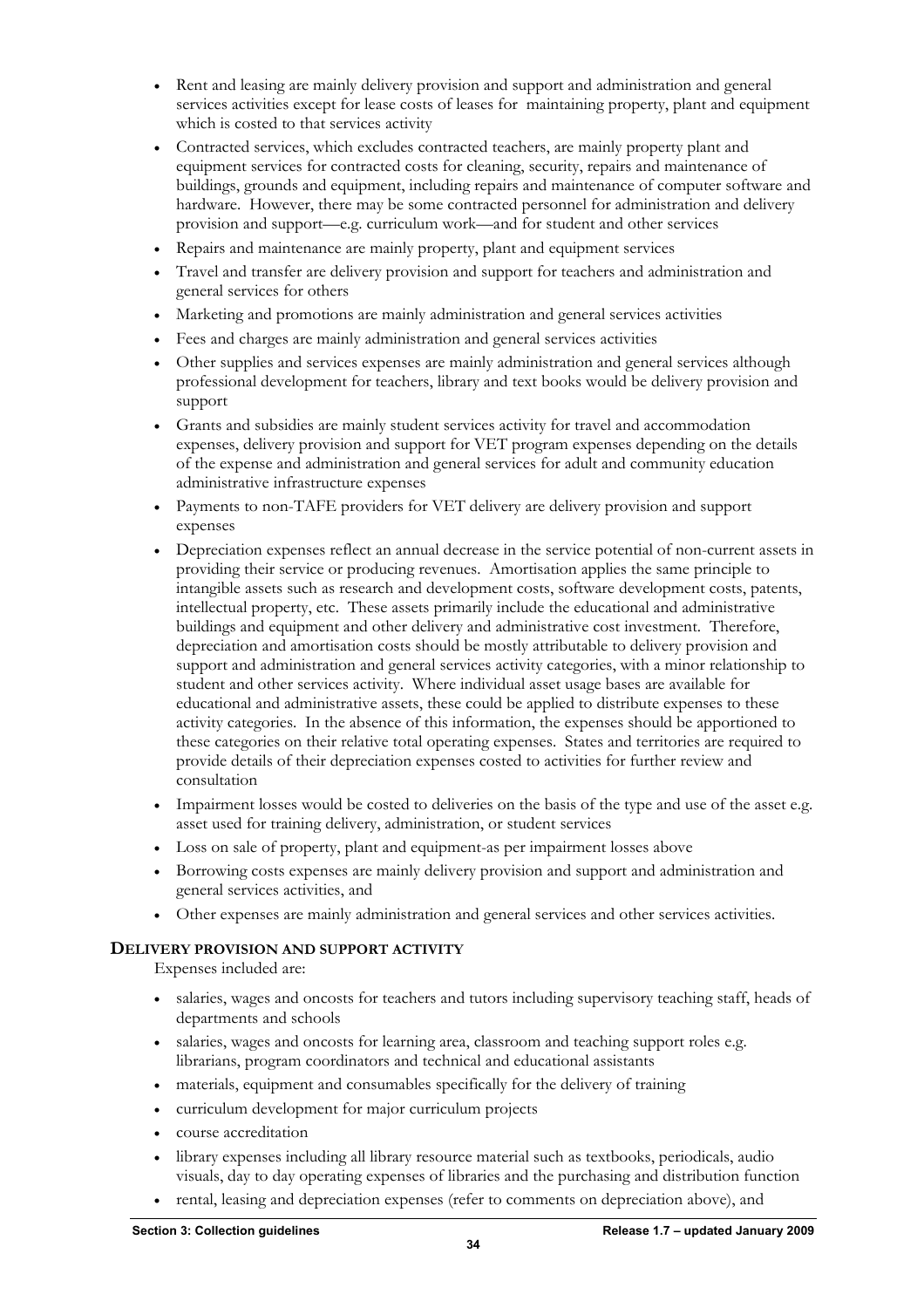- Rent and leasing are mainly delivery provision and support and administration and general services activities except for lease costs of leases for maintaining property, plant and equipment which is costed to that services activity
- Contracted services, which excludes contracted teachers, are mainly property plant and equipment services for contracted costs for cleaning, security, repairs and maintenance of buildings, grounds and equipment, including repairs and maintenance of computer software and hardware. However, there may be some contracted personnel for administration and delivery provision and support—e.g. curriculum work—and for student and other services
- Repairs and maintenance are mainly property, plant and equipment services
- Travel and transfer are delivery provision and support for teachers and administration and general services for others
- Marketing and promotions are mainly administration and general services activities
- Fees and charges are mainly administration and general services activities
- Other supplies and services expenses are mainly administration and general services although professional development for teachers, library and text books would be delivery provision and support
- Grants and subsidies are mainly student services activity for travel and accommodation expenses, delivery provision and support for VET program expenses depending on the details of the expense and administration and general services for adult and community education administrative infrastructure expenses
- Payments to non-TAFE providers for VET delivery are delivery provision and support expenses
- Depreciation expenses reflect an annual decrease in the service potential of non-current assets in providing their service or producing revenues. Amortisation applies the same principle to intangible assets such as research and development costs, software development costs, patents, intellectual property, etc. These assets primarily include the educational and administrative buildings and equipment and other delivery and administrative cost investment. Therefore, depreciation and amortisation costs should be mostly attributable to delivery provision and support and administration and general services activity categories, with a minor relationship to student and other services activity. Where individual asset usage bases are available for educational and administrative assets, these could be applied to distribute expenses to these activity categories. In the absence of this information, the expenses should be apportioned to these categories on their relative total operating expenses. States and territories are required to provide details of their depreciation expenses costed to activities for further review and consultation
- Impairment losses would be costed to deliveries on the basis of the type and use of the asset e.g. asset used for training delivery, administration, or student services
- Loss on sale of property, plant and equipment-as per impairment losses above
- Borrowing costs expenses are mainly delivery provision and support and administration and general services activities, and
- Other expenses are mainly administration and general services and other services activities.

### DELIVERY PROVISION AND SUPPORT ACTIVITY

Expenses included are:

- salaries, wages and oncosts for teachers and tutors including supervisory teaching staff, heads of departments and schools
- salaries, wages and oncosts for learning area, classroom and teaching support roles e.g. librarians, program coordinators and technical and educational assistants
- materials, equipment and consumables specifically for the delivery of training
- curriculum development for major curriculum projects
- course accreditation
- library expenses including all library resource material such as textbooks, periodicals, audio visuals, day to day operating expenses of libraries and the purchasing and distribution function
- rental, leasing and depreciation expenses (refer to comments on depreciation above), and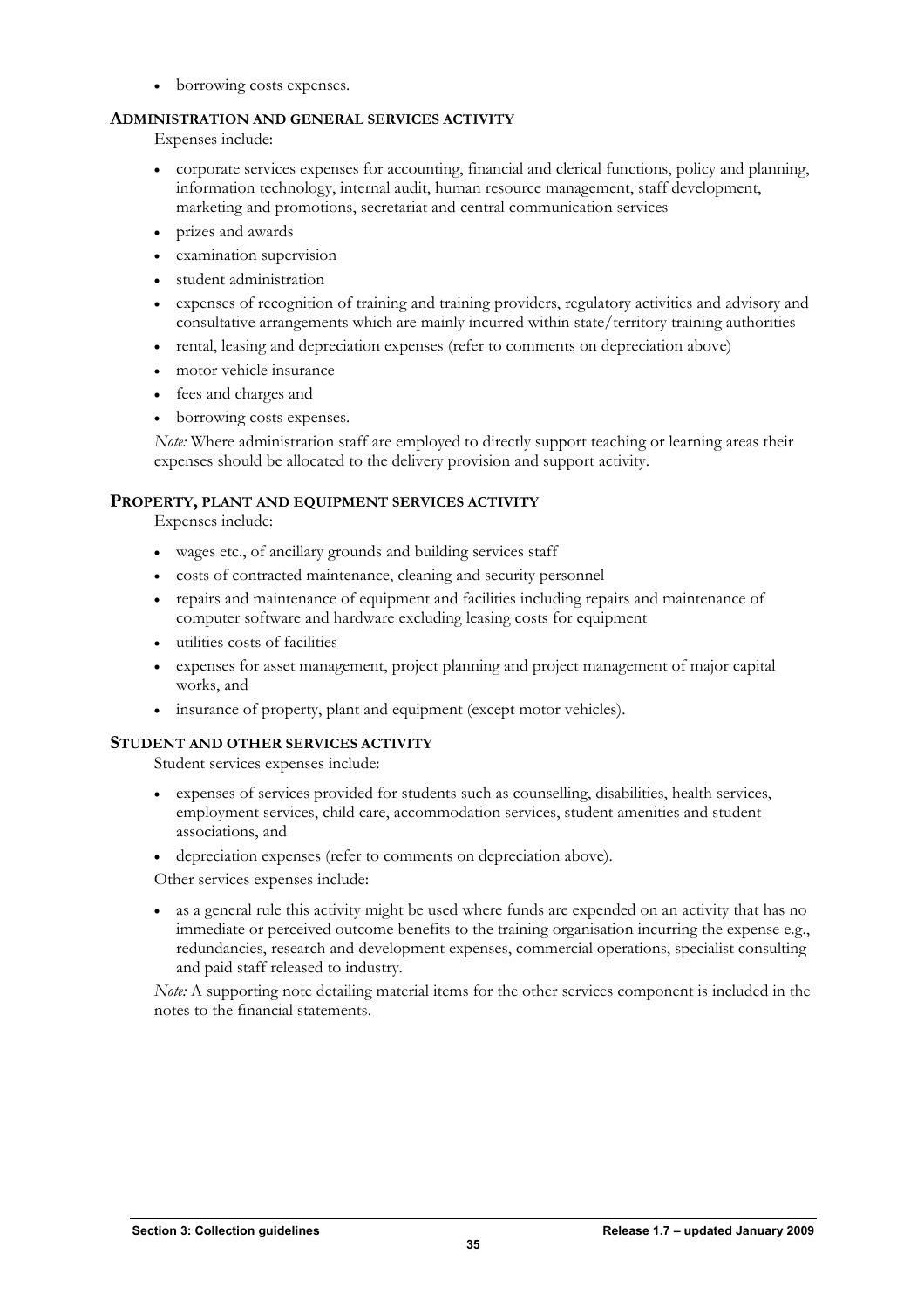- borrowing costs expenses.

### Administration and general services activity

Expenses include:

- corporate services expenses for accounting, financial and clerical functions, policy and planning, information technology, internal audit, human resource management, staff development, marketing and promotions, secretariat and central communication services
- prizes and awards
- examination supervision
- student administration
- expenses of recognition of training and training providers, regulatory activities and advisory and consultative arrangements which are mainly incurred within state/territory training authorities
- rental, leasing and depreciation expenses (refer to comments on depreciation above)
- motor vehicle insurance
- fees and charges and
- borrowing costs expenses.

*Note:* Where administration staff are employed to directly support teaching or learning areas their expenses should be allocated to the delivery provision and support activity.

### Property, plant and equipment services activity

Expenses include:

- wages etc., of ancillary grounds and building services staff
- costs of contracted maintenance, cleaning and security personnel
- repairs and maintenance of equipment and facilities including repairs and maintenance of computer software and hardware excluding leasing costs for equipment
- utilities costs of facilities
- expenses for asset management, project planning and project management of major capital works, and
- insurance of property, plant and equipment (except motor vehicles).

### Student and other services activity

Student services expenses include:

- expenses of services provided for students such as counselling, disabilities, health services, employment services, child care, accommodation services, student amenities and student associations, and
- depreciation expenses (refer to comments on depreciation above).

Other services expenses include:

- as a general rule this activity might be used where funds are expended on an activity that has no immediate or perceived outcome benefits to the training organisation incurring the expense e.g., redundancies, research and development expenses, commercial operations, specialist consulting and paid staff released to industry.

*Note:* A supporting note detailing material items for the other services component is included in the notes to the financial statements.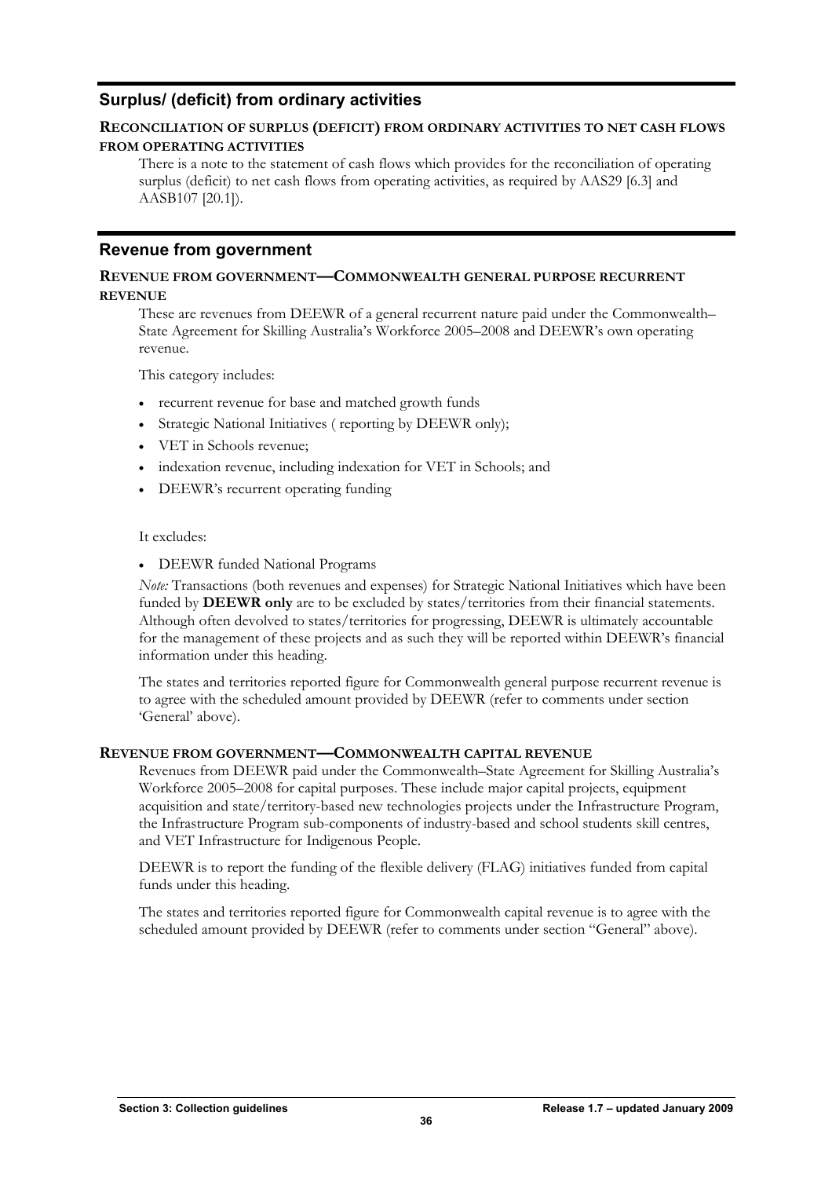## Surplus/ (deficit) from ordinary activities

### RECONCILIATION OF SURPLUS (DEFICIT) FROM ORDINARY ACTIVITIES TO NET CASH FLOWS FROM OPERATING ACTIVITIES

There is a note to the statement of cash flows which provides for the reconciliation of operating surplus (deficit) to net cash flows from operating activities, as required by AAS29 [6.3] and AASB107 [20.1]).

## Revenue from government

### REVENUE FROM GOVERNMENT—COMMONWEALTH GENERAL PURPOSE RECURRENT REVENUE

These are revenues from DEEWR of a general recurrent nature paid under the Commonwealth–State Agreement for Skilling Australia's Workforce 2005–2008 and DEEWR's own operating revenue.

This category includes:

- recurrent revenue for base and matched growth funds
- Strategic National Initiatives ( reporting by DEEWR only);
- VET in Schools revenue;
- indexation revenue, including indexation for VET in Schools; and
- DEEWR's recurrent operating funding

It excludes:

- DEEWR funded National Programs

*Note:* Transactions (both revenues and expenses) for Strategic National Initiatives which have been funded by **DEEWR only** are to be excluded by states/territories from their financial statements. Although often devolved to states/territories for progressing, DEEWR is ultimately accountable for the management of these projects and as such they will be reported within DEEWR's financial information under this heading.

The states and territories reported figure for Commonwealth general purpose recurrent revenue is to agree with the scheduled amount provided by DEEWR (refer to comments under section 'General' above).

### REVENUE FROM GOVERNMENT—COMMONWEALTH CAPITAL REVENUE

Revenues from DEEWR paid under the Commonwealth–State Agreement for Skilling Australia's Workforce 2005–2008 for capital purposes. These include major capital projects, equipment acquisition and state/territory-based new technologies projects under the Infrastructure Program, the Infrastructure Program sub-components of industry-based and school students skill centres, and VET Infrastructure for Indigenous People.

DEEWR is to report the funding of the flexible delivery (FLAG) initiatives funded from capital funds under this heading.

The states and territories reported figure for Commonwealth capital revenue is to agree with the scheduled amount provided by DEEWR (refer to comments under section "General" above).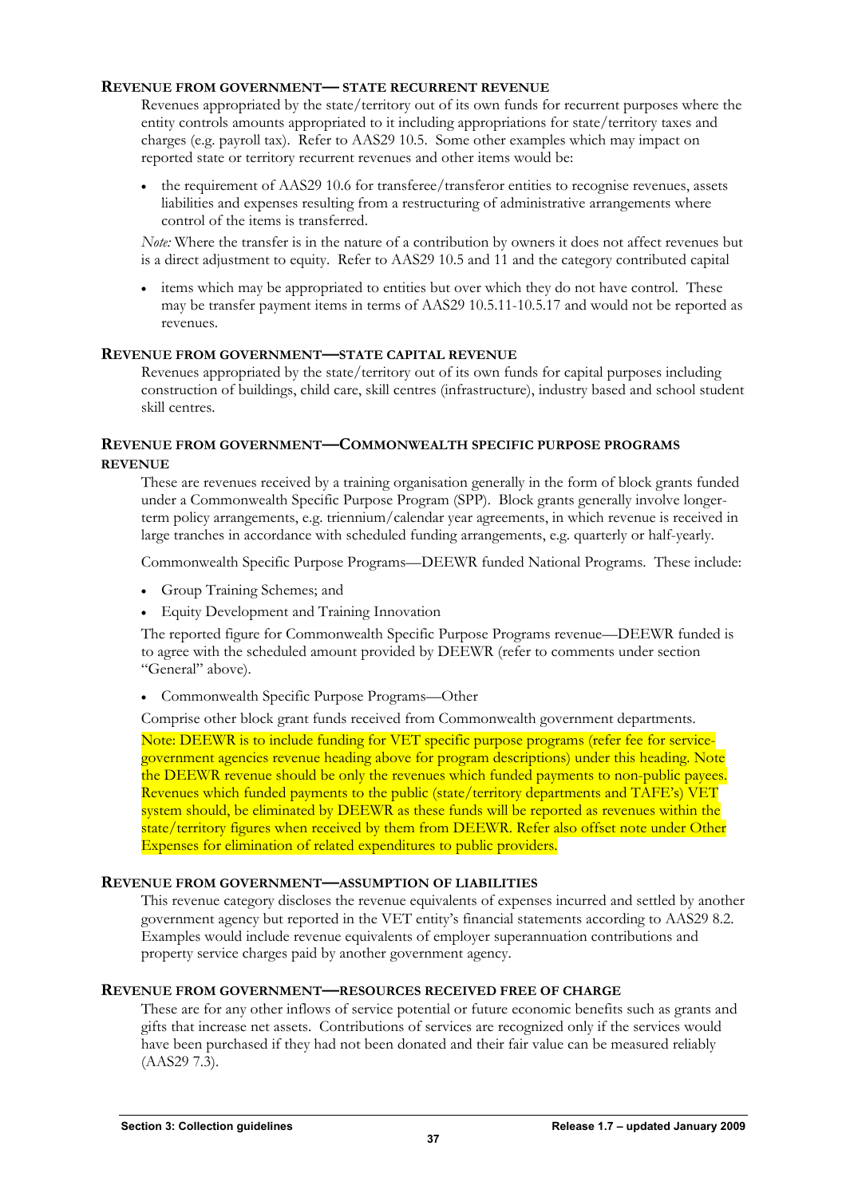### REVENUE FROM GOVERNMENT— STATE RECURRENT REVENUE

Revenues appropriated by the state/territory out of its own funds for recurrent purposes where the entity controls amounts appropriated to it including appropriations for state/territory taxes and charges (e.g. payroll tax). Refer to AAS29 10.5. Some other examples which may impact on reported state or territory recurrent revenues and other items would be:

- the requirement of AAS29 10.6 for transferee/transferor entities to recognise revenues, assets liabilities and expenses resulting from a restructuring of administrative arrangements where control of the items is transferred.

*Note:* Where the transfer is in the nature of a contribution by owners it does not affect revenues but is a direct adjustment to equity. Refer to AAS29 10.5 and 11 and the category contributed capital

- items which may be appropriated to entities but over which they do not have control. These may be transfer payment items in terms of AAS29 10.5.11-10.5.17 and would not be reported as revenues.

### REVENUE FROM GOVERNMENT—STATE CAPITAL REVENUE

Revenues appropriated by the state/territory out of its own funds for capital purposes including construction of buildings, child care, skill centres (infrastructure), industry based and school student skill centres.

### REVENUE FROM GOVERNMENT—COMMONWEALTH SPECIFIC PURPOSE PROGRAMS REVENUE

These are revenues received by a training organisation generally in the form of block grants funded under a Commonwealth Specific Purpose Program (SPP). Block grants generally involve longer-term policy arrangements, e.g. triennium/calendar year agreements, in which revenue is received in large tranches in accordance with scheduled funding arrangements, e.g. quarterly or half-yearly.

Commonwealth Specific Purpose Programs—DEEWR funded National Programs. These include:

- Group Training Schemes; and
- Equity Development and Training Innovation

The reported figure for Commonwealth Specific Purpose Programs revenue—DEEWR funded is to agree with the scheduled amount provided by DEEWR (refer to comments under section "General" above).

- Commonwealth Specific Purpose Programs—Other

Comprise other block grant funds received from Commonwealth government departments.

Note: DEEWR is to include funding for VET specific purpose programs (refer fee for service-government agencies revenue heading above for program descriptions) under this heading. Note the DEEWR revenue should be only the revenues which funded payments to non-public payees. Revenues which funded payments to the public (state/territory departments and TAFE's) VET system should, be eliminated by DEEWR as these funds will be reported as revenues within the state/territory figures when received by them from DEEWR. Refer also offset note under Other Expenses for elimination of related expenditures to public providers.

### REVENUE FROM GOVERNMENT—ASSUMPTION OF LIABILITIES

This revenue category discloses the revenue equivalents of expenses incurred and settled by another government agency but reported in the VET entity's financial statements according to AAS29 8.2. Examples would include revenue equivalents of employer superannuation contributions and property service charges paid by another government agency.

### REVENUE FROM GOVERNMENT—RESOURCES RECEIVED FREE OF CHARGE

These are for any other inflows of service potential or future economic benefits such as grants and gifts that increase net assets. Contributions of services are recognized only if the services would have been purchased if they had not been donated and their fair value can be measured reliably (AAS29 7.3).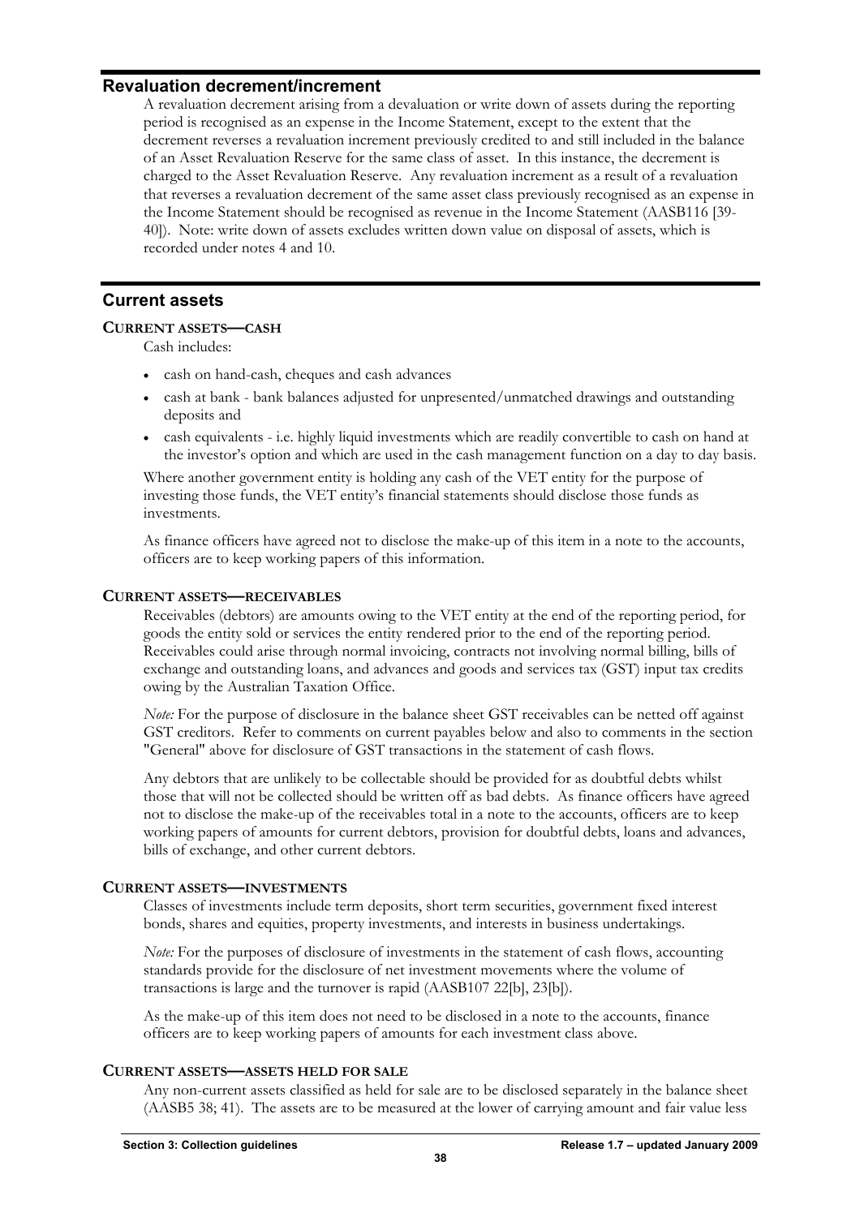## Revaluation decrement/increment

A revaluation decrement arising from a devaluation or write down of assets during the reporting period is recognised as an expense in the Income Statement, except to the extent that the decrement reverses a revaluation increment previously credited to and still included in the balance of an Asset Revaluation Reserve for the same class of asset. In this instance, the decrement is charged to the Asset Revaluation Reserve. Any revaluation increment as a result of a revaluation that reverses a revaluation decrement of the same asset class previously recognised as an expense in the Income Statement should be recognised as revenue in the Income Statement (AASB116 [39-40]). Note: write down of assets excludes written down value on disposal of assets, which is recorded under notes 4 and 10.

## Current assets

### CURRENT ASSETS—CASH

Cash includes:

- cash on hand-cash, cheques and cash advances
- cash at bank - bank balances adjusted for unpresented/unmatched drawings and outstanding deposits and
- cash equivalents - i.e. highly liquid investments which are readily convertible to cash on hand at the investor's option and which are used in the cash management function on a day to day basis.

Where another government entity is holding any cash of the VET entity for the purpose of investing those funds, the VET entity's financial statements should disclose those funds as investments.

As finance officers have agreed not to disclose the make-up of this item in a note to the accounts, officers are to keep working papers of this information.

### CURRENT ASSETS—RECEIVABLES

Receivables (debtors) are amounts owing to the VET entity at the end of the reporting period, for goods the entity sold or services the entity rendered prior to the end of the reporting period. Receivables could arise through normal invoicing, contracts not involving normal billing, bills of exchange and outstanding loans, and advances and goods and services tax (GST) input tax credits owing by the Australian Taxation Office.

*Note:* For the purpose of disclosure in the balance sheet GST receivables can be netted off against GST creditors. Refer to comments on current payables below and also to comments in the section "General" above for disclosure of GST transactions in the statement of cash flows.

Any debtors that are unlikely to be collectable should be provided for as doubtful debts whilst those that will not be collected should be written off as bad debts. As finance officers have agreed not to disclose the make-up of the receivables total in a note to the accounts, officers are to keep working papers of amounts for current debtors, provision for doubtful debts, loans and advances, bills of exchange, and other current debtors.

### CURRENT ASSETS—INVESTMENTS

Classes of investments include term deposits, short term securities, government fixed interest bonds, shares and equities, property investments, and interests in business undertakings.

*Note:* For the purposes of disclosure of investments in the statement of cash flows, accounting standards provide for the disclosure of net investment movements where the volume of transactions is large and the turnover is rapid (AASB107 22[b], 23[b]).

As the make-up of this item does not need to be disclosed in a note to the accounts, finance officers are to keep working papers of amounts for each investment class above.

### CURRENT ASSETS—ASSETS HELD FOR SALE

Any non-current assets classified as held for sale are to be disclosed separately in the balance sheet (AASB5 38; 41). The assets are to be measured at the lower of carrying amount and fair value less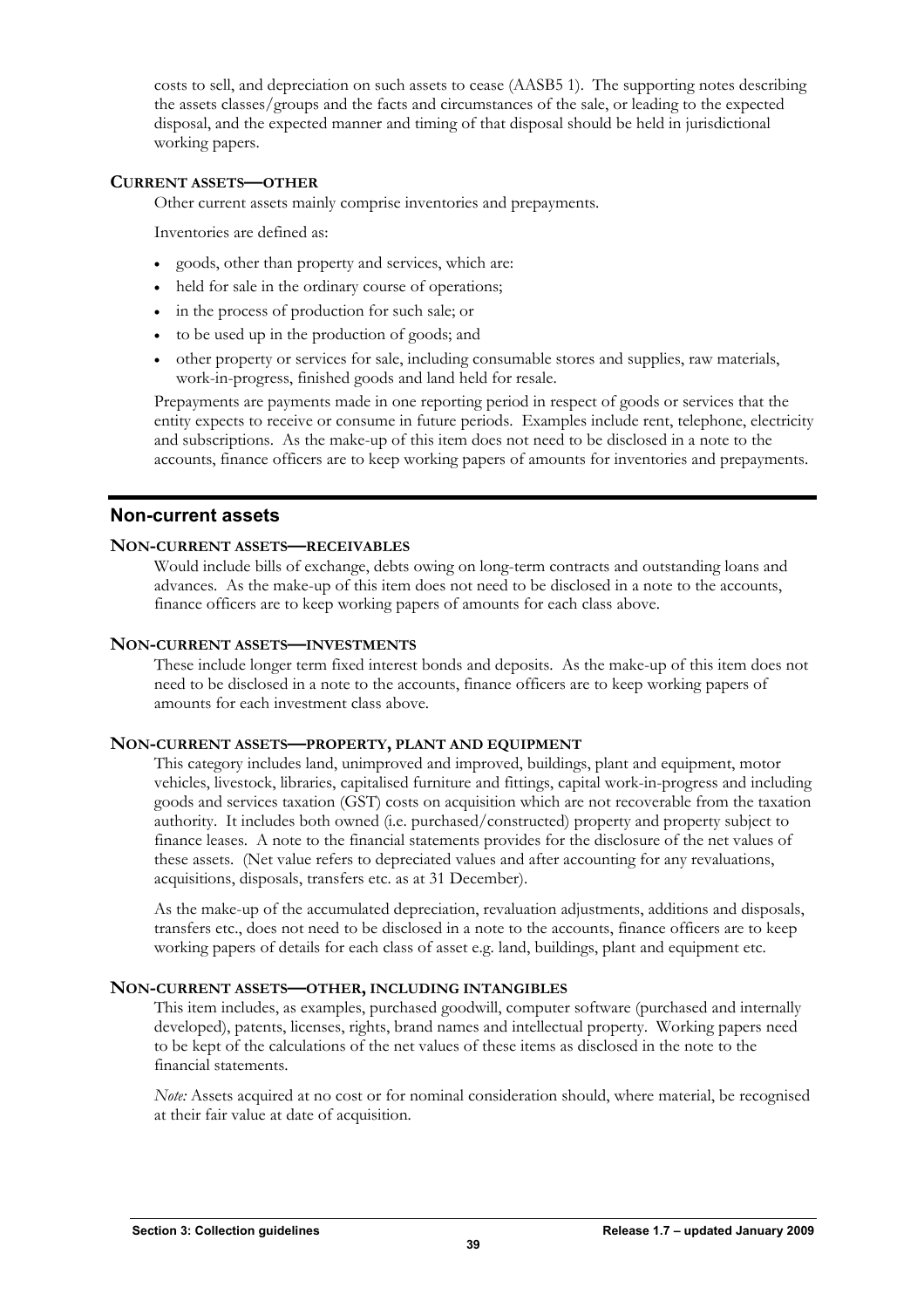costs to sell, and depreciation on such assets to cease (AASB5 1). The supporting notes describing the assets classes/groups and the facts and circumstances of the sale, or leading to the expected disposal, and the expected manner and timing of that disposal should be held in jurisdictional working papers.

#### CURRENT ASSETS—OTHER

Other current assets mainly comprise inventories and prepayments.

Inventories are defined as:

- goods, other than property and services, which are:
- held for sale in the ordinary course of operations;
- in the process of production for such sale; or
- to be used up in the production of goods; and
- other property or services for sale, including consumable stores and supplies, raw materials, work-in-progress, finished goods and land held for resale.

Prepayments are payments made in one reporting period in respect of goods or services that the entity expects to receive or consume in future periods. Examples include rent, telephone, electricity and subscriptions. As the make-up of this item does not need to be disclosed in a note to the accounts, finance officers are to keep working papers of amounts for inventories and prepayments.

## Non-current assets

#### NON-CURRENT ASSETS—RECEIVABLES

Would include bills of exchange, debts owing on long-term contracts and outstanding loans and advances. As the make-up of this item does not need to be disclosed in a note to the accounts, finance officers are to keep working papers of amounts for each class above.

#### NON-CURRENT ASSETS—INVESTMENTS

These include longer term fixed interest bonds and deposits. As the make-up of this item does not need to be disclosed in a note to the accounts, finance officers are to keep working papers of amounts for each investment class above.

#### NON-CURRENT ASSETS—PROPERTY, PLANT AND EQUIPMENT

This category includes land, unimproved and improved, buildings, plant and equipment, motor vehicles, livestock, libraries, capitalised furniture and fittings, capital work-in-progress and including goods and services taxation (GST) costs on acquisition which are not recoverable from the taxation authority. It includes both owned (i.e. purchased/constructed) property and property subject to finance leases. A note to the financial statements provides for the disclosure of the net values of these assets. (Net value refers to depreciated values and after accounting for any revaluations, acquisitions, disposals, transfers etc. as at 31 December).

As the make-up of the accumulated depreciation, revaluation adjustments, additions and disposals, transfers etc., does not need to be disclosed in a note to the accounts, finance officers are to keep working papers of details for each class of asset e.g. land, buildings, plant and equipment etc.

#### NON-CURRENT ASSETS—OTHER, INCLUDING INTANGIBLES

This item includes, as examples, purchased goodwill, computer software (purchased and internally developed), patents, licenses, rights, brand names and intellectual property. Working papers need to be kept of the calculations of the net values of these items as disclosed in the note to the financial statements.

*Note:* Assets acquired at no cost or for nominal consideration should, where material, be recognised at their fair value at date of acquisition.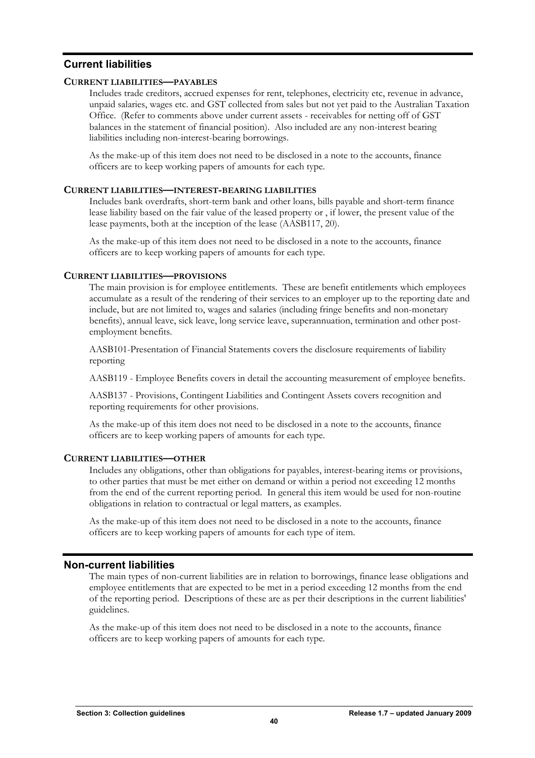## Current liabilities

### CURRENT LIABILITIES—PAYABLES

Includes trade creditors, accrued expenses for rent, telephones, electricity etc, revenue in advance, unpaid salaries, wages etc. and GST collected from sales but not yet paid to the Australian Taxation Office. (Refer to comments above under current assets - receivables for netting off of GST balances in the statement of financial position). Also included are any non-interest bearing liabilities including non-interest-bearing borrowings.

As the make-up of this item does not need to be disclosed in a note to the accounts, finance officers are to keep working papers of amounts for each type.

### CURRENT LIABILITIES—INTEREST-BEARING LIABILITIES

Includes bank overdrafts, short-term bank and other loans, bills payable and short-term finance lease liability based on the fair value of the leased property or , if lower, the present value of the lease payments, both at the inception of the lease (AASB117, 20).

As the make-up of this item does not need to be disclosed in a note to the accounts, finance officers are to keep working papers of amounts for each type.

### CURRENT LIABILITIES—PROVISIONS

The main provision is for employee entitlements. These are benefit entitlements which employees accumulate as a result of the rendering of their services to an employer up to the reporting date and include, but are not limited to, wages and salaries (including fringe benefits and non-monetary benefits), annual leave, sick leave, long service leave, superannuation, termination and other post-employment benefits.

AASB101-Presentation of Financial Statements covers the disclosure requirements of liability reporting

AASB119 - Employee Benefits covers in detail the accounting measurement of employee benefits.

AASB137 - Provisions, Contingent Liabilities and Contingent Assets covers recognition and reporting requirements for other provisions.

As the make-up of this item does not need to be disclosed in a note to the accounts, finance officers are to keep working papers of amounts for each type.

### CURRENT LIABILITIES—OTHER

Includes any obligations, other than obligations for payables, interest-bearing items or provisions, to other parties that must be met either on demand or within a period not exceeding 12 months from the end of the current reporting period. In general this item would be used for non-routine obligations in relation to contractual or legal matters, as examples.

As the make-up of this item does not need to be disclosed in a note to the accounts, finance officers are to keep working papers of amounts for each type of item.

## Non-current liabilities

The main types of non-current liabilities are in relation to borrowings, finance lease obligations and employee entitlements that are expected to be met in a period exceeding 12 months from the end of the reporting period. Descriptions of these are as per their descriptions in the current liabilities' guidelines.

As the make-up of this item does not need to be disclosed in a note to the accounts, finance officers are to keep working papers of amounts for each type.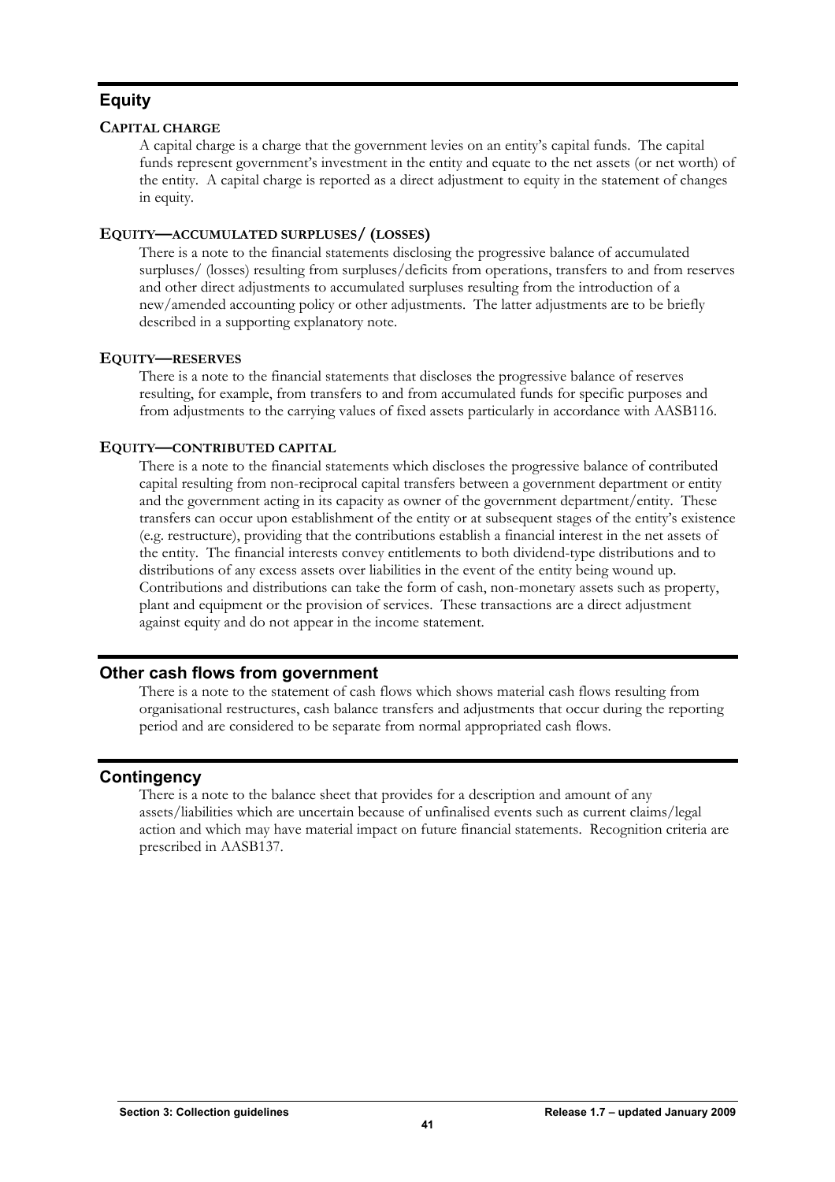## Equity

### Capital charge

A capital charge is a charge that the government levies on an entity's capital funds. The capital funds represent government's investment in the entity and equate to the net assets (or net worth) of the entity. A capital charge is reported as a direct adjustment to equity in the statement of changes in equity.

### Equity—accumulated surpluses/ (losses)

There is a note to the financial statements disclosing the progressive balance of accumulated surpluses/ (losses) resulting from surpluses/deficits from operations, transfers to and from reserves and other direct adjustments to accumulated surpluses resulting from the introduction of a new/amended accounting policy or other adjustments. The latter adjustments are to be briefly described in a supporting explanatory note.

### Equity—reserves

There is a note to the financial statements that discloses the progressive balance of reserves resulting, for example, from transfers to and from accumulated funds for specific purposes and from adjustments to the carrying values of fixed assets particularly in accordance with AASB116.

### Equity—contributed capital

There is a note to the financial statements which discloses the progressive balance of contributed capital resulting from non-reciprocal capital transfers between a government department or entity and the government acting in its capacity as owner of the government department/entity. These transfers can occur upon establishment of the entity or at subsequent stages of the entity's existence (e.g. restructure), providing that the contributions establish a financial interest in the net assets of the entity. The financial interests convey entitlements to both dividend-type distributions and to distributions of any excess assets over liabilities in the event of the entity being wound up. Contributions and distributions can take the form of cash, non-monetary assets such as property, plant and equipment or the provision of services. These transactions are a direct adjustment against equity and do not appear in the income statement.

## Other cash flows from government

There is a note to the statement of cash flows which shows material cash flows resulting from organisational restructures, cash balance transfers and adjustments that occur during the reporting period and are considered to be separate from normal appropriated cash flows.

## Contingency

There is a note to the balance sheet that provides for a description and amount of any assets/liabilities which are uncertain because of unfinalised events such as current claims/legal action and which may have material impact on future financial statements. Recognition criteria are prescribed in AASB137.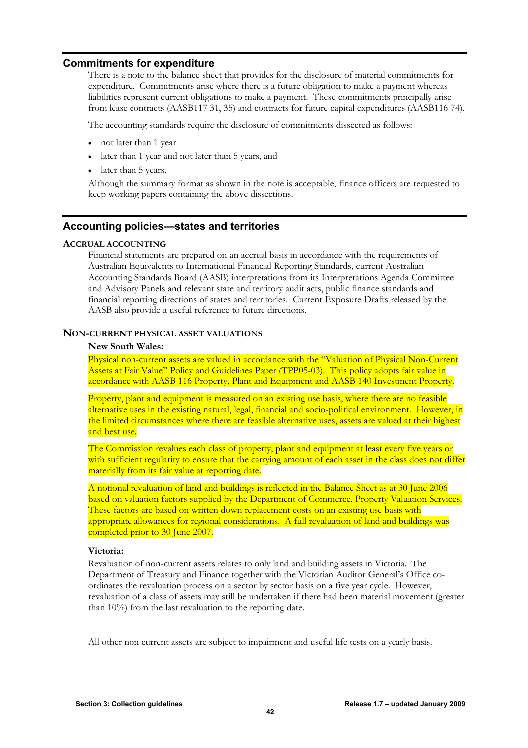## Commitments for expenditure

There is a note to the balance sheet that provides for the disclosure of material commitments for expenditure. Commitments arise where there is a future obligation to make a payment whereas liabilities represent current obligations to make a payment. These commitments principally arise from lease contracts (AASB117 31, 35) and contracts for future capital expenditures (AASB116 74).

The accounting standards require the disclosure of commitments dissected as follows:

- not later than 1 year
- later than 1 year and not later than 5 years, and
- later than 5 years.

Although the summary format as shown in the note is acceptable, finance officers are requested to keep working papers containing the above dissections.

## Accounting policies—states and territories

### ACCRUAL ACCOUNTING

Financial statements are prepared on an accrual basis in accordance with the requirements of Australian Equivalents to International Financial Reporting Standards, current Australian Accounting Standards Board (AASB) interpretations from its Interpretations Agenda Committee and Advisory Panels and relevant state and territory audit acts, public finance standards and financial reporting directions of states and territories. Current Exposure Drafts released by the AASB also provide a useful reference to future directions.

### NON-CURRENT PHYSICAL ASSET VALUATIONS

**New South Wales:**

Physical non-current assets are valued in accordance with the "Valuation of Physical Non-Current Assets at Fair Value" Policy and Guidelines Paper (TPP05-03). This policy adopts fair value in accordance with AASB 116 Property, Plant and Equipment and AASB 140 Investment Property.

Property, plant and equipment is measured on an existing use basis, where there are no feasible alternative uses in the existing natural, legal, financial and socio-political environment. However, in the limited circumstances where there are feasible alternative uses, assets are valued at their highest and best use.

The Commission revalues each class of property, plant and equipment at least every five years or with sufficient regularity to ensure that the carrying amount of each asset in the class does not differ materially from its fair value at reporting date.

A notional revaluation of land and buildings is reflected in the Balance Sheet as at 30 June 2006 based on valuation factors supplied by the Department of Commerce, Property Valuation Services. These factors are based on written down replacement costs on an existing use basis with appropriate allowances for regional considerations. A full revaluation of land and buildings was completed prior to 30 June 2007.

**Victoria:**

Revaluation of non-current assets relates to only land and building assets in Victoria. The Department of Treasury and Finance together with the Victorian Auditor General's Office co-ordinates the revaluation process on a sector by sector basis on a five year cycle. However, revaluation of a class of assets may still be undertaken if there had been material movement (greater than 10%) from the last revaluation to the reporting date.

All other non current assets are subject to impairment and useful life tests on a yearly basis.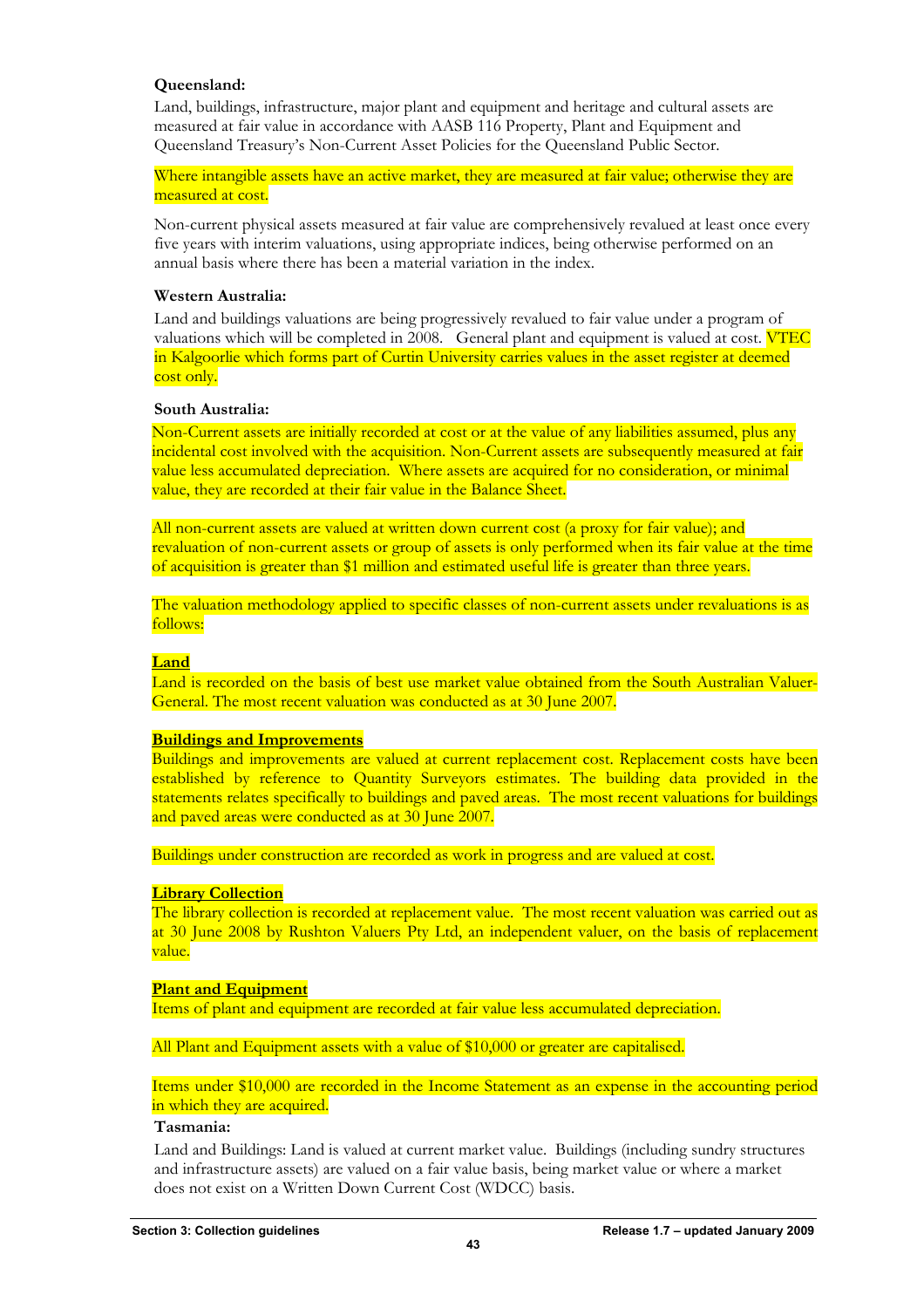**Queensland:**

Land, buildings, infrastructure, major plant and equipment and heritage and cultural assets are measured at fair value in accordance with AASB 116 Property, Plant and Equipment and Queensland Treasury's Non-Current Asset Policies for the Queensland Public Sector.

Where intangible assets have an active market, they are measured at fair value; otherwise they are measured at cost.

Non-current physical assets measured at fair value are comprehensively revalued at least once every five years with interim valuations, using appropriate indices, being otherwise performed on an annual basis where there has been a material variation in the index.

**Western Australia:**

Land and buildings valuations are being progressively revalued to fair value under a program of valuations which will be completed in 2008. General plant and equipment is valued at cost. VTEC in Kalgoorlie which forms part of Curtin University carries values in the asset register at deemed cost only.

**South Australia:**

Non-Current assets are initially recorded at cost or at the value of any liabilities assumed, plus any incidental cost involved with the acquisition. Non-Current assets are subsequently measured at fair value less accumulated depreciation. Where assets are acquired for no consideration, or minimal value, they are recorded at their fair value in the Balance Sheet.

All non-current assets are valued at written down current cost (a proxy for fair value); and revaluation of non-current assets or group of assets is only performed when its fair value at the time of acquisition is greater than $1 million and estimated useful life is greater than three years.

The valuation methodology applied to specific classes of non-current assets under revaluations is as follows:

**Land**

Land is recorded on the basis of best use market value obtained from the South Australian Valuer-General. The most recent valuation was conducted as at 30 June 2007.

**Buildings and Improvements**

Buildings and improvements are valued at current replacement cost. Replacement costs have been established by reference to Quantity Surveyors estimates. The building data provided in the statements relates specifically to buildings and paved areas. The most recent valuations for buildings and paved areas were conducted as at 30 June 2007.

Buildings under construction are recorded as work in progress and are valued at cost.

**Library Collection**

The library collection is recorded at replacement value. The most recent valuation was carried out as at 30 June 2008 by Rushton Valuers Pty Ltd, an independent valuer, on the basis of replacement value.

**Plant and Equipment**

Items of plant and equipment are recorded at fair value less accumulated depreciation.

All Plant and Equipment assets with a value of $10,000 or greater are capitalised.

Items under $10,000 are recorded in the Income Statement as an expense in the accounting period in which they are acquired.

**Tasmania:**

Land and Buildings: Land is valued at current market value. Buildings (including sundry structures and infrastructure assets) are valued on a fair value basis, being market value or where a market does not exist on a Written Down Current Cost (WDCC) basis.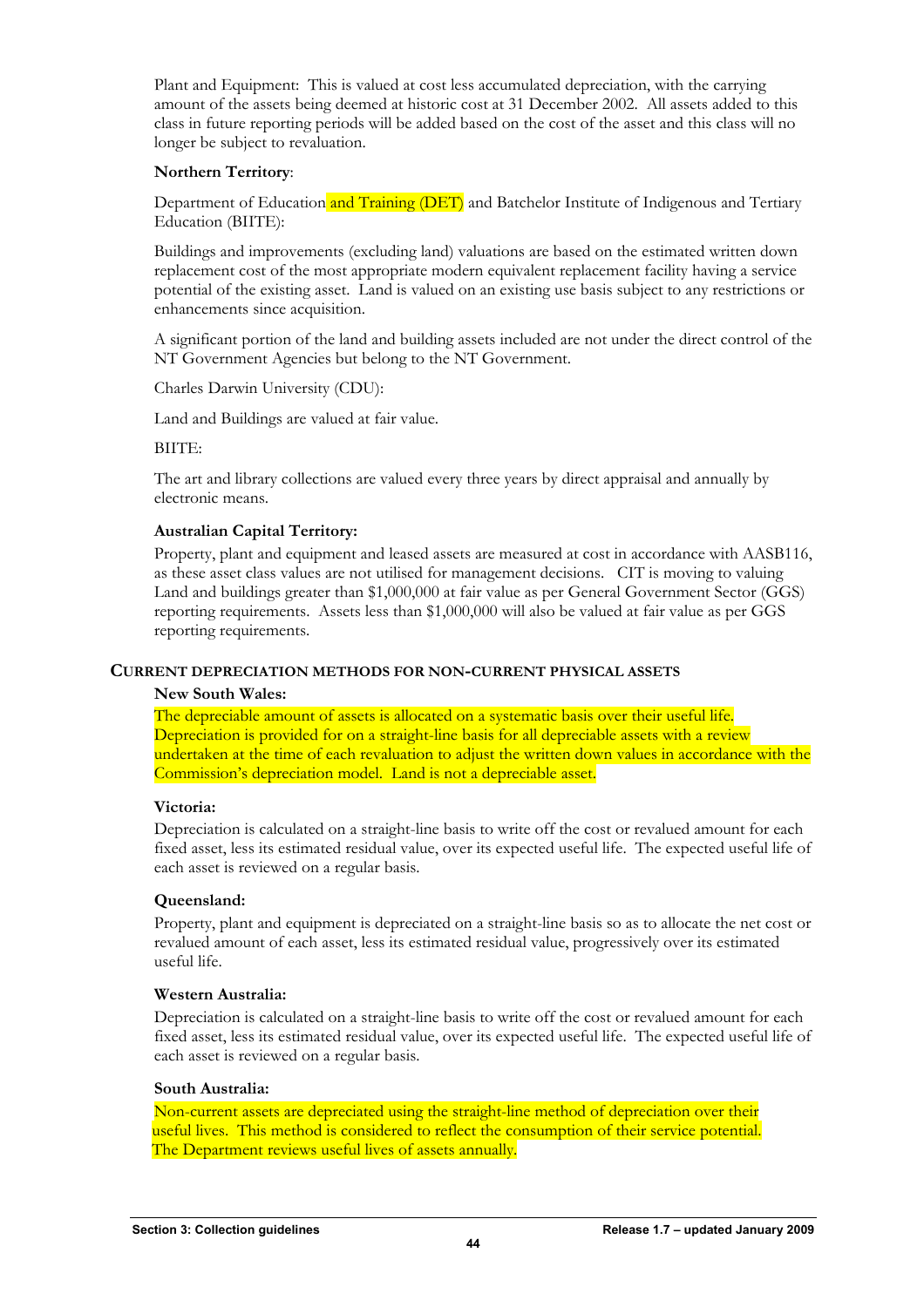Plant and Equipment: This is valued at cost less accumulated depreciation, with the carrying amount of the assets being deemed at historic cost at 31 December 2002. All assets added to this class in future reporting periods will be added based on the cost of the asset and this class will no longer be subject to revaluation.

**Northern Territory**:

Department of Education and Training (DET) and Batchelor Institute of Indigenous and Tertiary Education (BIITE):

Buildings and improvements (excluding land) valuations are based on the estimated written down replacement cost of the most appropriate modern equivalent replacement facility having a service potential of the existing asset. Land is valued on an existing use basis subject to any restrictions or enhancements since acquisition.

A significant portion of the land and building assets included are not under the direct control of the NT Government Agencies but belong to the NT Government.

Charles Darwin University (CDU):

Land and Buildings are valued at fair value.

BIITE:

The art and library collections are valued every three years by direct appraisal and annually by electronic means.

**Australian Capital Territory:**

Property, plant and equipment and leased assets are measured at cost in accordance with AASB116, as these asset class values are not utilised for management decisions. CIT is moving to valuing Land and buildings greater than $1,000,000 at fair value as per General Government Sector (GGS) reporting requirements. Assets less than $1,000,000 will also be valued at fair value as per GGS reporting requirements.

## CURRENT DEPRECIATION METHODS FOR NON-CURRENT PHYSICAL ASSETS

**New South Wales:**

The depreciable amount of assets is allocated on a systematic basis over their useful life. Depreciation is provided for on a straight-line basis for all depreciable assets with a review undertaken at the time of each revaluation to adjust the written down values in accordance with the Commission's depreciation model. Land is not a depreciable asset.

**Victoria:**

Depreciation is calculated on a straight-line basis to write off the cost or revalued amount for each fixed asset, less its estimated residual value, over its expected useful life. The expected useful life of each asset is reviewed on a regular basis.

**Queensland:**

Property, plant and equipment is depreciated on a straight-line basis so as to allocate the net cost or revalued amount of each asset, less its estimated residual value, progressively over its estimated useful life.

**Western Australia:**

Depreciation is calculated on a straight-line basis to write off the cost or revalued amount for each fixed asset, less its estimated residual value, over its expected useful life. The expected useful life of each asset is reviewed on a regular basis.

**South Australia:**

Non-current assets are depreciated using the straight-line method of depreciation over their useful lives. This method is considered to reflect the consumption of their service potential. The Department reviews useful lives of assets annually.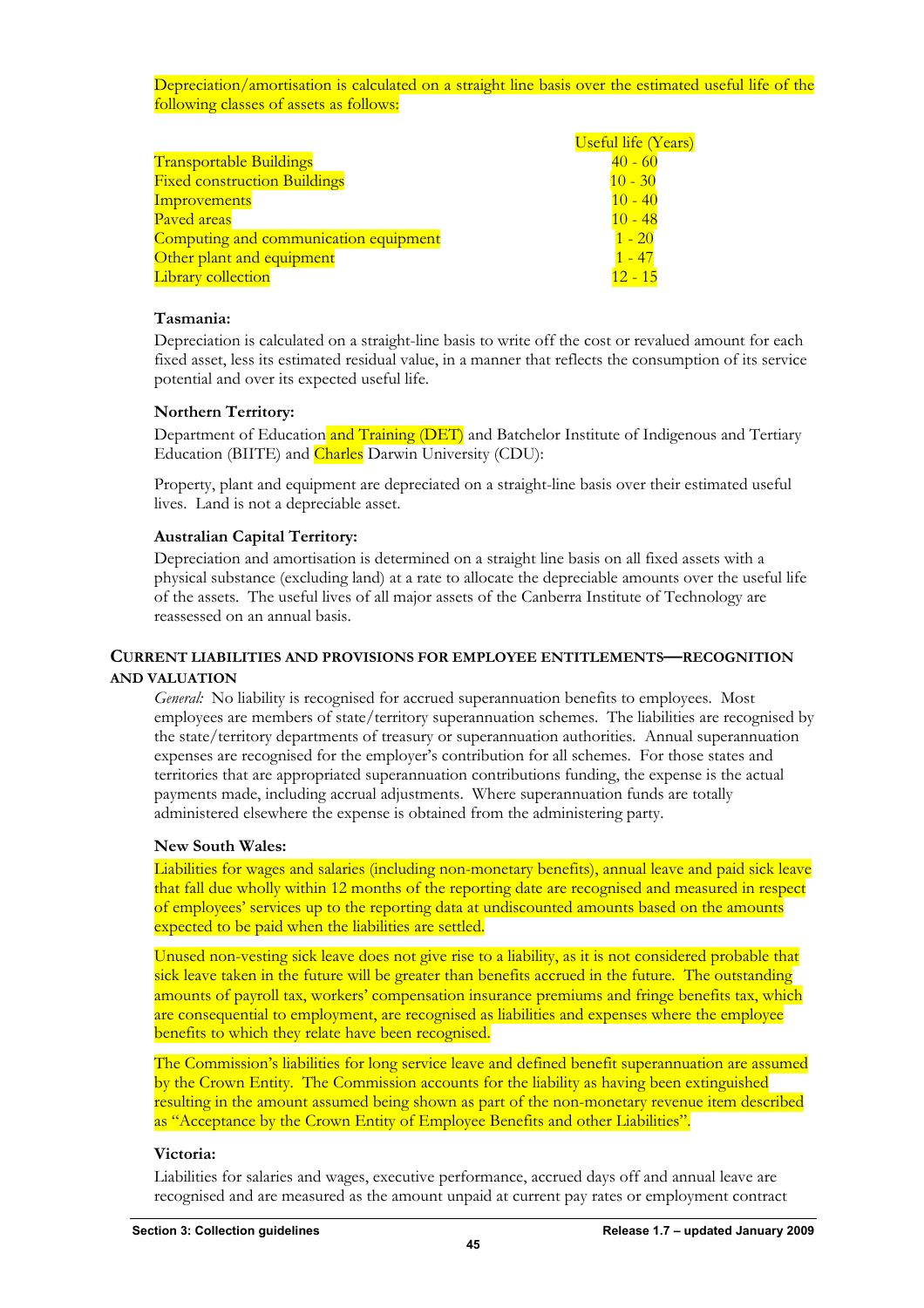Depreciation/amortisation is calculated on a straight line basis over the estimated useful life of the following classes of assets as follows:

| | Useful life (Years) |
|---|---|
| Transportable Buildings | 40 - 60 |
| Fixed construction Buildings | 10 - 30 |
| Improvements | 10 - 40 |
| Paved areas | 10 - 48 |
| Computing and communication equipment | 1 - 20 |
| Other plant and equipment | 1 - 47 |
| Library collection | 12 - 15 |

**Tasmania:**

Depreciation is calculated on a straight-line basis to write off the cost or revalued amount for each fixed asset, less its estimated residual value, in a manner that reflects the consumption of its service potential and over its expected useful life.

**Northern Territory:**

Department of Education and Training (DET) and Batchelor Institute of Indigenous and Tertiary Education (BIITE) and Charles Darwin University (CDU):

Property, plant and equipment are depreciated on a straight-line basis over their estimated useful lives. Land is not a depreciable asset.

**Australian Capital Territory:**

Depreciation and amortisation is determined on a straight line basis on all fixed assets with a physical substance (excluding land) at a rate to allocate the depreciable amounts over the useful life of the assets. The useful lives of all major assets of the Canberra Institute of Technology are reassessed on an annual basis.

## CURRENT LIABILITIES AND PROVISIONS FOR EMPLOYEE ENTITLEMENTS—RECOGNITION AND VALUATION

*General:* No liability is recognised for accrued superannuation benefits to employees. Most employees are members of state/territory superannuation schemes. The liabilities are recognised by the state/territory departments of treasury or superannuation authorities. Annual superannuation expenses are recognised for the employer's contribution for all schemes. For those states and territories that are appropriated superannuation contributions funding, the expense is the actual payments made, including accrual adjustments. Where superannuation funds are totally administered elsewhere the expense is obtained from the administering party.

**New South Wales:**

Liabilities for wages and salaries (including non-monetary benefits), annual leave and paid sick leave that fall due wholly within 12 months of the reporting date are recognised and measured in respect of employees' services up to the reporting data at undiscounted amounts based on the amounts expected to be paid when the liabilities are settled.

Unused non-vesting sick leave does not give rise to a liability, as it is not considered probable that sick leave taken in the future will be greater than benefits accrued in the future. The outstanding amounts of payroll tax, workers' compensation insurance premiums and fringe benefits tax, which are consequential to employment, are recognised as liabilities and expenses where the employee benefits to which they relate have been recognised.

The Commission's liabilities for long service leave and defined benefit superannuation are assumed by the Crown Entity. The Commission accounts for the liability as having been extinguished resulting in the amount assumed being shown as part of the non-monetary revenue item described as "Acceptance by the Crown Entity of Employee Benefits and other Liabilities".

**Victoria:**

Liabilities for salaries and wages, executive performance, accrued days off and annual leave are recognised and are measured as the amount unpaid at current pay rates or employment contract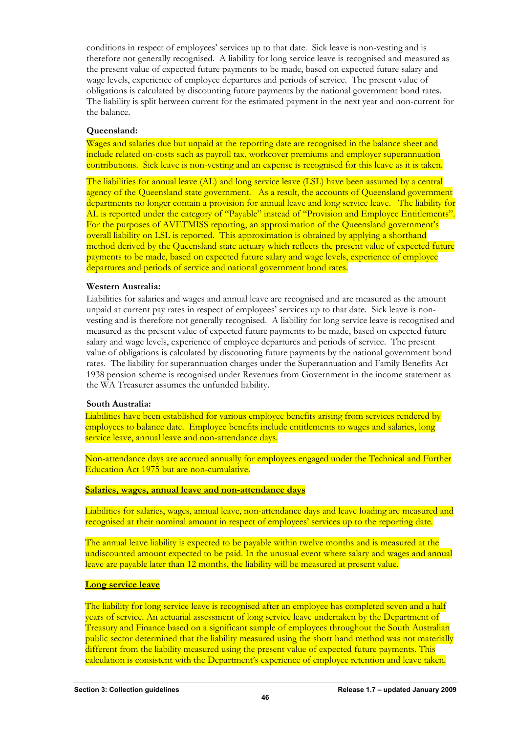conditions in respect of employees' services up to that date. Sick leave is non-vesting and is therefore not generally recognised. A liability for long service leave is recognised and measured as the present value of expected future payments to be made, based on expected future salary and wage levels, experience of employee departures and periods of service. The present value of obligations is calculated by discounting future payments by the national government bond rates. The liability is split between current for the estimated payment in the next year and non-current for the balance.

**Queensland:**

Wages and salaries due but unpaid at the reporting date are recognised in the balance sheet and include related on-costs such as payroll tax, workcover premiums and employer superannuation contributions. Sick leave is non-vesting and an expense is recognised for this leave as it is taken.

The liabilities for annual leave (AL) and long service leave (LSL) have been assumed by a central agency of the Queensland state government. As a result, the accounts of Queensland government departments no longer contain a provision for annual leave and long service leave. The liability for AL is reported under the category of "Payable" instead of "Provision and Employee Entitlements". For the purposes of AVETMISS reporting, an approximation of the Queensland government's overall liability on LSL is reported. This approximation is obtained by applying a shorthand method derived by the Queensland state actuary which reflects the present value of expected future payments to be made, based on expected future salary and wage levels, experience of employee departures and periods of service and national government bond rates.

**Western Australia:**

Liabilities for salaries and wages and annual leave are recognised and are measured as the amount unpaid at current pay rates in respect of employees' services up to that date. Sick leave is non-vesting and is therefore not generally recognised. A liability for long service leave is recognised and measured as the present value of expected future payments to be made, based on expected future salary and wage levels, experience of employee departures and periods of service. The present value of obligations is calculated by discounting future payments by the national government bond rates. The liability for superannuation charges under the Superannuation and Family Benefits Act 1938 pension scheme is recognised under Revenues from Government in the income statement as the WA Treasurer assumes the unfunded liability.

**South Australia:**

Liabilities have been established for various employee benefits arising from services rendered by employees to balance date. Employee benefits include entitlements to wages and salaries, long service leave, annual leave and non-attendance days.

Non-attendance days are accrued annually for employees engaged under the Technical and Further Education Act 1975 but are non-cumulative.

**Salaries, wages, annual leave and non-attendance days**

Liabilities for salaries, wages, annual leave, non-attendance days and leave loading are measured and recognised at their nominal amount in respect of employees' services up to the reporting date.

The annual leave liability is expected to be payable within twelve months and is measured at the undiscounted amount expected to be paid. In the unusual event where salary and wages and annual leave are payable later than 12 months, the liability will be measured at present value.

**Long service leave**

The liability for long service leave is recognised after an employee has completed seven and a half years of service. An actuarial assessment of long service leave undertaken by the Department of Treasury and Finance based on a significant sample of employees throughout the South Australian public sector determined that the liability measured using the short hand method was not materially different from the liability measured using the present value of expected future payments. This calculation is consistent with the Department's experience of employee retention and leave taken.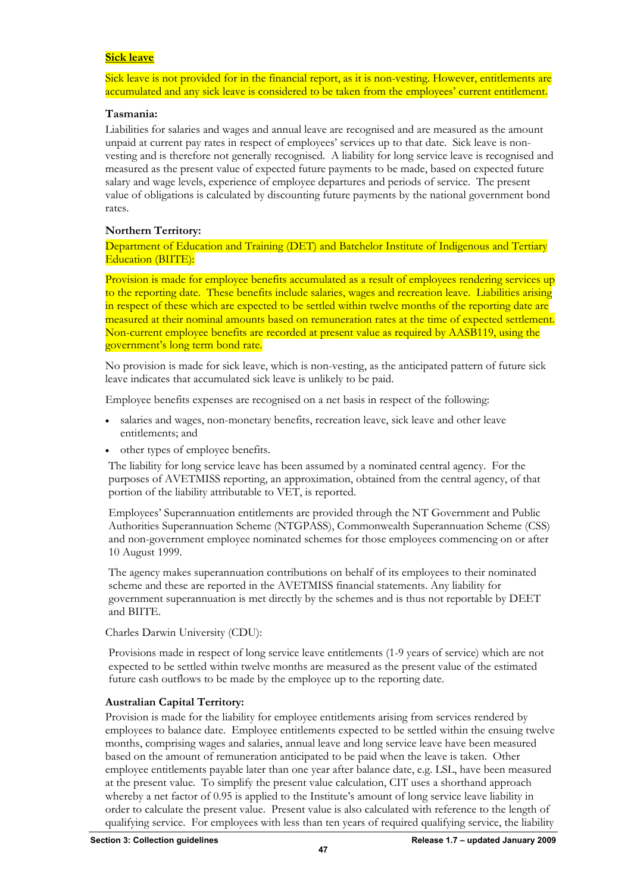**Sick leave**

Sick leave is not provided for in the financial report, as it is non-vesting. However, entitlements are accumulated and any sick leave is considered to be taken from the employees' current entitlement.

**Tasmania:**

Liabilities for salaries and wages and annual leave are recognised and are measured as the amount unpaid at current pay rates in respect of employees' services up to that date. Sick leave is non-vesting and is therefore not generally recognised. A liability for long service leave is recognised and measured as the present value of expected future payments to be made, based on expected future salary and wage levels, experience of employee departures and periods of service. The present value of obligations is calculated by discounting future payments by the national government bond rates.

**Northern Territory:**

Department of Education and Training (DET) and Batchelor Institute of Indigenous and Tertiary Education (BIITE):

Provision is made for employee benefits accumulated as a result of employees rendering services up to the reporting date. These benefits include salaries, wages and recreation leave. Liabilities arising in respect of these which are expected to be settled within twelve months of the reporting date are measured at their nominal amounts based on remuneration rates at the time of expected settlement. Non-current employee benefits are recorded at present value as required by AASB119, using the government's long term bond rate.

No provision is made for sick leave, which is non-vesting, as the anticipated pattern of future sick leave indicates that accumulated sick leave is unlikely to be paid.

Employee benefits expenses are recognised on a net basis in respect of the following:

- salaries and wages, non-monetary benefits, recreation leave, sick leave and other leave entitlements; and
- other types of employee benefits.

The liability for long service leave has been assumed by a nominated central agency. For the purposes of AVETMISS reporting, an approximation, obtained from the central agency, of that portion of the liability attributable to VET, is reported.

Employees' Superannuation entitlements are provided through the NT Government and Public Authorities Superannuation Scheme (NTGPASS), Commonwealth Superannuation Scheme (CSS) and non-government employee nominated schemes for those employees commencing on or after 10 August 1999.

The agency makes superannuation contributions on behalf of its employees to their nominated scheme and these are reported in the AVETMISS financial statements. Any liability for government superannuation is met directly by the schemes and is thus not reportable by DEET and BIITE.

Charles Darwin University (CDU):

Provisions made in respect of long service leave entitlements (1-9 years of service) which are not expected to be settled within twelve months are measured as the present value of the estimated future cash outflows to be made by the employee up to the reporting date.

**Australian Capital Territory:**

Provision is made for the liability for employee entitlements arising from services rendered by employees to balance date. Employee entitlements expected to be settled within the ensuing twelve months, comprising wages and salaries, annual leave and long service leave have been measured based on the amount of remuneration anticipated to be paid when the leave is taken. Other employee entitlements payable later than one year after balance date, e.g. LSL, have been measured at the present value. To simplify the present value calculation, CIT uses a shorthand approach whereby a net factor of 0.95 is applied to the Institute's amount of long service leave liability in order to calculate the present value. Present value is also calculated with reference to the length of qualifying service. For employees with less than ten years of required qualifying service, the liability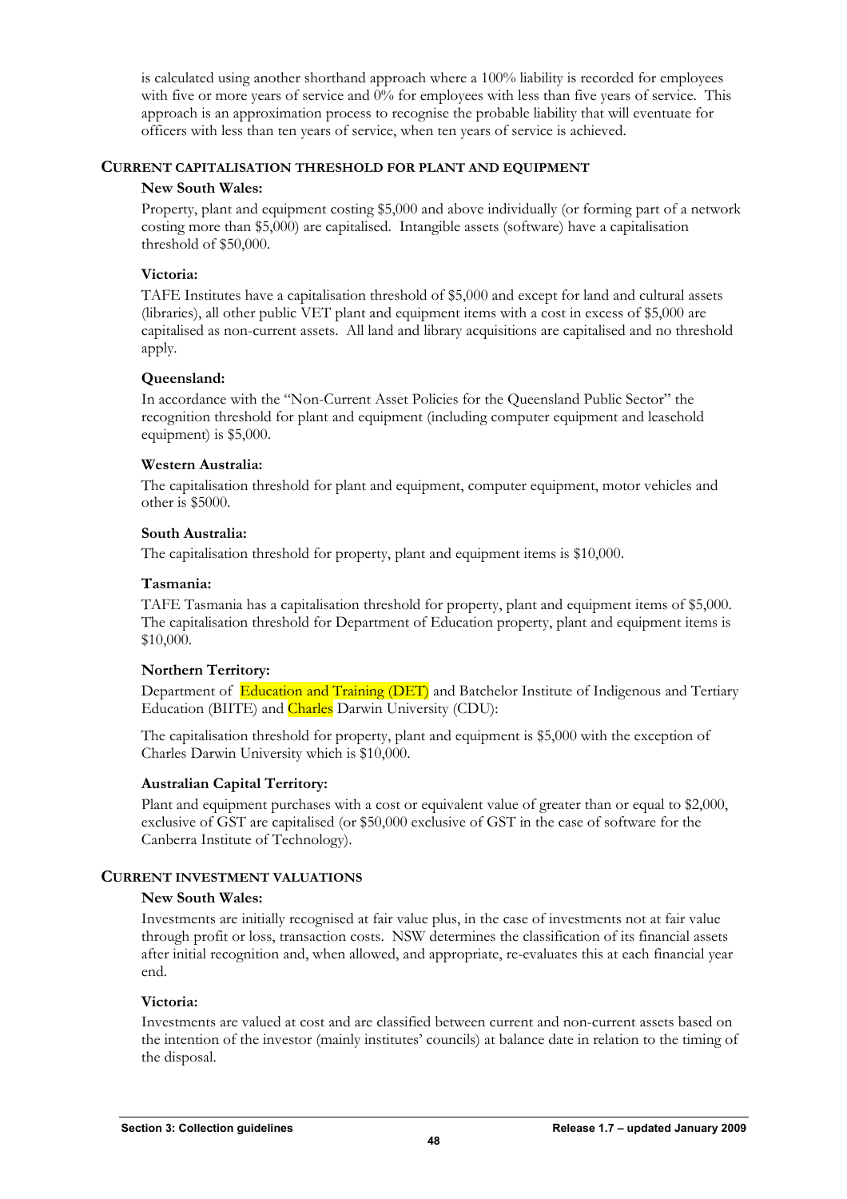is calculated using another shorthand approach where a 100% liability is recorded for employees with five or more years of service and 0% for employees with less than five years of service. This approach is an approximation process to recognise the probable liability that will eventuate for officers with less than ten years of service, when ten years of service is achieved.

## CURRENT CAPITALISATION THRESHOLD FOR PLANT AND EQUIPMENT

**New South Wales:**

Property, plant and equipment costing $5,000 and above individually (or forming part of a network costing more than $5,000) are capitalised. Intangible assets (software) have a capitalisation threshold of $50,000.

**Victoria:**

TAFE Institutes have a capitalisation threshold of $5,000 and except for land and cultural assets (libraries), all other public VET plant and equipment items with a cost in excess of $5,000 are capitalised as non-current assets. All land and library acquisitions are capitalised and no threshold apply.

**Queensland:**

In accordance with the "Non-Current Asset Policies for the Queensland Public Sector" the recognition threshold for plant and equipment (including computer equipment and leasehold equipment) is $5,000.

**Western Australia:**

The capitalisation threshold for plant and equipment, computer equipment, motor vehicles and other is $5000.

**South Australia:**

The capitalisation threshold for property, plant and equipment items is $10,000.

**Tasmania:**

TAFE Tasmania has a capitalisation threshold for property, plant and equipment items of $5,000. The capitalisation threshold for Department of Education property, plant and equipment items is $10,000.

**Northern Territory:**

Department of Education and Training (DET) and Batchelor Institute of Indigenous and Tertiary Education (BIITE) and Charles Darwin University (CDU):

The capitalisation threshold for property, plant and equipment is $5,000 with the exception of Charles Darwin University which is $10,000.

**Australian Capital Territory:**

Plant and equipment purchases with a cost or equivalent value of greater than or equal to $2,000, exclusive of GST are capitalised (or $50,000 exclusive of GST in the case of software for the Canberra Institute of Technology).

## CURRENT INVESTMENT VALUATIONS

**New South Wales:**

Investments are initially recognised at fair value plus, in the case of investments not at fair value through profit or loss, transaction costs. NSW determines the classification of its financial assets after initial recognition and, when allowed, and appropriate, re-evaluates this at each financial year end.

**Victoria:**

Investments are valued at cost and are classified between current and non-current assets based on the intention of the investor (mainly institutes' councils) at balance date in relation to the timing of the disposal.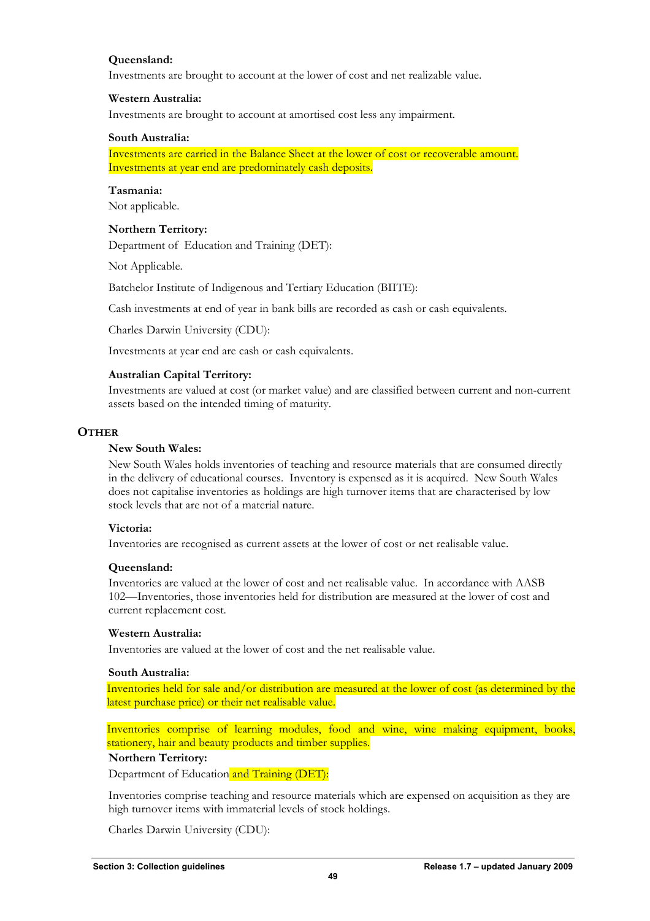**Queensland:**

Investments are brought to account at the lower of cost and net realizable value.

**Western Australia:**

Investments are brought to account at amortised cost less any impairment.

**South Australia:**

Investments are carried in the Balance Sheet at the lower of cost or recoverable amount. Investments at year end are predominately cash deposits.

**Tasmania:**

Not applicable.

**Northern Territory:**

Department of Education and Training (DET):

Not Applicable.

Batchelor Institute of Indigenous and Tertiary Education (BIITE):

Cash investments at end of year in bank bills are recorded as cash or cash equivalents.

Charles Darwin University (CDU):

Investments at year end are cash or cash equivalents.

**Australian Capital Territory:**

Investments are valued at cost (or market value) and are classified between current and non-current assets based on the intended timing of maturity.

## OTHER

**New South Wales:**

New South Wales holds inventories of teaching and resource materials that are consumed directly in the delivery of educational courses. Inventory is expensed as it is acquired. New South Wales does not capitalise inventories as holdings are high turnover items that are characterised by low stock levels that are not of a material nature.

**Victoria:**

Inventories are recognised as current assets at the lower of cost or net realisable value.

**Queensland:**

Inventories are valued at the lower of cost and net realisable value. In accordance with AASB 102—Inventories, those inventories held for distribution are measured at the lower of cost and current replacement cost.

**Western Australia:**

Inventories are valued at the lower of cost and the net realisable value.

**South Australia:**

Inventories held for sale and/or distribution are measured at the lower of cost (as determined by the latest purchase price) or their net realisable value.

Inventories comprise of learning modules, food and wine, wine making equipment, books, stationery, hair and beauty products and timber supplies.

**Northern Territory:**

Department of Education and Training (DET):

Inventories comprise teaching and resource materials which are expensed on acquisition as they are high turnover items with immaterial levels of stock holdings.

Charles Darwin University (CDU):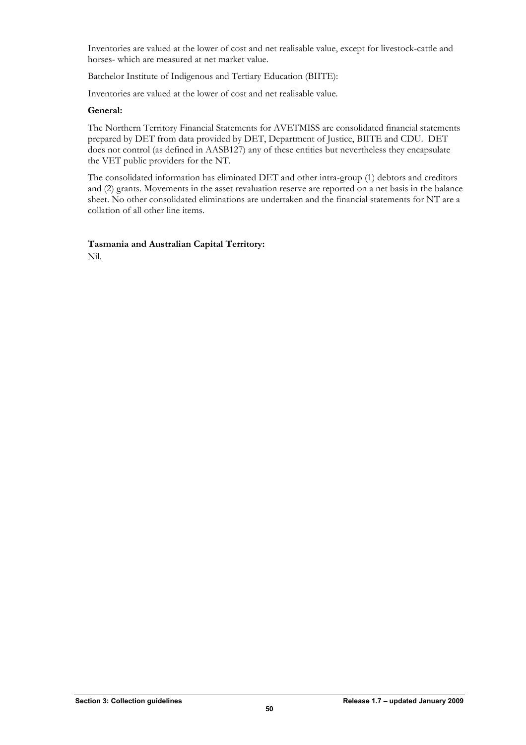Inventories are valued at the lower of cost and net realisable value, except for livestock-cattle and horses- which are measured at net market value.

Batchelor Institute of Indigenous and Tertiary Education (BIITE):

Inventories are valued at the lower of cost and net realisable value.

**General:**

The Northern Territory Financial Statements for AVETMISS are consolidated financial statements prepared by DET from data provided by DET, Department of Justice, BIITE and CDU. DET does not control (as defined in AASB127) any of these entities but nevertheless they encapsulate the VET public providers for the NT.

The consolidated information has eliminated DET and other intra-group (1) debtors and creditors and (2) grants. Movements in the asset revaluation reserve are reported on a net basis in the balance sheet. No other consolidated eliminations are undertaken and the financial statements for NT are a collation of all other line items.

**Tasmania and Australian Capital Territory:**

Nil.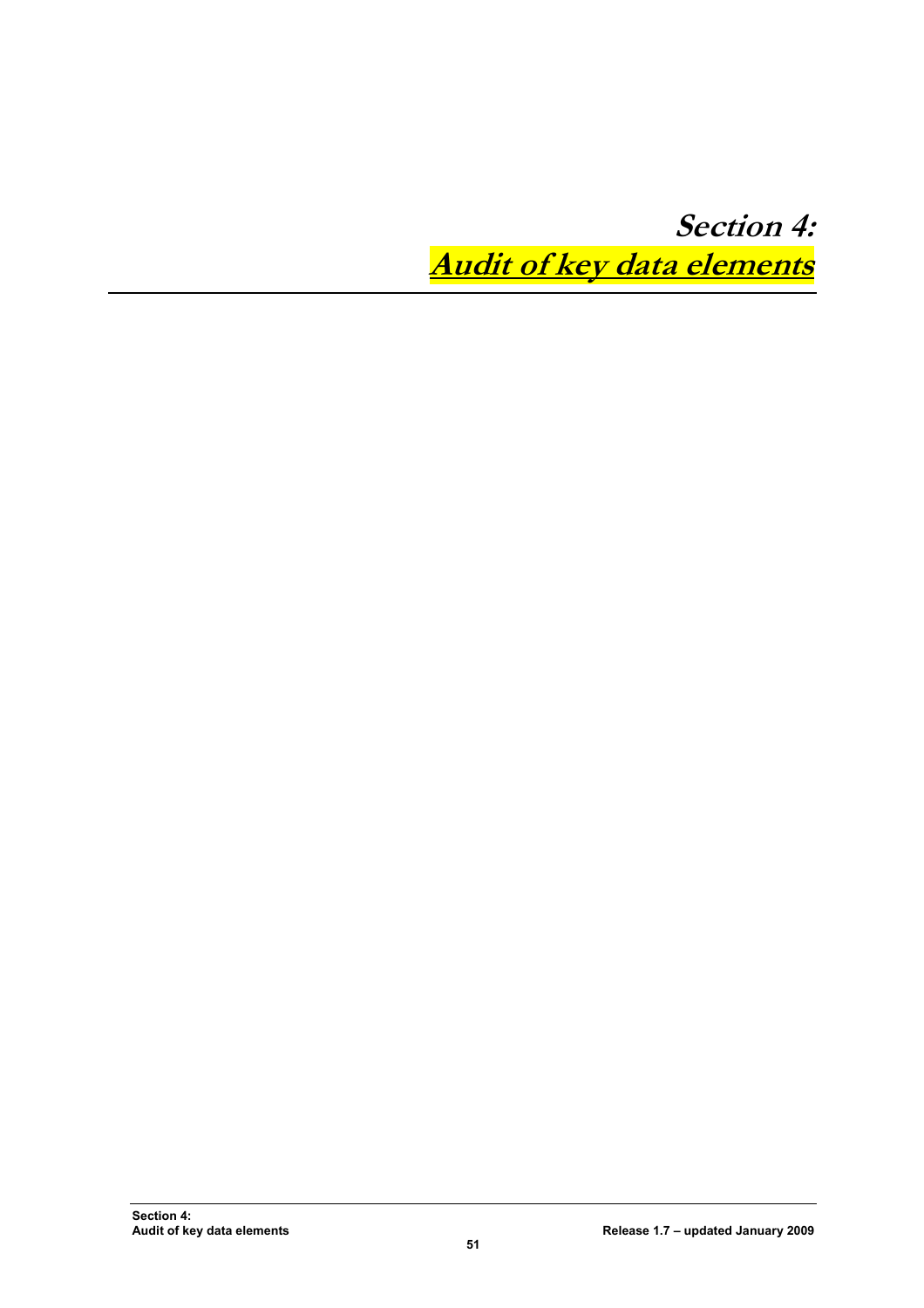# Section 4:
# Audit of key data elements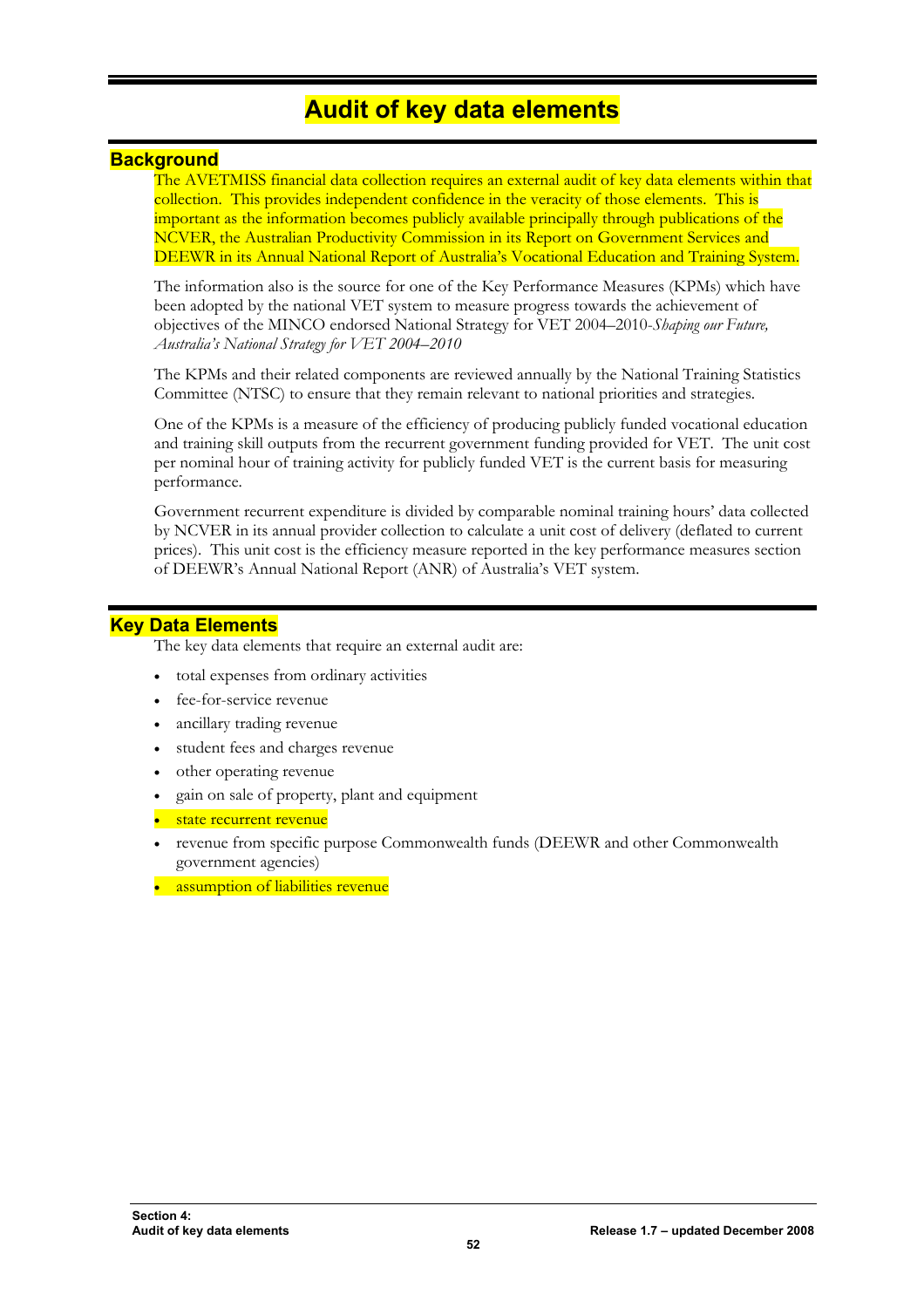# Audit of key data elements

## Background

The AVETMISS financial data collection requires an external audit of key data elements within that collection. This provides independent confidence in the veracity of those elements. This is important as the information becomes publicly available principally through publications of the NCVER, the Australian Productivity Commission in its Report on Government Services and DEEWR in its Annual National Report of Australia's Vocational Education and Training System.

The information also is the source for one of the Key Performance Measures (KPMs) which have been adopted by the national VET system to measure progress towards the achievement of objectives of the MINCO endorsed National Strategy for VET 2004–2010-*Shaping our Future, Australia's National Strategy for VET 2004–2010*

The KPMs and their related components are reviewed annually by the National Training Statistics Committee (NTSC) to ensure that they remain relevant to national priorities and strategies.

One of the KPMs is a measure of the efficiency of producing publicly funded vocational education and training skill outputs from the recurrent government funding provided for VET. The unit cost per nominal hour of training activity for publicly funded VET is the current basis for measuring performance.

Government recurrent expenditure is divided by comparable nominal training hours' data collected by NCVER in its annual provider collection to calculate a unit cost of delivery (deflated to current prices). This unit cost is the efficiency measure reported in the key performance measures section of DEEWR's Annual National Report (ANR) of Australia's VET system.

## Key Data Elements

The key data elements that require an external audit are:

- total expenses from ordinary activities
- fee-for-service revenue
- ancillary trading revenue
- student fees and charges revenue
- other operating revenue
- gain on sale of property, plant and equipment
- state recurrent revenue
- revenue from specific purpose Commonwealth funds (DEEWR and other Commonwealth government agencies)
- assumption of liabilities revenue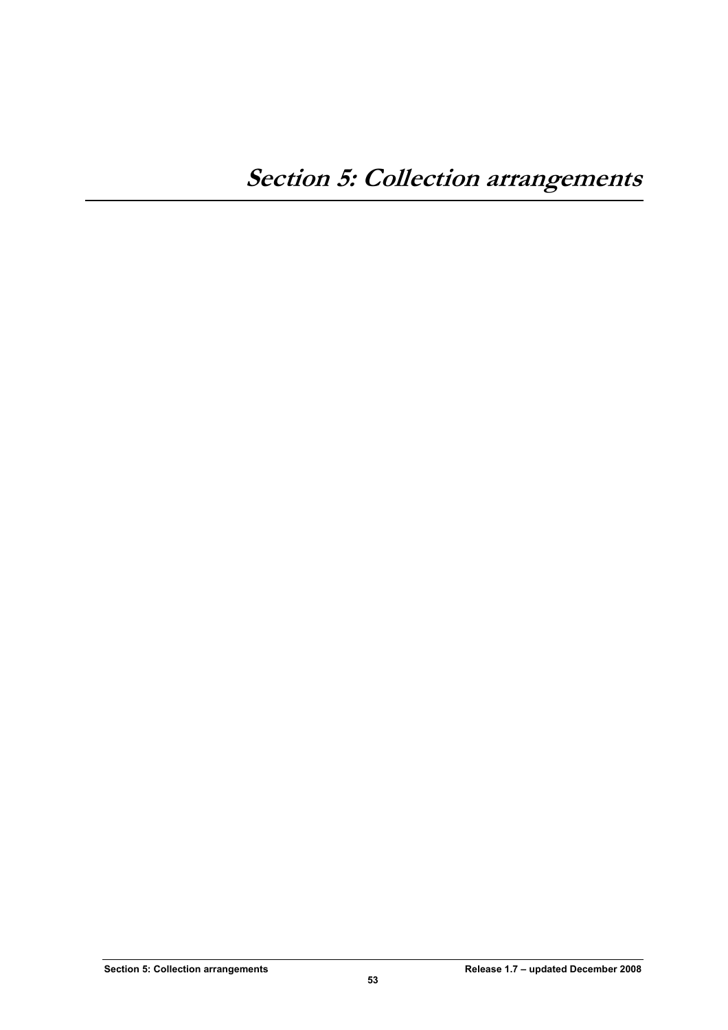# Section 5: Collection arrangements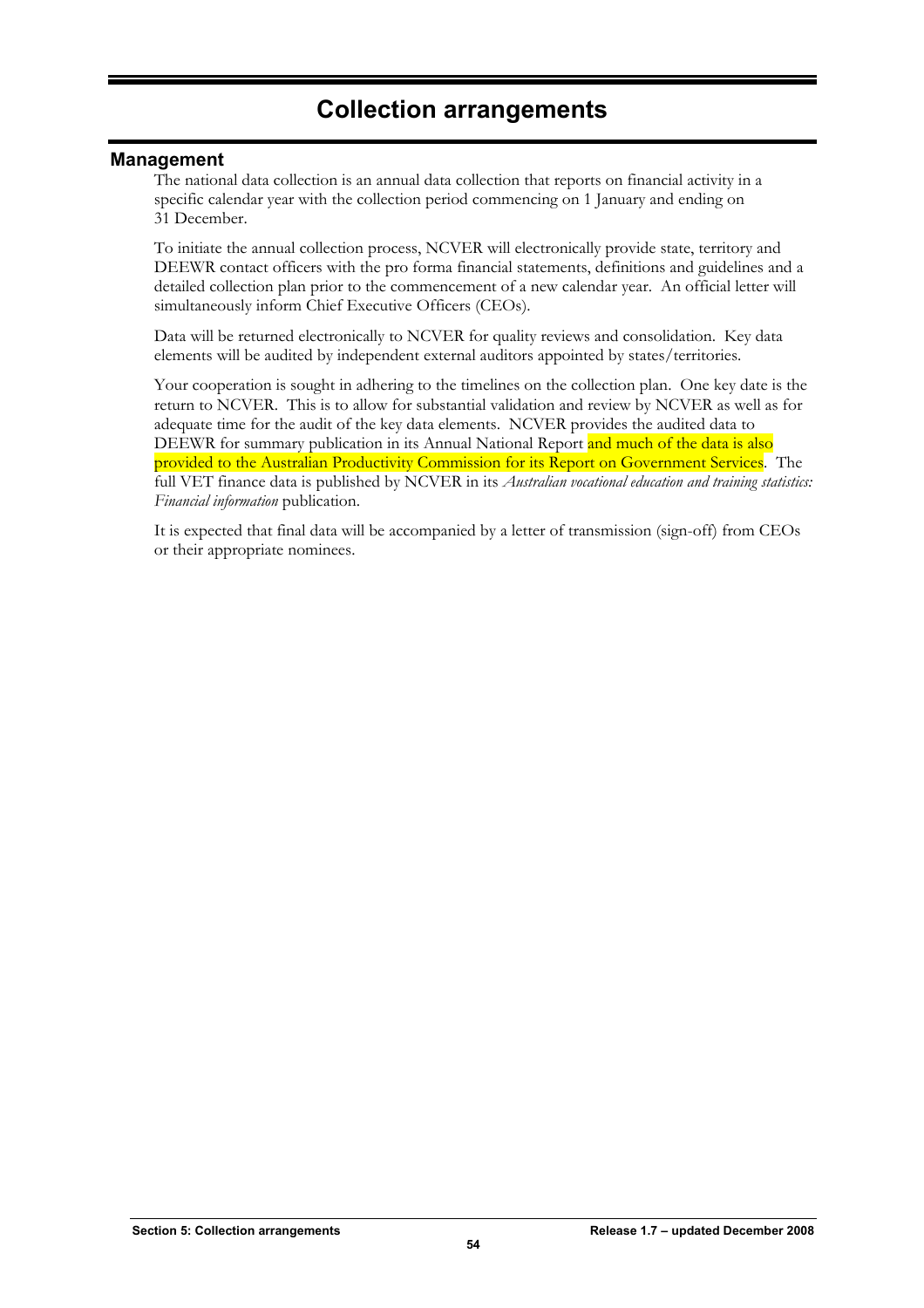# Collection arrangements

## Management

The national data collection is an annual data collection that reports on financial activity in a specific calendar year with the collection period commencing on 1 January and ending on 31 December.

To initiate the annual collection process, NCVER will electronically provide state, territory and DEEWR contact officers with the pro forma financial statements, definitions and guidelines and a detailed collection plan prior to the commencement of a new calendar year. An official letter will simultaneously inform Chief Executive Officers (CEOs).

Data will be returned electronically to NCVER for quality reviews and consolidation. Key data elements will be audited by independent external auditors appointed by states/territories.

Your cooperation is sought in adhering to the timelines on the collection plan. One key date is the return to NCVER. This is to allow for substantial validation and review by NCVER as well as for adequate time for the audit of the key data elements. NCVER provides the audited data to DEEWR for summary publication in its Annual National Report and much of the data is also provided to the Australian Productivity Commission for its Report on Government Services. The full VET finance data is published by NCVER in its *Australian vocational education and training statistics: Financial information* publication.

It is expected that final data will be accompanied by a letter of transmission (sign-off) from CEOs or their appropriate nominees.